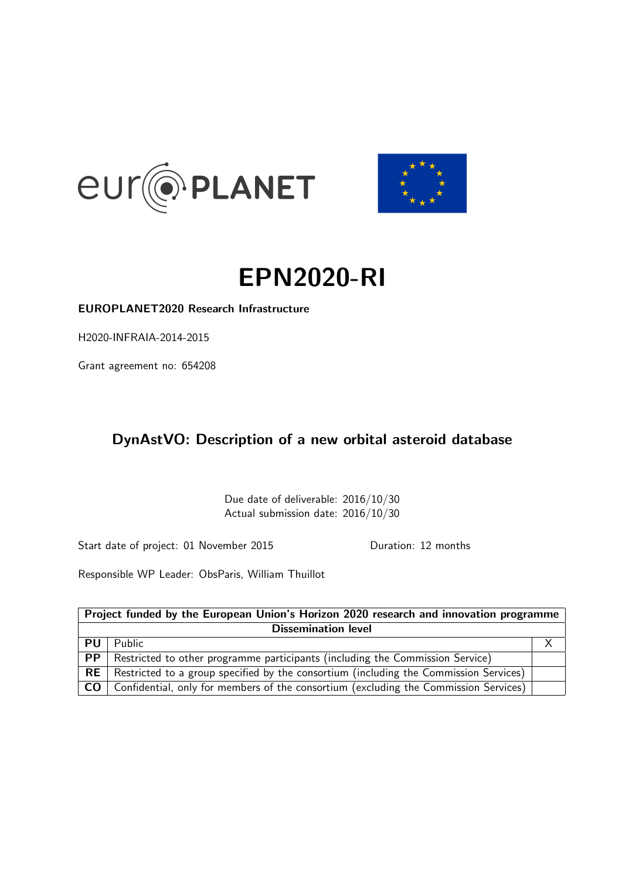# EPN2020-RI

**EUROPLANET2020 Research Infrastructure**

H2020-INFRAIA-2014-2015

Grant agreement no: 654208

## DynAstVO: Description of a new orbital asteroid database

Due date of deliverable: 2016/10/30
Actual submission date: 2016/10/30

Start date of project: 01 November 2015 Duration: 12 months

Responsible WP Leader: ObsParis, William Thuillot

| Project funded by the European Union's Horizon 2020 research and innovation programme | | |
|---|---|---|
| **Dissemination level** | | |
| **PU** | Public | X |
| **PP** | Restricted to other programme participants (including the Commission Service) | |
| **RE** | Restricted to a group specified by the consortium (including the Commission Services) | |
| **CO** | Confidential, only for members of the consortium (excluding the Commission Services) | |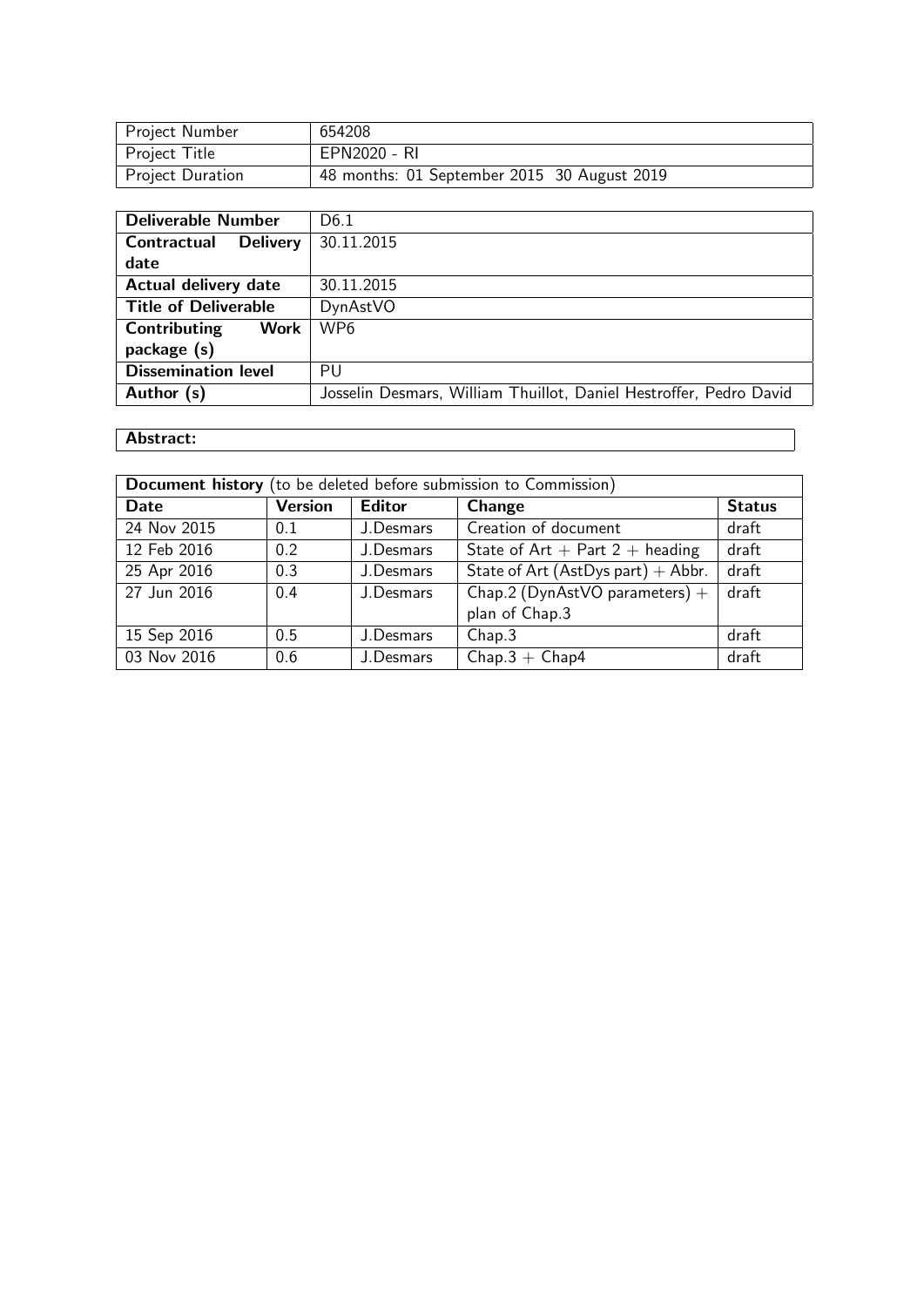| Project Number | 654208 |
| --- | --- |
| Project Title | EPN2020 - RI |
| Project Duration | 48 months: 01 September 2015 30 August 2019 |

| **Deliverable Number** | D6.1 |
| --- | --- |
| **Contractual Delivery date** | 30.11.2015 |
| **Actual delivery date** | 30.11.2015 |
| **Title of Deliverable** | DynAstVO |
| **Contributing Work package (s)** | WP6 |
| **Dissemination level** | PU |
| **Author (s)** | Josselin Desmars, William Thuillot, Daniel Hestroffer, Pedro David |

| **Abstract:** |
| --- |

| **Document history** (to be deleted before submission to Commission) | | | | |
| --- | --- | --- | --- | --- |
| **Date** | **Version** | **Editor** | **Change** | **Status** |
| 24 Nov 2015 | 0.1 | J.Desmars | Creation of document | draft |
| 12 Feb 2016 | 0.2 | J.Desmars | State of Art + Part 2 + heading | draft |
| 25 Apr 2016 | 0.3 | J.Desmars | State of Art (AstDys part) + Abbr. | draft |
| 27 Jun 2016 | 0.4 | J.Desmars | Chap.2 (DynAstVO parameters) + plan of Chap.3 | draft |
| 15 Sep 2016 | 0.5 | J.Desmars | Chap.3 | draft |
| 03 Nov 2016 | 0.6 | J.Desmars | Chap.3 + Chap4 | draft |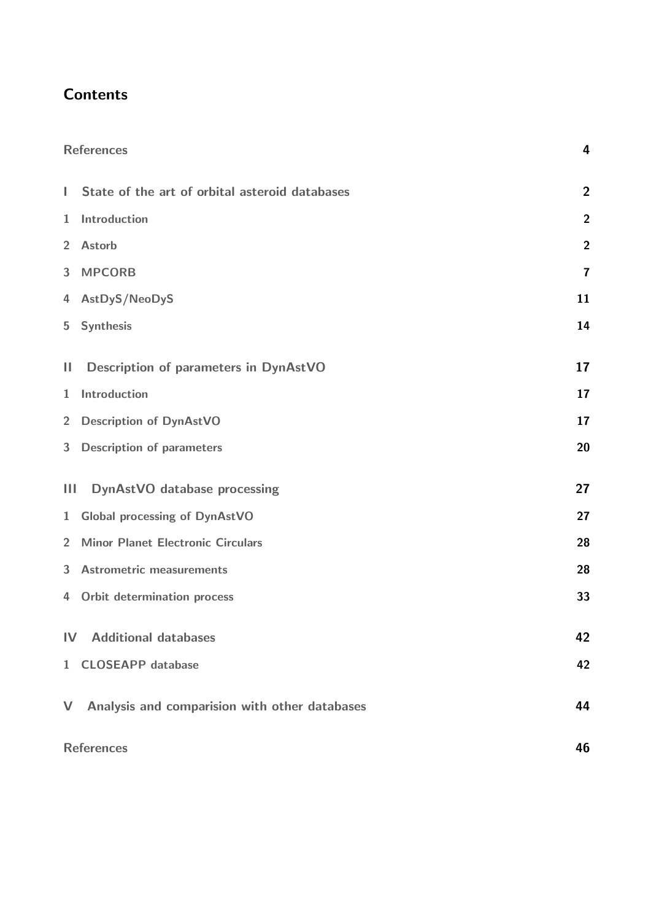# Contents

| | |
|---|---|
| References | 4 |
| **I State of the art of orbital asteroid databases** | **2** |
| 1 Introduction | 2 |
| 2 Astorb | 2 |
| 3 MPCORB | 7 |
| 4 AstDyS/NeoDyS | 11 |
| 5 Synthesis | 14 |
| **II Description of parameters in DynAstVO** | **17** |
| 1 Introduction | 17 |
| 2 Description of DynAstVO | 17 |
| 3 Description of parameters | 20 |
| **III DynAstVO database processing** | **27** |
| 1 Global processing of DynAstVO | 27 |
| 2 Minor Planet Electronic Circulars | 28 |
| 3 Astrometric measurements | 28 |
| 4 Orbit determination process | 33 |
| **IV Additional databases** | **42** |
| 1 CLOSEAPP database | 42 |
| **V Analysis and comparision with other databases** | **44** |
| References | 46 |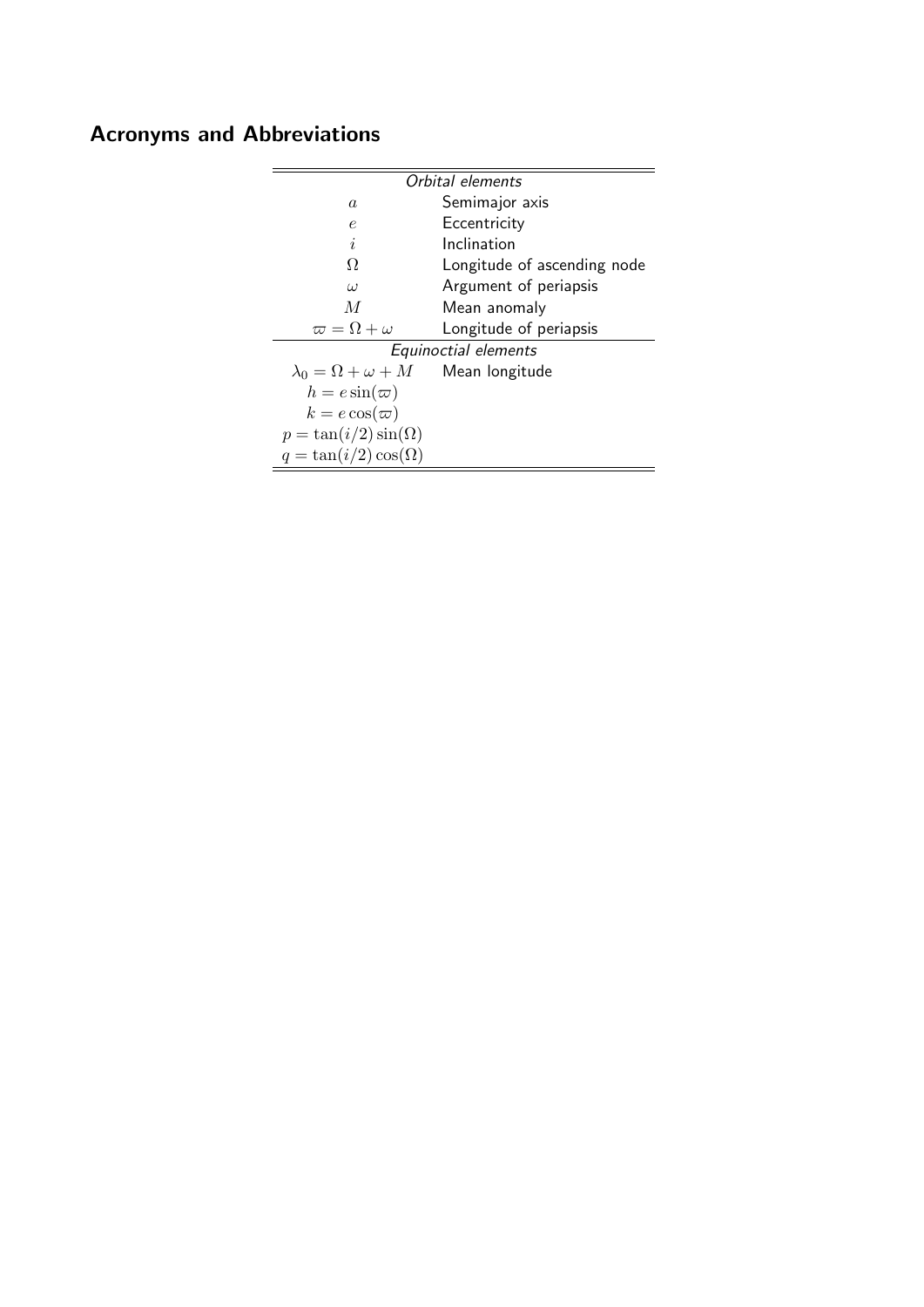## Acronyms and Abbreviations

| *Orbital elements* | |
|---|---|
| $a$ | Semimajor axis |
| $e$ | Eccentricity |
| $i$ | Inclination |
| $\Omega$ | Longitude of ascending node |
| $\omega$ | Argument of periapsis |
| $M$ | Mean anomaly |
| $\varpi = \Omega + \omega$ | Longitude of periapsis |
| *Equinoctial elements* | |
| $\lambda_0 = \Omega + \omega + M$ | Mean longitude |
| $h = e \sin(\varpi)$ | |
| $k = e \cos(\varpi)$ | |
| $p = \tan(i/2) \sin(\Omega)$ | |
| $q = \tan(i/2) \cos(\Omega)$ | |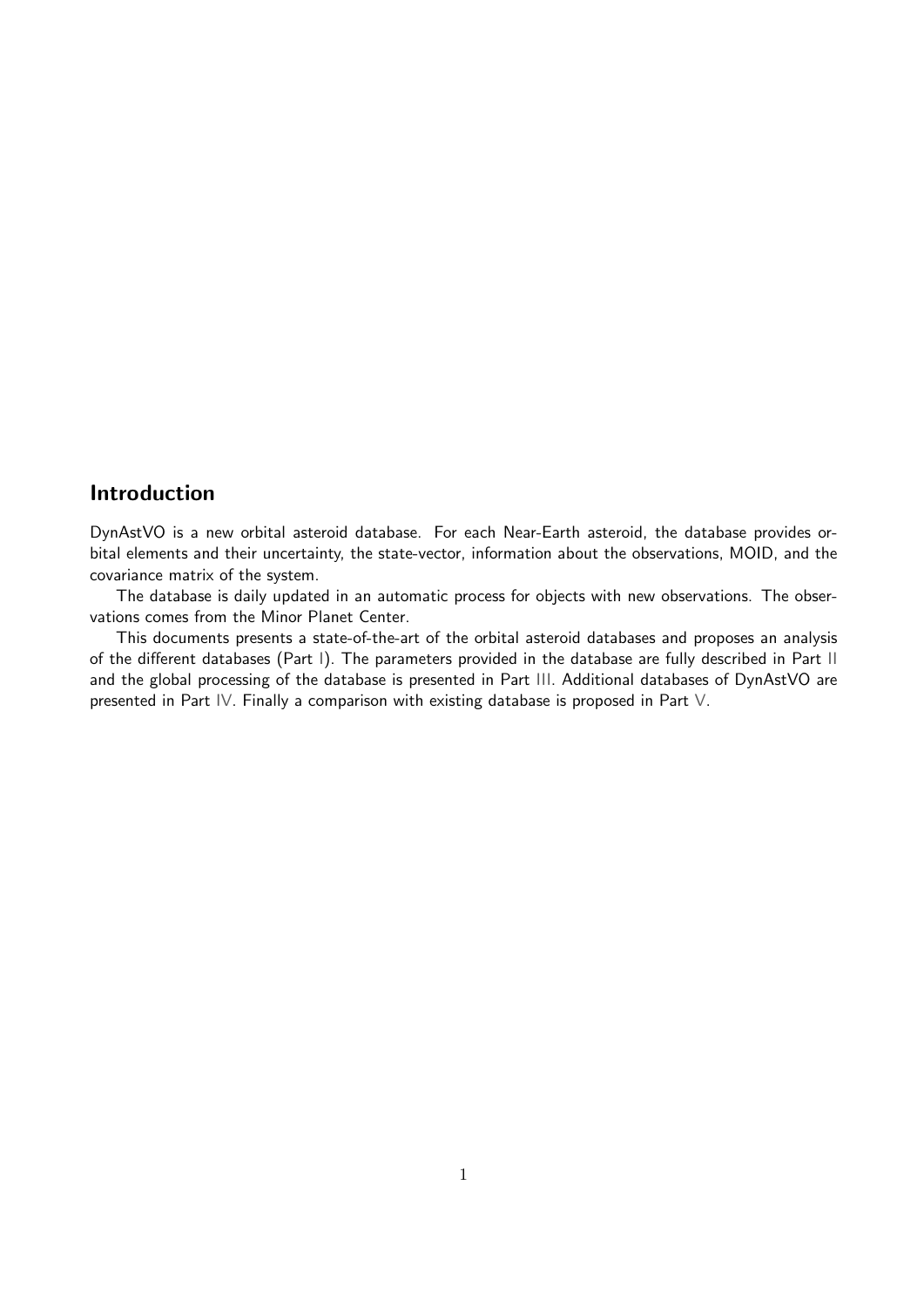## Introduction

DynAstVO is a new orbital asteroid database. For each Near-Earth asteroid, the database provides orbital elements and their uncertainty, the state-vector, information about the observations, MOID, and the covariance matrix of the system.

The database is daily updated in an automatic process for objects with new observations. The observations comes from the Minor Planet Center.

This documents presents a state-of-the-art of the orbital asteroid databases and proposes an analysis of the different databases (Part I). The parameters provided in the database are fully described in Part II and the global processing of the database is presented in Part III. Additional databases of DynAstVO are presented in Part IV. Finally a comparison with existing database is proposed in Part V.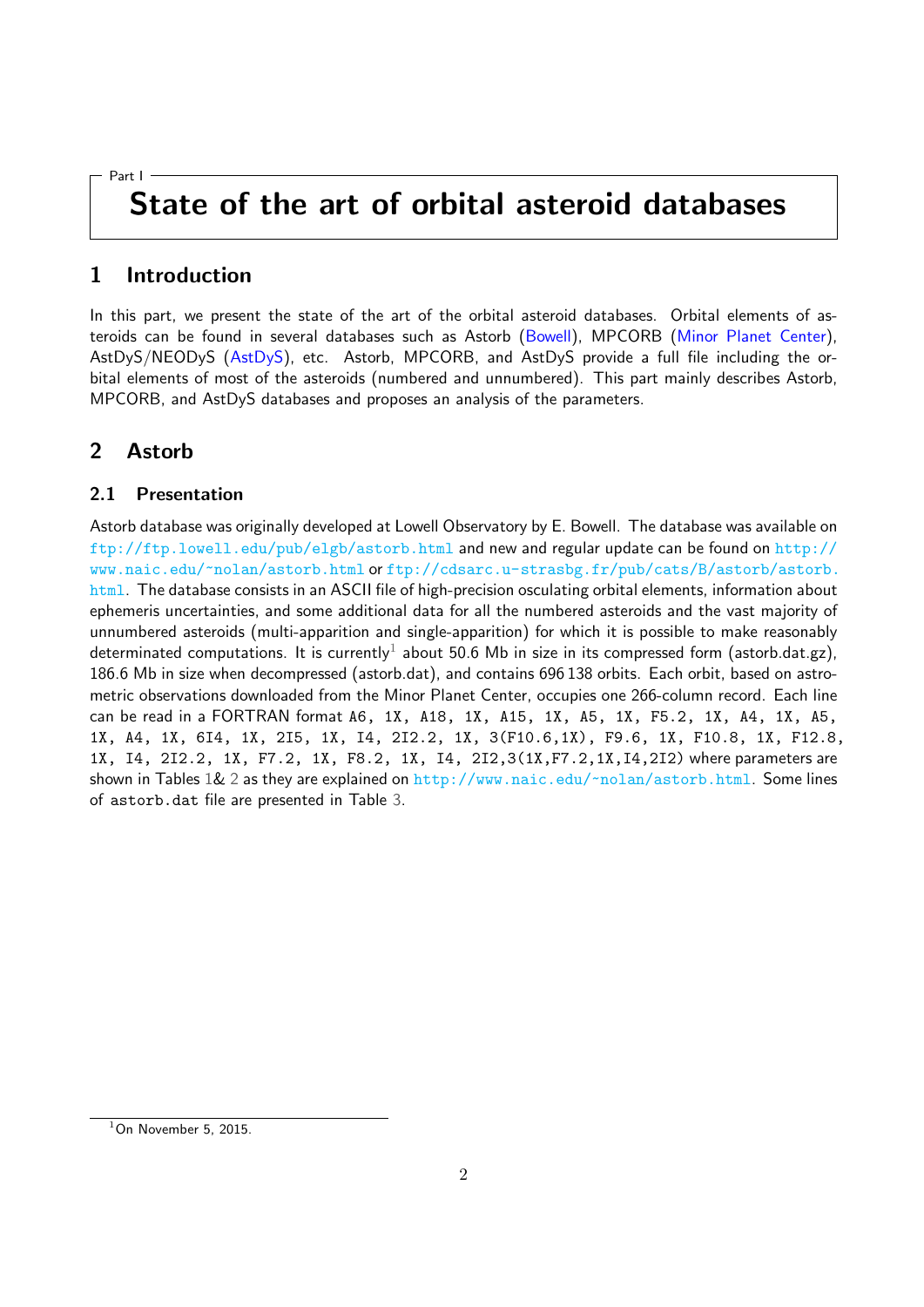Part I

# State of the art of orbital asteroid databases

## 1 Introduction

In this part, we present the state of the art of the orbital asteroid databases. Orbital elements of asteroids can be found in several databases such as Astorb (Bowell), MPCORB (Minor Planet Center), AstDyS/NEODyS (AstDyS), etc. Astorb, MPCORB, and AstDyS provide a full file including the orbital elements of most of the asteroids (numbered and unnumbered). This part mainly describes Astorb, MPCORB, and AstDyS databases and proposes an analysis of the parameters.

## 2 Astorb

### 2.1 Presentation

Astorb database was originally developed at Lowell Observatory by E. Bowell. The database was available on ftp://ftp.lowell.edu/pub/elgb/astorb.html and new and regular update can be found on http://www.naic.edu/~nolan/astorb.html or ftp://cdsarc.u-strasbg.fr/pub/cats/B/astorb/astorb.html. The database consists in an ASCII file of high-precision osculating orbital elements, information about ephemeris uncertainties, and some additional data for all the numbered asteroids and the vast majority of unnumbered asteroids (multi-apparition and single-apparition) for which it is possible to make reasonably determinated computations. It is currently[1] about 50.6 Mb in size in its compressed form (astorb.dat.gz), 186.6 Mb in size when decompressed (astorb.dat), and contains 696 138 orbits. Each orbit, based on astrometric observations downloaded from the Minor Planet Center, occupies one 266-column record. Each line can be read in a FORTRAN format `A6, 1X, A18, 1X, A15, 1X, A5, 1X, F5.2, 1X, A4, 1X, A5, 1X, A4, 1X, 6I4, 1X, 2I5, 1X, I4, 2I2.2, 1X, 3(F10.6,1X), F9.6, 1X, F10.8, 1X, F12.8, 1X, I4, 2I2.2, 1X, F7.2, 1X, F8.2, 1X, I4, 2I2,3(1X,F7.2,1X,I4,2I2)` where parameters are shown in Tables 1& 2 as they are explained on http://www.naic.edu/~nolan/astorb.html. Some lines of `astorb.dat` file are presented in Table 3.

[1] On November 5, 2015.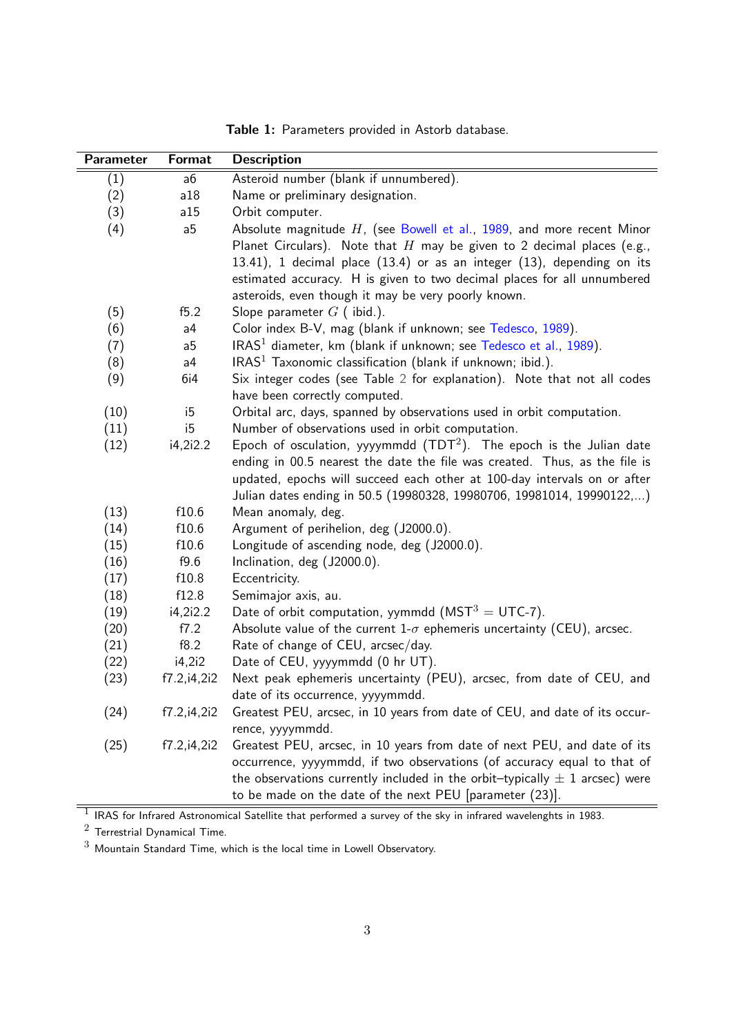**Table 1:** Parameters provided in Astorb database.

| Parameter | Format | Description |
|---|---|---|
| (1) | a6 | Asteroid number (blank if unnumbered). |
| (2) | a18 | Name or preliminary designation. |
| (3) | a15 | Orbit computer. |
| (4) | a5 | Absolute magnitude $H$, (see Bowell et al., 1989, and more recent Minor Planet Circulars). Note that $H$ may be given to 2 decimal places (e.g., 13.41), 1 decimal place (13.4) or as an integer (13), depending on its estimated accuracy. H is given to two decimal places for all unnumbered asteroids, even though it may be very poorly known. |
| (5) | f5.2 | Slope parameter $G$ ( ibid.). |
| (6) | a4 | Color index B-V, mag (blank if unknown; see Tedesco, 1989). |
| (7) | a5 | IRAS[1] diameter, km (blank if unknown; see Tedesco et al., 1989). |
| (8) | a4 | IRAS[1] Taxonomic classification (blank if unknown; ibid.). |
| (9) | 6i4 | Six integer codes (see Table 2 for explanation). Note that not all codes have been correctly computed. |
| (10) | i5 | Orbital arc, days, spanned by observations used in orbit computation. |
| (11) | i5 | Number of observations used in orbit computation. |
| (12) | i4,2i2.2 | Epoch of osculation, yyyymmdd (TDT[2]). The epoch is the Julian date ending in 00.5 nearest the date the file was created. Thus, as the file is updated, epochs will succeed each other at 100-day intervals on or after Julian dates ending in 50.5 (19980328, 19980706, 19981014, 19990122,...) |
| (13) | f10.6 | Mean anomaly, deg. |
| (14) | f10.6 | Argument of perihelion, deg (J2000.0). |
| (15) | f10.6 | Longitude of ascending node, deg (J2000.0). |
| (16) | f9.6 | Inclination, deg (J2000.0). |
| (17) | f10.8 | Eccentricity. |
| (18) | f12.8 | Semimajor axis, au. |
| (19) | i4,2i2.2 | Date of orbit computation, yymmdd (MST[3] = UTC-7). |
| (20) | f7.2 | Absolute value of the current 1-$\sigma$ ephemeris uncertainty (CEU), arcsec. |
| (21) | f8.2 | Rate of change of CEU, arcsec/day. |
| (22) | i4,2i2 | Date of CEU, yyyymmdd (0 hr UT). |
| (23) | f7.2,i4,2i2 | Next peak ephemeris uncertainty (PEU), arcsec, from date of CEU, and date of its occurrence, yyyymmdd. |
| (24) | f7.2,i4,2i2 | Greatest PEU, arcsec, in 10 years from date of CEU, and date of its occurrence, yyyymmdd. |
| (25) | f7.2,i4,2i2 | Greatest PEU, arcsec, in 10 years from date of next PEU, and date of its occurrence, yyyymmdd, if two observations (of accuracy equal to that of the observations currently included in the orbit–typically $\pm$ 1 arcsec) were to be made on the date of the next PEU [parameter (23)]. |

[1] IRAS for Infrared Astronomical Satellite that performed a survey of the sky in infrared wavelenghts in 1983.

[2] Terrestrial Dynamical Time.

[3] Mountain Standard Time, which is the local time in Lowell Observatory.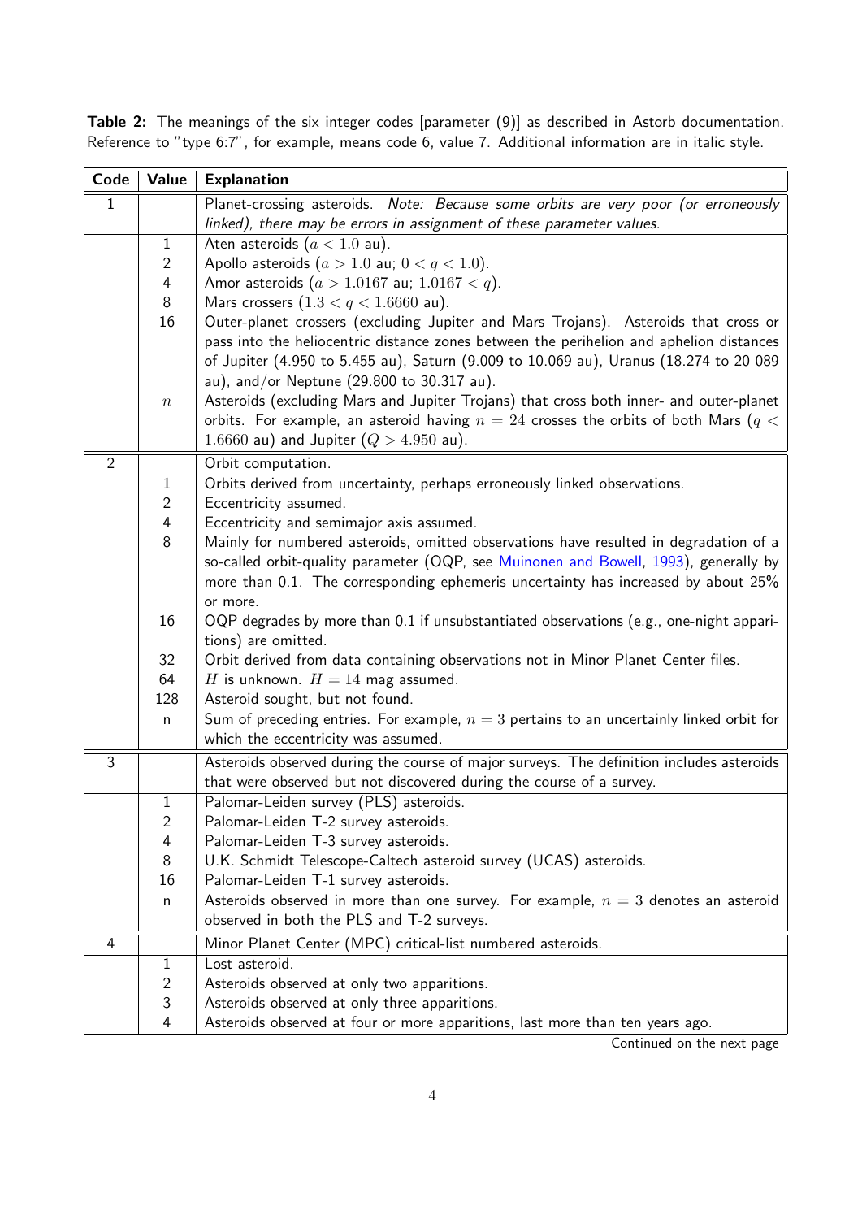**Table 2:** The meanings of the six integer codes [parameter (9)] as described in Astorb documentation. Reference to "type 6:7", for example, means code 6, value 7. Additional information are in italic style.

| Code | Value | Explanation |
|---|---|---|
| 1 | | Planet-crossing asteroids. *Note: Because some orbits are very poor (or erroneously linked), there may be errors in assignment of these parameter values.* |
| | 1 | Aten asteroids ($a < 1.0$ au). |
| | 2 | Apollo asteroids ($a > 1.0$ au; $0 < q < 1.0$). |
| | 4 | Amor asteroids ($a > 1.0167$ au; $1.0167 < q$). |
| | 8 | Mars crossers ($1.3 < q < 1.6660$ au). |
| | 16 | Outer-planet crossers (excluding Jupiter and Mars Trojans). Asteroids that cross or pass into the heliocentric distance zones between the perihelion and aphelion distances of Jupiter (4.950 to 5.455 au), Saturn (9.009 to 10.069 au), Uranus (18.274 to 20 089 au), and/or Neptune (29.800 to 30.317 au). |
| | $n$ | Asteroids (excluding Mars and Jupiter Trojans) that cross both inner- and outer-planet orbits. For example, an asteroid having $n = 24$ crosses the orbits of both Mars ($q < 1.6660$ au) and Jupiter ($Q > 4.950$ au). |
| 2 | | Orbit computation. |
| | 1 | Orbits derived from uncertainty, perhaps erroneously linked observations. |
| | 2 | Eccentricity assumed. |
| | 4 | Eccentricity and semimajor axis assumed. |
| | 8 | Mainly for numbered asteroids, omitted observations have resulted in degradation of a so-called orbit-quality parameter (OQP, see Muinonen and Bowell, 1993), generally by more than 0.1. The corresponding ephemeris uncertainty has increased by about 25% or more. |
| | 16 | OQP degrades by more than 0.1 if unsubstantiated observations (e.g., one-night apparitions) are omitted. |
| | 32 | Orbit derived from data containing observations not in Minor Planet Center files. |
| | 64 | $H$ is unknown. $H = 14$ mag assumed. |
| | 128 | Asteroid sought, but not found. |
| | n | Sum of preceding entries. For example, $n = 3$ pertains to an uncertainly linked orbit for which the eccentricity was assumed. |
| 3 | | Asteroids observed during the course of major surveys. The definition includes asteroids that were observed but not discovered during the course of a survey. |
| | 1 | Palomar-Leiden survey (PLS) asteroids. |
| | 2 | Palomar-Leiden T-2 survey asteroids. |
| | 4 | Palomar-Leiden T-3 survey asteroids. |
| | 8 | U.K. Schmidt Telescope-Caltech asteroid survey (UCAS) asteroids. |
| | 16 | Palomar-Leiden T-1 survey asteroids. |
| | n | Asteroids observed in more than one survey. For example, $n = 3$ denotes an asteroid observed in both the PLS and T-2 surveys. |
| 4 | | Minor Planet Center (MPC) critical-list numbered asteroids. |
| | 1 | Lost asteroid. |
| | 2 | Asteroids observed at only two apparitions. |
| | 3 | Asteroids observed at only three apparitions. |
| | 4 | Asteroids observed at four or more apparitions, last more than ten years ago. |

Continued on the next page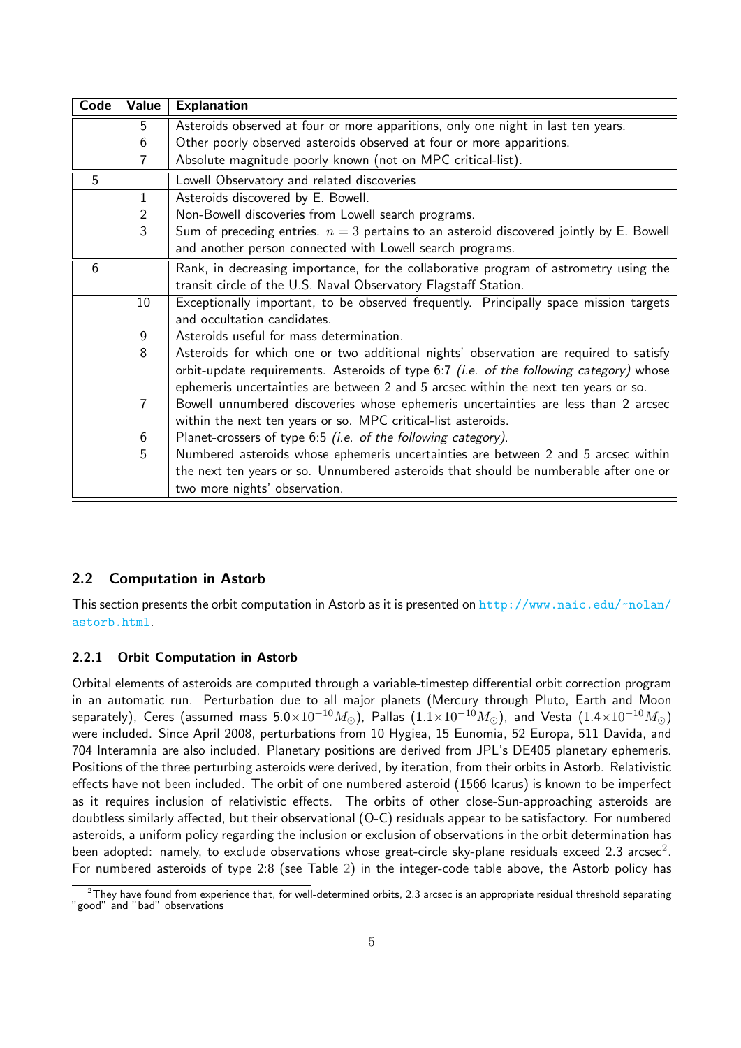| Code | Value | Explanation |
|---|---|---|
| | 5 | Asteroids observed at four or more apparitions, only one night in last ten years. |
| | 6 | Other poorly observed asteroids observed at four or more apparitions. |
| | 7 | Absolute magnitude poorly known (not on MPC critical-list). |
| 5 | | Lowell Observatory and related discoveries |
| | 1 | Asteroids discovered by E. Bowell. |
| | 2 | Non-Bowell discoveries from Lowell search programs. |
| | 3 | Sum of preceding entries. $n = 3$ pertains to an asteroid discovered jointly by E. Bowell and another person connected with Lowell search programs. |
| 6 | | Rank, in decreasing importance, for the collaborative program of astrometry using the transit circle of the U.S. Naval Observatory Flagstaff Station. |
| | 10 | Exceptionally important, to be observed frequently. Principally space mission targets and occultation candidates. |
| | 9 | Asteroids useful for mass determination. |
| | 8 | Asteroids for which one or two additional nights' observation are required to satisfy orbit-update requirements. Asteroids of type 6:7 *(i.e. of the following category)* whose ephemeris uncertainties are between 2 and 5 arcsec within the next ten years or so. |
| | 7 | Bowell unnumbered discoveries whose ephemeris uncertainties are less than 2 arcsec within the next ten years or so. MPC critical-list asteroids. |
| | 6 | Planet-crossers of type 6:5 *(i.e. of the following category)*. |
| | 5 | Numbered asteroids whose ephemeris uncertainties are between 2 and 5 arcsec within the next ten years or so. Unnumbered asteroids that should be numberable after one or two more nights' observation. |

## 2.2 Computation in Astorb

This section presents the orbit computation in Astorb as it is presented on http://www.naic.edu/~nolan/astorb.html.

### 2.2.1 Orbit Computation in Astorb

Orbital elements of asteroids are computed through a variable-timestep differential orbit correction program in an automatic run. Perturbation due to all major planets (Mercury through Pluto, Earth and Moon separately), Ceres (assumed mass $5.0 \times 10^{-10} M_{\odot}$), Pallas ($1.1 \times 10^{-10} M_{\odot}$), and Vesta ($1.4 \times 10^{-10} M_{\odot}$) were included. Since April 2008, perturbations from 10 Hygiea, 15 Eunomia, 52 Europa, 511 Davida, and 704 Interamnia are also included. Planetary positions are derived from JPL's DE405 planetary ephemeris. Positions of the three perturbing asteroids were derived, by iteration, from their orbits in Astorb. Relativistic effects have not been included. The orbit of one numbered asteroid (1566 Icarus) is known to be imperfect as it requires inclusion of relativistic effects. The orbits of other close-Sun-approaching asteroids are doubtless similarly affected, but their observational (O-C) residuals appear to be satisfactory. For numbered asteroids, a uniform policy regarding the inclusion or exclusion of observations in the orbit determination has been adopted: namely, to exclude observations whose great-circle sky-plane residuals exceed 2.3 arcsec[2]. For numbered asteroids of type 2:8 (see Table 2) in the integer-code table above, the Astorb policy has

[2] They have found from experience that, for well-determined orbits, 2.3 arcsec is an appropriate residual threshold separating "good" and "bad" observations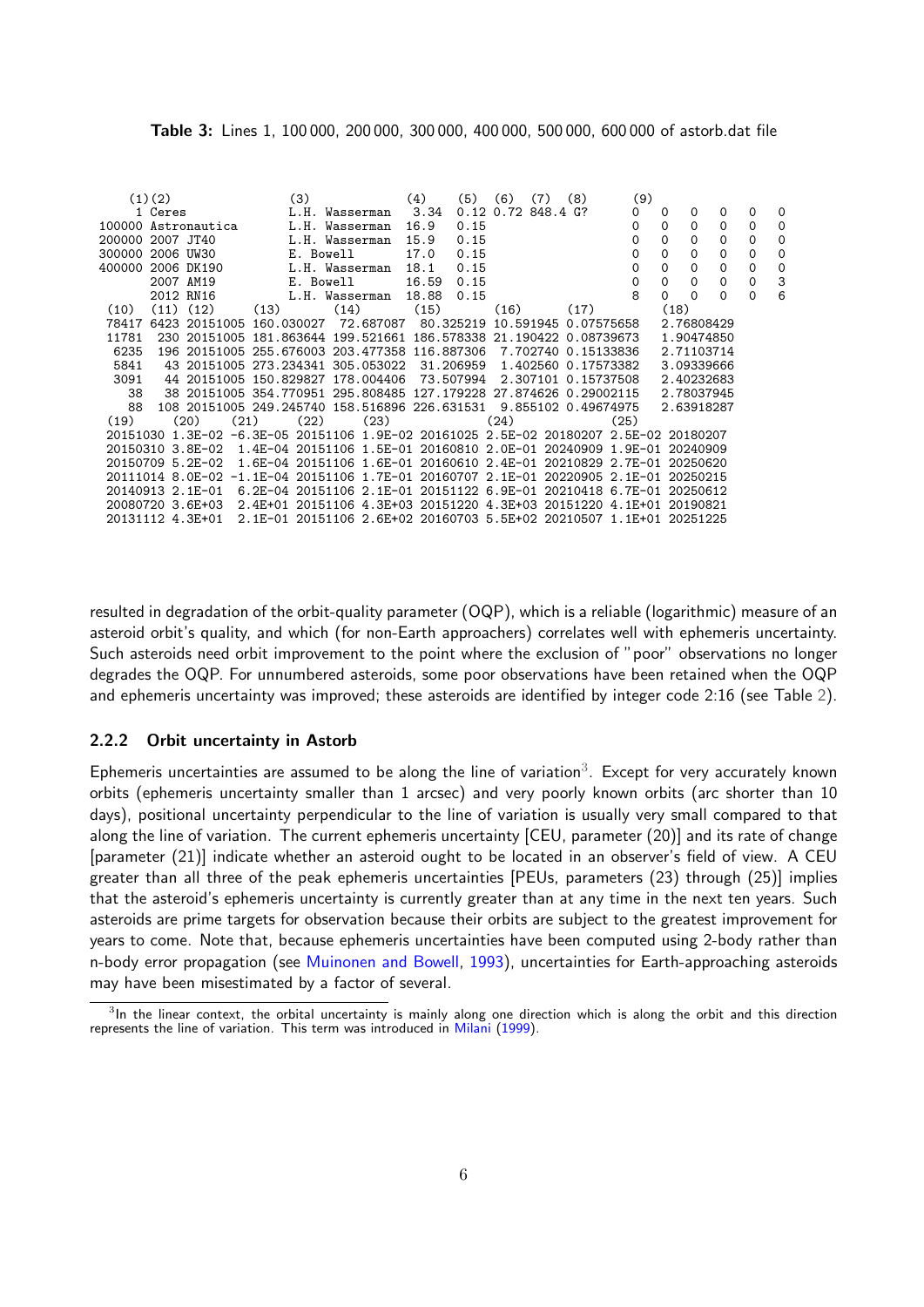**Table 3:** Lines 1, 100 000, 200 000, 300 000, 400 000, 500 000, 600 000 of astorb.dat file

```
   (1)(2)                (3)              (4)    (5)  (6)  (7)  (8)        (9)
     1 Ceres             L.H. Wasserman   3.34   0.12 0.72 848.4 G?       0   0    0    0    0    0
100000 Astronautica      L.H. Wasserman  16.9    0.15                     0   0    0    0    0    0
200000 2007 JT40         L.H. Wasserman  15.9    0.15                     0   0    0    0    0    0
300000 2006 UW30         E. Bowell       17.0    0.15                     0   0    0    0    0    0
400000 2006 DK190        L.H. Wasserman  18.1    0.15                     0   0    0    0    0    0
       2007 AM19         E. Bowell       16.59   0.15                     0   0    0    0    0    3
       2012 RN16         L.H. Wasserman  18.88   0.15                     8   0    0    0    0    6
 (10)  (11) (12)      (13)       (14)       (15)       (16)       (17)          (18)
 78417 6423 20151005 160.030027  72.687087  80.325219 10.591945 0.07575658    2.76808429
 11781  230 20151005 181.863644 199.521661 186.578338 21.190422 0.08739673    1.90474850
  6235  196 20151005 255.676003 203.477358 116.887306  7.702740 0.15133836    2.71103714
  5841   43 20151005 273.234341 305.053022  31.206959  1.402560 0.17573382    3.09339666
  3091   44 20151005 150.829827 178.004406  73.507994  2.307101 0.15737508    2.40232683
    38   38 20151005 354.770951 295.808485 127.179228 27.874626 0.29002115    2.78037945
    88  108 20151005 249.245740 158.516896 226.631531  9.855102 0.49674975    2.63918287
 (19)      (20)     (21)     (22)       (23)             (24)             (25)
 20151030 1.3E-02 -6.3E-05 20151106 1.9E-02 20161025 2.5E-02 20180207 2.5E-02 20180207
 20150310 3.8E-02  1.4E-04 20151106 1.5E-01 20160810 2.0E-01 20240909 1.9E-01 20240909
 20150709 5.2E-02  1.6E-04 20151106 1.6E-01 20160610 2.4E-01 20210829 2.7E-01 20250620
 20111014 8.0E-02 -1.1E-04 20151106 1.7E-01 20160707 2.1E-01 20220905 2.1E-01 20250215
 20140913 2.1E-01  6.2E-04 20151106 2.1E-01 20151122 6.9E-01 20210418 6.7E-01 20250612
 20080720 3.6E+03  2.4E+01 20151106 4.3E+03 20151220 4.3E+03 20151220 4.1E+01 20190821
 20131112 4.3E+01  2.1E-01 20151106 2.6E+02 20160703 5.5E+02 20210507 1.1E+01 20251225
```

resulted in degradation of the orbit-quality parameter (OQP), which is a reliable (logarithmic) measure of an asteroid orbit's quality, and which (for non-Earth approachers) correlates well with ephemeris uncertainty. Such asteroids need orbit improvement to the point where the exclusion of "poor" observations no longer degrades the OQP. For unnumbered asteroids, some poor observations have been retained when the OQP and ephemeris uncertainty was improved; these asteroids are identified by integer code 2:16 (see Table 2).

### 2.2.2 Orbit uncertainty in Astorb

Ephemeris uncertainties are assumed to be along the line of variation[3]. Except for very accurately known orbits (ephemeris uncertainty smaller than 1 arcsec) and very poorly known orbits (arc shorter than 10 days), positional uncertainty perpendicular to the line of variation is usually very small compared to that along the line of variation. The current ephemeris uncertainty [CEU, parameter (20)] and its rate of change [parameter (21)] indicate whether an asteroid ought to be located in an observer's field of view. A CEU greater than all three of the peak ephemeris uncertainties [PEUs, parameters (23) through (25)] implies that the asteroid's ephemeris uncertainty is currently greater than at any time in the next ten years. Such asteroids are prime targets for observation because their orbits are subject to the greatest improvement for years to come. Note that, because ephemeris uncertainties have been computed using 2-body rather than n-body error propagation (see Muinonen and Bowell, 1993), uncertainties for Earth-approaching asteroids may have been misestimated by a factor of several.

[3] In the linear context, the orbital uncertainty is mainly along one direction which is along the orbit and this direction represents the line of variation. This term was introduced in Milani (1999).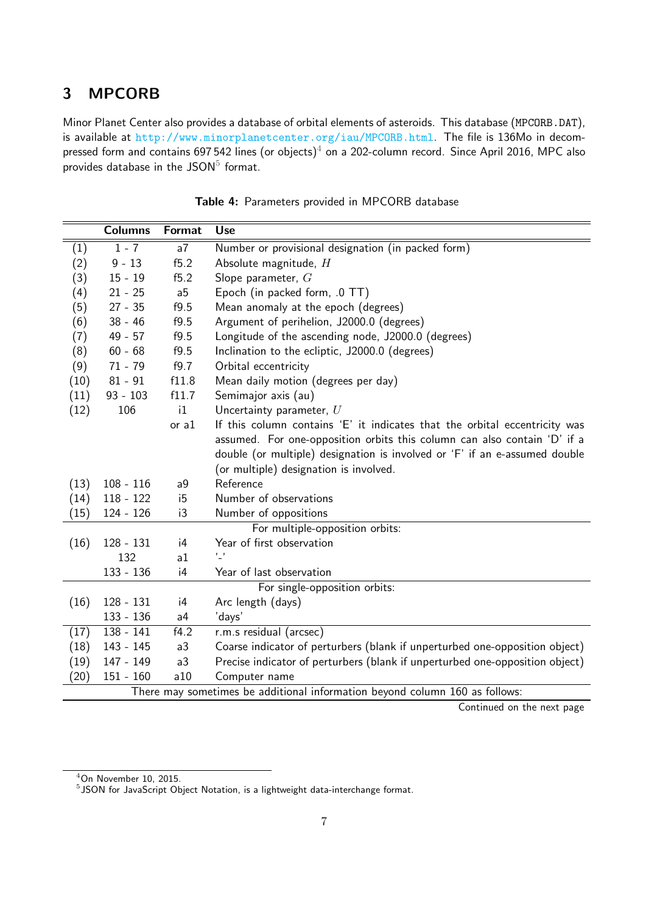## 3 MPCORB

Minor Planet Center also provides a database of orbital elements of asteroids. This database (MPCORB.DAT), is available at http://www.minorplanetcenter.org/iau/MPCORB.html. The file is 136Mo in decompressed form and contains 697 542 lines (or objects)[4] on a 202-column record. Since April 2016, MPC also provides database in the JSON[5] format.

**Table 4:** Parameters provided in MPCORB database

| | Columns | Format | Use |
|---|---|---|---|
| (1) | 1 - 7 | a7 | Number or provisional designation (in packed form) |
| (2) | 9 - 13 | f5.2 | Absolute magnitude, $H$ |
| (3) | 15 - 19 | f5.2 | Slope parameter, $G$ |
| (4) | 21 - 25 | a5 | Epoch (in packed form, .0 TT) |
| (5) | 27 - 35 | f9.5 | Mean anomaly at the epoch (degrees) |
| (6) | 38 - 46 | f9.5 | Argument of perihelion, J2000.0 (degrees) |
| (7) | 49 - 57 | f9.5 | Longitude of the ascending node, J2000.0 (degrees) |
| (8) | 60 - 68 | f9.5 | Inclination to the ecliptic, J2000.0 (degrees) |
| (9) | 71 - 79 | f9.7 | Orbital eccentricity |
| (10) | 81 - 91 | f11.8 | Mean daily motion (degrees per day) |
| (11) | 93 - 103 | f11.7 | Semimajor axis (au) |
| (12) | 106 | i1 | Uncertainty parameter, $U$ |
| | | or a1 | If this column contains 'E' it indicates that the orbital eccentricity was assumed. For one-opposition orbits this column can also contain 'D' if a double (or multiple) designation is involved or 'F' if an e-assumed double (or multiple) designation is involved. |
| (13) | 108 - 116 | a9 | Reference |
| (14) | 118 - 122 | i5 | Number of observations |
| (15) | 124 - 126 | i3 | Number of oppositions |
| | | | For multiple-opposition orbits: |
| (16) | 128 - 131 | i4 | Year of first observation |
| | 132 | a1 | '-' |
| | 133 - 136 | i4 | Year of last observation |
| | | | For single-opposition orbits: |
| (16) | 128 - 131 | i4 | Arc length (days) |
| | 133 - 136 | a4 | 'days' |
| (17) | 138 - 141 | f4.2 | r.m.s residual (arcsec) |
| (18) | 143 - 145 | a3 | Coarse indicator of perturbers (blank if unperturbed one-opposition object) |
| (19) | 147 - 149 | a3 | Precise indicator of perturbers (blank if unperturbed one-opposition object) |
| (20) | 151 - 160 | a10 | Computer name |
| | | | There may sometimes be additional information beyond column 160 as follows: |

Continued on the next page

[4] On November 10, 2015.

[5] JSON for JavaScript Object Notation, is a lightweight data-interchange format.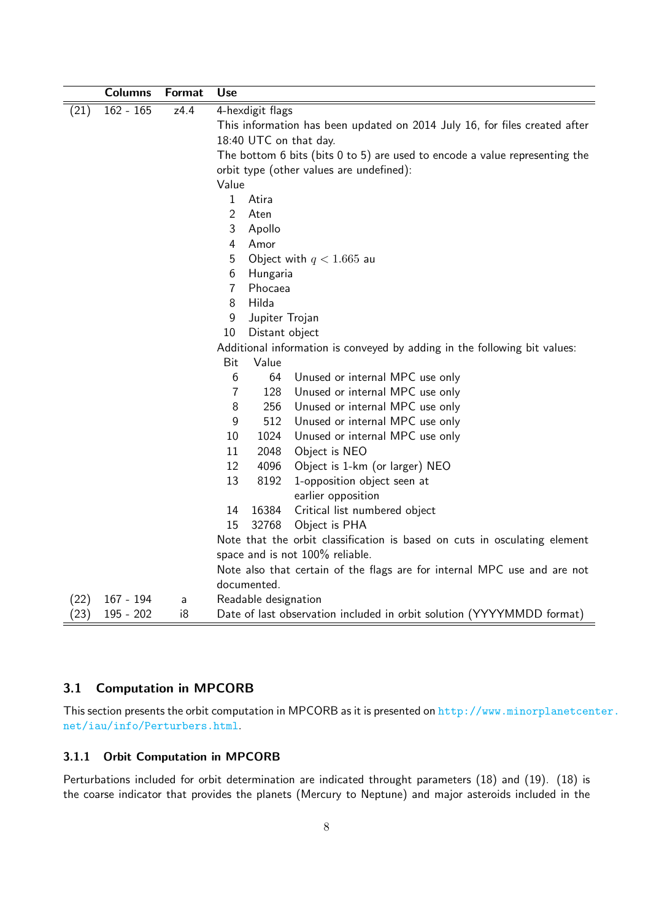|  | Columns | Format | Use |
|---|---|---|---|
| (21) | 162 - 165 | z4.4 | 4-hexdigit flags<br>This information has been updated on 2014 July 16, for files created after 18:40 UTC on that day.<br>The bottom 6 bits (bits 0 to 5) are used to encode a value representing the orbit type (other values are undefined):<br>Value<br>1 Atira<br>2 Aten<br>3 Apollo<br>4 Amor<br>5 Object with $q < 1.665$ au<br>6 Hungaria<br>7 Phocaea<br>8 Hilda<br>9 Jupiter Trojan<br>10 Distant object<br>Additional information is conveyed by adding in the following bit values:<br>Bit Value<br>6 64 Unused or internal MPC use only<br>7 128 Unused or internal MPC use only<br>8 256 Unused or internal MPC use only<br>9 512 Unused or internal MPC use only<br>10 1024 Unused or internal MPC use only<br>11 2048 Object is NEO<br>12 4096 Object is 1-km (or larger) NEO<br>13 8192 1-opposition object seen at earlier opposition<br>14 16384 Critical list numbered object<br>15 32768 Object is PHA<br>Note that the orbit classification is based on cuts in osculating element space and is not 100% reliable.<br>Note also that certain of the flags are for internal MPC use and are not documented. |
| (22) | 167 - 194 | a | Readable designation |
| (23) | 195 - 202 | i8 | Date of last observation included in orbit solution (YYYYMMDD format) |

## 3.1 Computation in MPCORB

This section presents the orbit computation in MPCORB as it is presented on http://www.minorplanetcenter.net/iau/info/Perturbers.html.

### 3.1.1 Orbit Computation in MPCORB

Perturbations included for orbit determination are indicated throught parameters (18) and (19). (18) is the coarse indicator that provides the planets (Mercury to Neptune) and major asteroids included in the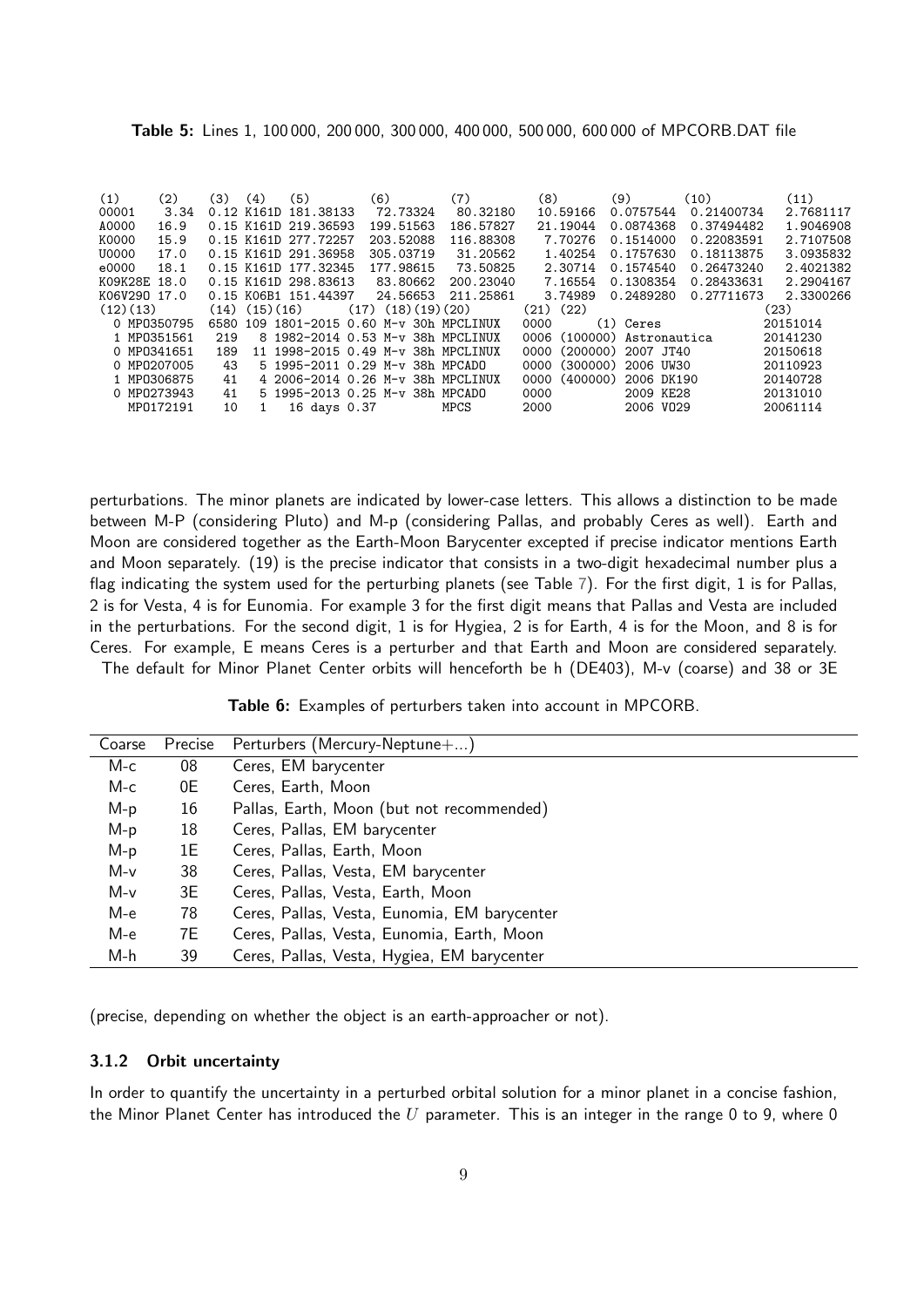**Table 5:** Lines 1, 100 000, 200 000, 300 000, 400 000, 500 000, 600 000 of MPCORB.DAT file

```
(1)       (2)    (3)  (4)    (5)           (6)         (7)           (8)        (9)         (10)          (11)
00001      3.34  0.12 K161D 181.38133    72.73324    80.32180     10.59166   0.0757544   0.21400734    2.7681117
A0000     16.9   0.15 K161D 219.36593   199.51563   186.57827     21.19044   0.0874368   0.37494482    1.9046908
K0000     15.9   0.15 K161D 277.72257   203.52088   116.88308      7.70276   0.1514000   0.22083591    2.7107508
U0000     17.0   0.15 K161D 291.36958   305.03719    31.20562      1.40254   0.1757630   0.18113875    3.0935832
e0000     18.1   0.15 K161D 177.32345   177.98615    73.50825      2.30714   0.1574540   0.26473240    2.4021382
K09K28E 18.0     0.15 K161D 298.83613    83.80662   200.23040      7.16554   0.1308354   0.28433631    2.2904167
K06V29O 17.0     0.15 K06B1 151.44397    24.56653   211.25861      3.74989   0.2489280   0.27711673    2.3300266
(12)(13)         (14) (15)(16)        (17) (18)(19)(20)          (21) (22)                              (23)
  0 MPO350795   6580 109 1801-2015 0.60 M-v 30h MPCLINUX     0000       (1) Ceres                    20151014
  1 MPO351561    219   8 1982-2014 0.53 M-v 38h MPCLINUX     0006 (100000) Astronautica              20141230
  0 MPO341651    189  11 1998-2015 0.49 M-v 38h MPCLINUX     0000 (200000) 2007 JT40                 20150618
  0 MPO207005     43   5 1995-2011 0.29 M-v 38h MPCADO       0000 (300000) 2006 UW30                 20110923
  1 MPO306875     41   4 2006-2014 0.26 M-v 38h MPCLINUX     0000 (400000) 2006 DK190                20140728
  0 MPO273943     41   5 1995-2013 0.25 M-v 38h MPCADO       0000          2009 KE28                 20131010
    MPO172191     10   1    16 days 0.37          MPCS       2000          2006 VO29                 20061114
```

perturbations. The minor planets are indicated by lower-case letters. This allows a distinction to be made between M-P (considering Pluto) and M-p (considering Pallas, and probably Ceres as well). Earth and Moon are considered together as the Earth-Moon Barycenter excepted if precise indicator mentions Earth and Moon separately. (19) is the precise indicator that consists in a two-digit hexadecimal number plus a flag indicating the system used for the perturbing planets (see Table 7). For the first digit, 1 is for Pallas, 2 is for Vesta, 4 is for Eunomia. For example 3 for the first digit means that Pallas and Vesta are included in the perturbations. For the second digit, 1 is for Hygiea, 2 is for Earth, 4 is for the Moon, and 8 is for Ceres. For example, E means Ceres is a perturber and that Earth and Moon are considered separately. The default for Minor Planet Center orbits will henceforth be h (DE403), M-v (coarse) and 38 or 3E (precise, depending on whether the object is an earth-approacher or not).

**Table 6:** Examples of perturbers taken into account in MPCORB.

| Coarse | Precise | Perturbers (Mercury-Neptune+...) |
|---|---|---|
| M-c | 08 | Ceres, EM barycenter |
| M-c | 0E | Ceres, Earth, Moon |
| M-p | 16 | Pallas, Earth, Moon (but not recommended) |
| M-p | 18 | Ceres, Pallas, EM barycenter |
| M-p | 1E | Ceres, Pallas, Earth, Moon |
| M-v | 38 | Ceres, Pallas, Vesta, EM barycenter |
| M-v | 3E | Ceres, Pallas, Vesta, Earth, Moon |
| M-e | 78 | Ceres, Pallas, Vesta, Eunomia, EM barycenter |
| M-e | 7E | Ceres, Pallas, Vesta, Eunomia, Earth, Moon |
| M-h | 39 | Ceres, Pallas, Vesta, Hygiea, EM barycenter |

#### 3.1.2 Orbit uncertainty

In order to quantify the uncertainty in a perturbed orbital solution for a minor planet in a concise fashion, the Minor Planet Center has introduced the $U$ parameter. This is an integer in the range 0 to 9, where 0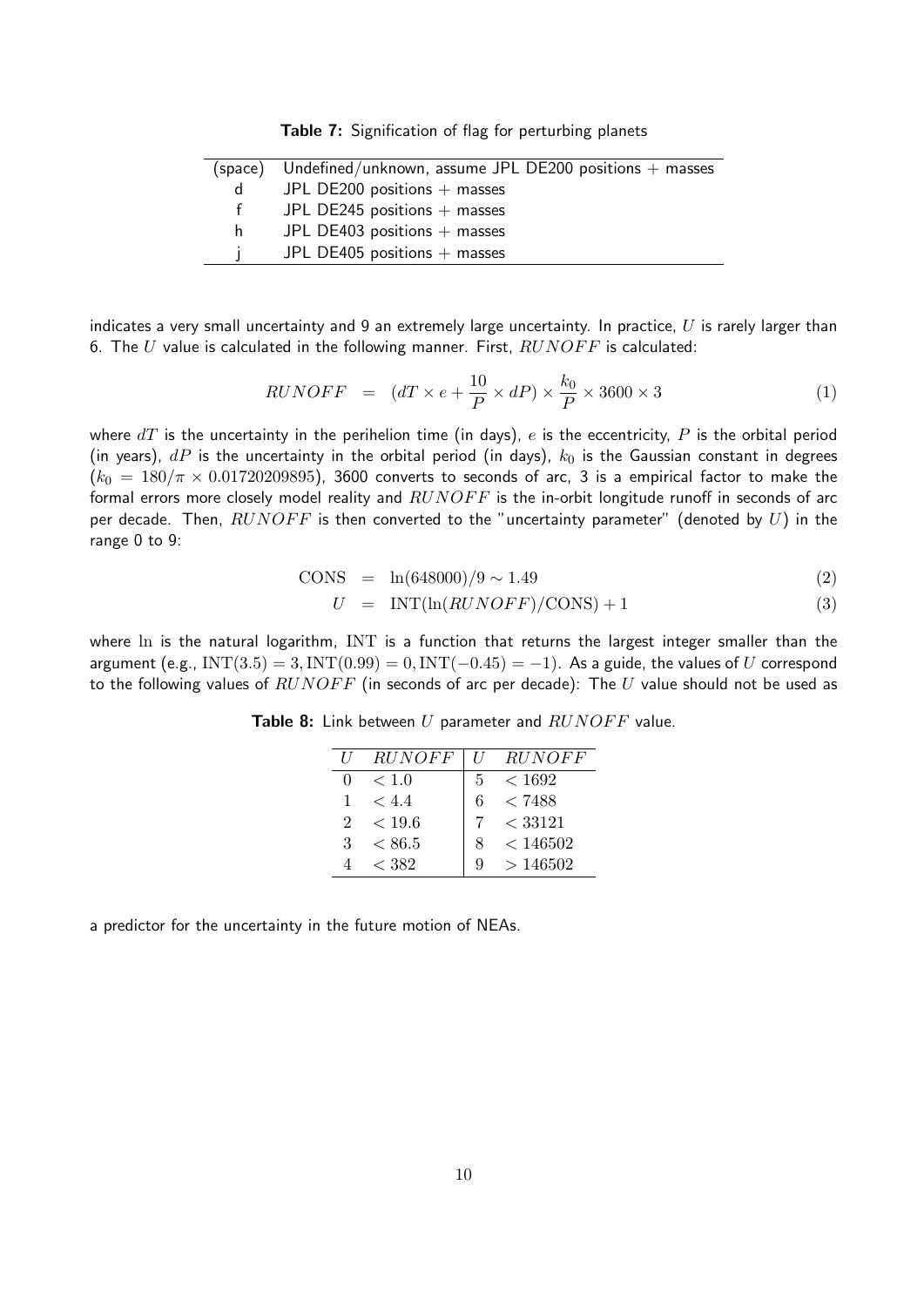**Table 7:** Signification of flag for perturbing planets

| | |
|---|---|
| (space) | Undefined/unknown, assume JPL DE200 positions + masses |
| d | JPL DE200 positions + masses |
| f | JPL DE245 positions + masses |
| h | JPL DE403 positions + masses |
| j | JPL DE405 positions + masses |

indicates a very small uncertainty and 9 an extremely large uncertainty. In practice, $U$ is rarely larger than 6. The $U$ value is calculated in the following manner. First, $RUNOFF$ is calculated:

$$RUNOFF = (dT \times e + \frac{10}{P} \times dP) \times \frac{k_0}{P} \times 3600 \times 3 \tag{1}$$

where $dT$ is the uncertainty in the perihelion time (in days), $e$ is the eccentricity, $P$ is the orbital period (in years), $dP$ is the uncertainty in the orbital period (in days), $k_0$ is the Gaussian constant in degrees ($k_0 = 180/\pi \times 0.01720209895$), 3600 converts to seconds of arc, 3 is a empirical factor to make the formal errors more closely model reality and $RUNOFF$ is the in-orbit longitude runoff in seconds of arc per decade. Then, $RUNOFF$ is then converted to the "uncertainty parameter" (denoted by $U$) in the range 0 to 9:

$$\text{CONS} = \ln(648000)/9 \sim 1.49 \tag{2}$$

$$U = \text{INT}(\ln(RUNOFF)/\text{CONS}) + 1 \tag{3}$$

where ln is the natural logarithm, INT is a function that returns the largest integer smaller than the argument (e.g., $\text{INT}(3.5) = 3, \text{INT}(0.99) = 0, \text{INT}(-0.45) = -1$). As a guide, the values of $U$ correspond to the following values of $RUNOFF$ (in seconds of arc per decade): The $U$ value should not be used as

**Table 8:** Link between $U$ parameter and $RUNOFF$ value.

| $U$ | $RUNOFF$ | $U$ | $RUNOFF$ |
|---|---|---|---|
| 0 | $< 1.0$ | 5 | $< 1692$ |
| 1 | $< 4.4$ | 6 | $< 7488$ |
| 2 | $< 19.6$ | 7 | $< 33121$ |
| 3 | $< 86.5$ | 8 | $< 146502$ |
| 4 | $< 382$ | 9 | $> 146502$ |

a predictor for the uncertainty in the future motion of NEAs.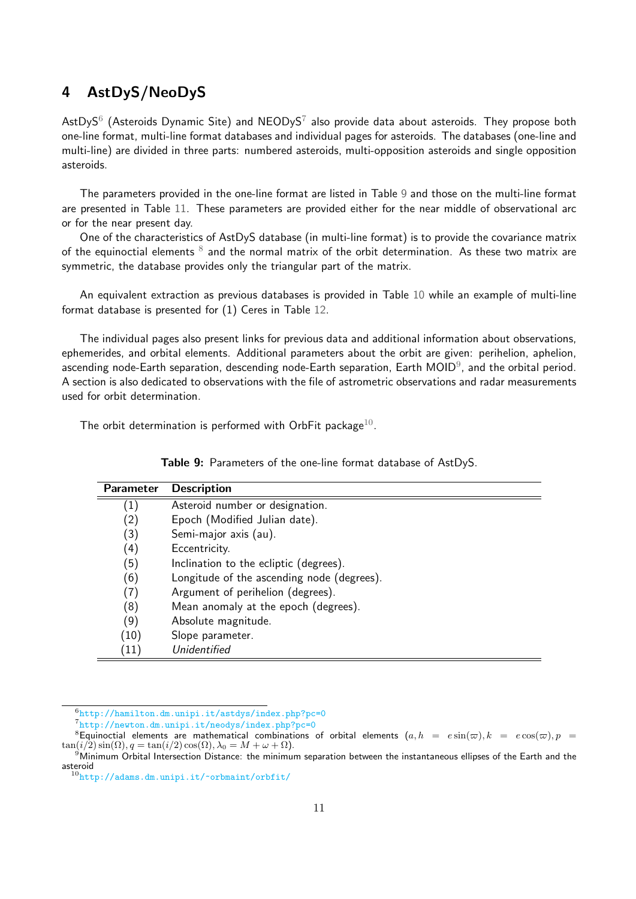# 4 AstDyS/NeoDyS

AstDyS[6] (Asteroids Dynamic Site) and NEODyS[7] also provide data about asteroids. They propose both one-line format, multi-line format databases and individual pages for asteroids. The databases (one-line and multi-line) are divided in three parts: numbered asteroids, multi-opposition asteroids and single opposition asteroids.

The parameters provided in the one-line format are listed in Table 9 and those on the multi-line format are presented in Table 11. These parameters are provided either for the near middle of observational arc or for the near present day.

One of the characteristics of AstDyS database (in multi-line format) is to provide the covariance matrix of the equinoctial elements [8] and the normal matrix of the orbit determination. As these two matrix are symmetric, the database provides only the triangular part of the matrix.

An equivalent extraction as previous databases is provided in Table 10 while an example of multi-line format database is presented for (1) Ceres in Table 12.

The individual pages also present links for previous data and additional information about observations, ephemerides, and orbital elements. Additional parameters about the orbit are given: perihelion, aphelion, ascending node-Earth separation, descending node-Earth separation, Earth MOID[9], and the orbital period. A section is also dedicated to observations with the file of astrometric observations and radar measurements used for orbit determination.

The orbit determination is performed with OrbFit package[10].

**Table 9:** Parameters of the one-line format database of AstDyS.

| Parameter | Description |
|---|---|
| (1) | Asteroid number or designation. |
| (2) | Epoch (Modified Julian date). |
| (3) | Semi-major axis (au). |
| (4) | Eccentricity. |
| (5) | Inclination to the ecliptic (degrees). |
| (6) | Longitude of the ascending node (degrees). |
| (7) | Argument of perihelion (degrees). |
| (8) | Mean anomaly at the epoch (degrees). |
| (9) | Absolute magnitude. |
| (10) | Slope parameter. |
| (11) | *Unidentified* |

[6] http://hamilton.dm.unipi.it/astdys/index.php?pc=0

[7] http://newton.dm.unipi.it/neodys/index.php?pc=0

[8] Equinoctial elements are mathematical combinations of orbital elements ($a, h = e\sin(\varpi), k = e\cos(\varpi), p = \tan(i/2)\sin(\Omega), q = \tan(i/2)\cos(\Omega), \lambda_0 = M + \omega + \Omega$).

[9] Minimum Orbital Intersection Distance: the minimum separation between the instantaneous ellipses of the Earth and the asteroid

[10] http://adams.dm.unipi.it/~orbmaint/orbfit/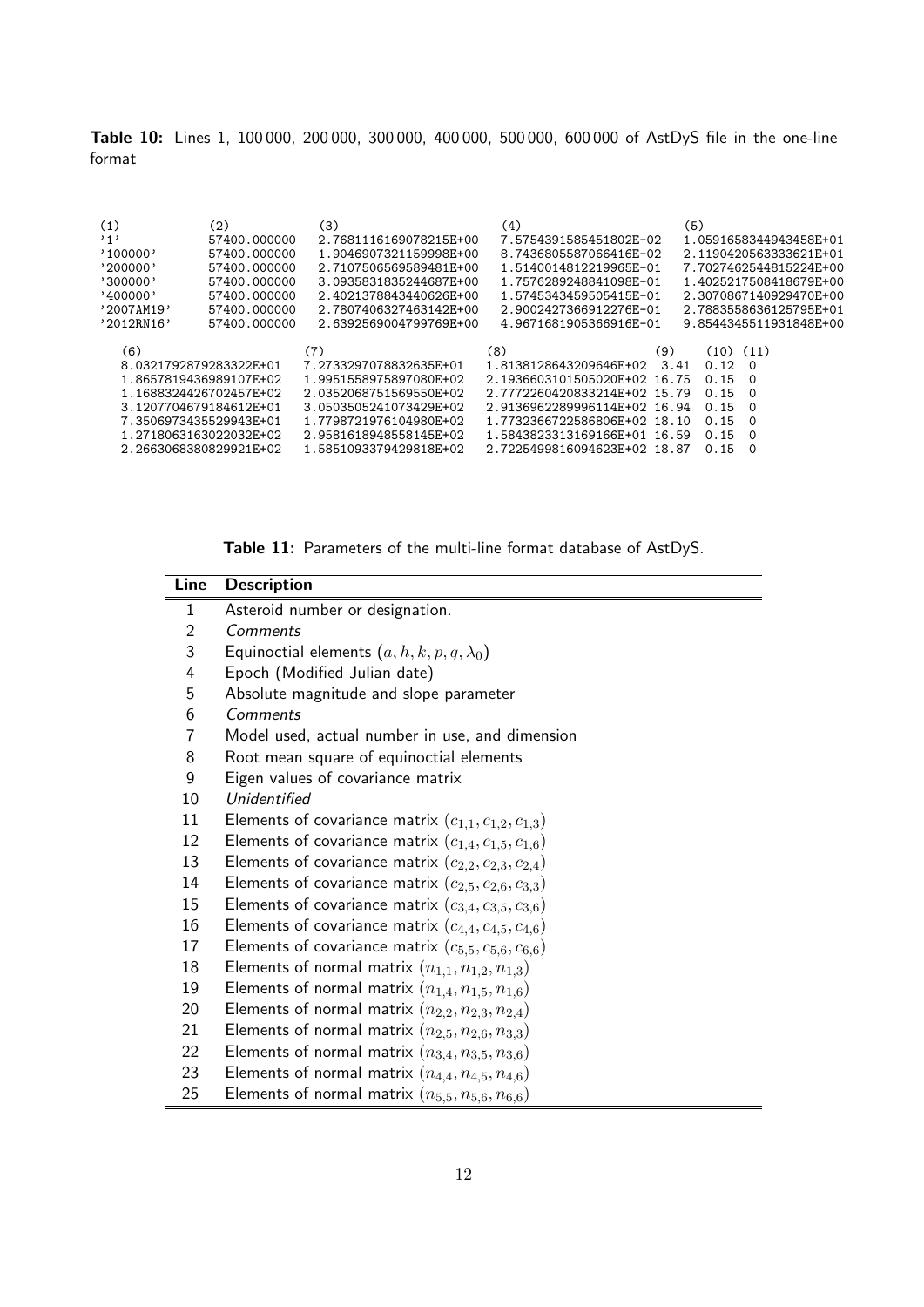**Table 10:** Lines 1, 100 000, 200 000, 300 000, 400 000, 500 000, 600 000 of AstDyS file in the one-line format

| (1) | (2) | (3) | (4) | (5) |
|---|---|---|---|---|
| '1' | 57400.000000 | 2.7681116169078215E+00 | 7.5754391585451802E-02 | 1.0591658344943458E+01 |
| '100000' | 57400.000000 | 1.9046907321159998E+00 | 8.7436805587066416E-02 | 2.1190420563333621E+01 |
| '200000' | 57400.000000 | 2.7107506569589481E+00 | 1.5140014812219965E-01 | 7.7027462544815224E+00 |
| '300000' | 57400.000000 | 3.0935831835244687E+00 | 1.7576289248841098E-01 | 1.4025217508418679E+00 |
| '400000' | 57400.000000 | 2.4021378843440626E+00 | 1.5745343459505415E-01 | 2.3070867140929470E+00 |
| '2007AM19' | 57400.000000 | 2.7807406327463142E+00 | 2.9002427366912276E-01 | 2.7883558636125795E+01 |
| '2012RN16' | 57400.000000 | 2.6392569004799769E+00 | 4.9671681905366916E-01 | 9.8544345511931848E+00 |

| (6) | (7) | (8) | (9) | (10) | (11) |
|---|---|---|---|---|---|
| 8.0321792879283322E+01 | 7.2733297078832635E+01 | 1.8138128643209646E+02 | 3.41 | 0.12 | 0 |
| 1.8657819436989107E+02 | 1.9951558975897080E+02 | 2.1936603101505020E+02 | 16.75 | 0.15 | 0 |
| 1.1688324426702457E+02 | 2.0352068751569550E+02 | 2.7772260420833214E+02 | 15.79 | 0.15 | 0 |
| 3.1207704679184612E+01 | 3.0503505241073429E+02 | 2.9136962289996114E+02 | 16.94 | 0.15 | 0 |
| 7.3506973435529943E+01 | 1.7798721976104980E+02 | 1.7732366722586806E+02 | 18.10 | 0.15 | 0 |
| 1.2718063163022032E+02 | 2.9581618948558145E+02 | 1.5843823313169166E+01 | 16.59 | 0.15 | 0 |
| 2.2663068380829921E+02 | 1.5851093379429818E+02 | 2.7225499816094623E+02 | 18.87 | 0.15 | 0 |

**Table 11:** Parameters of the multi-line format database of AstDyS.

| Line | Description |
|---|---|
| 1 | Asteroid number or designation. |
| 2 | *Comments* |
| 3 | Equinoctial elements $(a, h, k, p, q, \lambda_0)$ |
| 4 | Epoch (Modified Julian date) |
| 5 | Absolute magnitude and slope parameter |
| 6 | *Comments* |
| 7 | Model used, actual number in use, and dimension |
| 8 | Root mean square of equinoctial elements |
| 9 | Eigen values of covariance matrix |
| 10 | *Unidentified* |
| 11 | Elements of covariance matrix $(c_{1,1}, c_{1,2}, c_{1,3})$ |
| 12 | Elements of covariance matrix $(c_{1,4}, c_{1,5}, c_{1,6})$ |
| 13 | Elements of covariance matrix $(c_{2,2}, c_{2,3}, c_{2,4})$ |
| 14 | Elements of covariance matrix $(c_{2,5}, c_{2,6}, c_{3,3})$ |
| 15 | Elements of covariance matrix $(c_{3,4}, c_{3,5}, c_{3,6})$ |
| 16 | Elements of covariance matrix $(c_{4,4}, c_{4,5}, c_{4,6})$ |
| 17 | Elements of covariance matrix $(c_{5,5}, c_{5,6}, c_{6,6})$ |
| 18 | Elements of normal matrix $(n_{1,1}, n_{1,2}, n_{1,3})$ |
| 19 | Elements of normal matrix $(n_{1,4}, n_{1,5}, n_{1,6})$ |
| 20 | Elements of normal matrix $(n_{2,2}, n_{2,3}, n_{2,4})$ |
| 21 | Elements of normal matrix $(n_{2,5}, n_{2,6}, n_{3,3})$ |
| 22 | Elements of normal matrix $(n_{3,4}, n_{3,5}, n_{3,6})$ |
| 23 | Elements of normal matrix $(n_{4,4}, n_{4,5}, n_{4,6})$ |
| 25 | Elements of normal matrix $(n_{5,5}, n_{5,6}, n_{6,6})$ |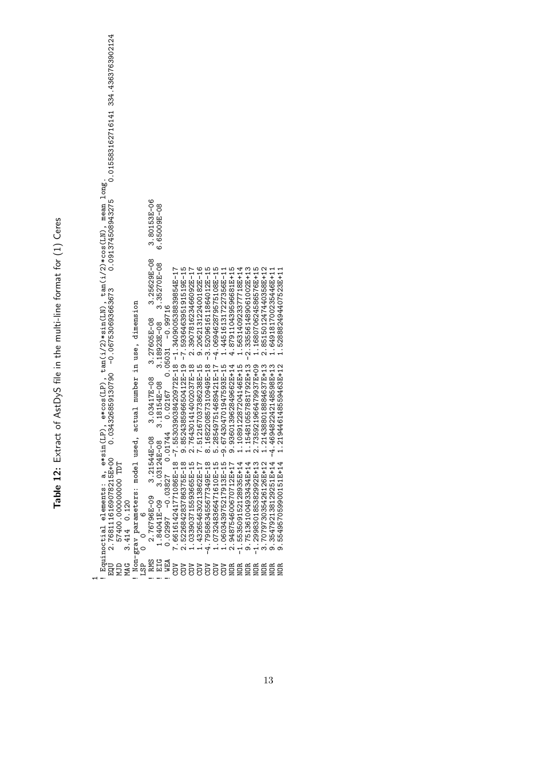**Table 12:** Extract of AstDyS file in the multi-line format for (1) Ceres

```
1
! Equinoctial elements: a, e*sin(LP), e*cos(LP), tan(i/2)*sin(LN), tan(i/2)*cos(LN), mean long.
 EQU   2.768111616907821 5E+00   0.034326859130790  -0.067530693663673   0.091374508943275   0.015583162716141 334.436376390212 4
 MJD     57400.000000000 TDT
 MAG   3.414  0.120
! Non-grav parameters: model used, actual number in use, dimension
 LSP   0  0    6
! RMS    2.76796E-09   3.21544E-08   3.03417E-08   3.27605E-08   3.25629E-08   3.80153E-06
! EIG    1.84041E-09   3.03124E-08   3.18154E-08   3.18923E-08   3.35270E-08   6.65009E-08
! WEA    0.02997  -0.03827   0.01744   0.02167   0.05031  -0.99716
 COV   7.661614241771086E-18 -7.553039038420972E-18 -1.340900538839854E-17
 COV   2.522684283786375E-18  9.852438596650412E-19 -7.593646395191519E-15
 COV   1.033903715593665E-15  2.764301414002037E-18  2.390781623466092E-17
 COV   1.432654630213862E-17  7.512167037386238E-15  9.206213122400182E-16
 COV  -4.795863455677349E-18  8.168220857310949E-18 -3.520961611864012E-15
 COV   1.073248366471610E-15  5.285497514689421E-17 -4.069462879575108E-15
 COV   1.060343975217913E-15 -9.674304701947593E-15  1.445161317227356E-11
 NOR   2.948754600670712E+17  9.936013962849662E+14  4.879110439596681E+15
 NOR  -1.553509152128935E+14  1.108912287204146E+15  1.563140923377718E+14
 NOR   9.751361004933434E+14  1.154810557881792E+13 -2.335561489061002E+13
 NOR  -1.299830185382992E+13  2.735921966479937E+09  1.168070624586576E+15
 NOR   3.707973035426126E+12  1.214388018884637E+13  2.851501247440358E+12
 NOR   9.354792138129251E+14 -4.469482242148598E+13  1.649181700235446E+11
 NOR   9.554957059900151E+14  1.219446148559463E+12  1.528882494407523E+11
```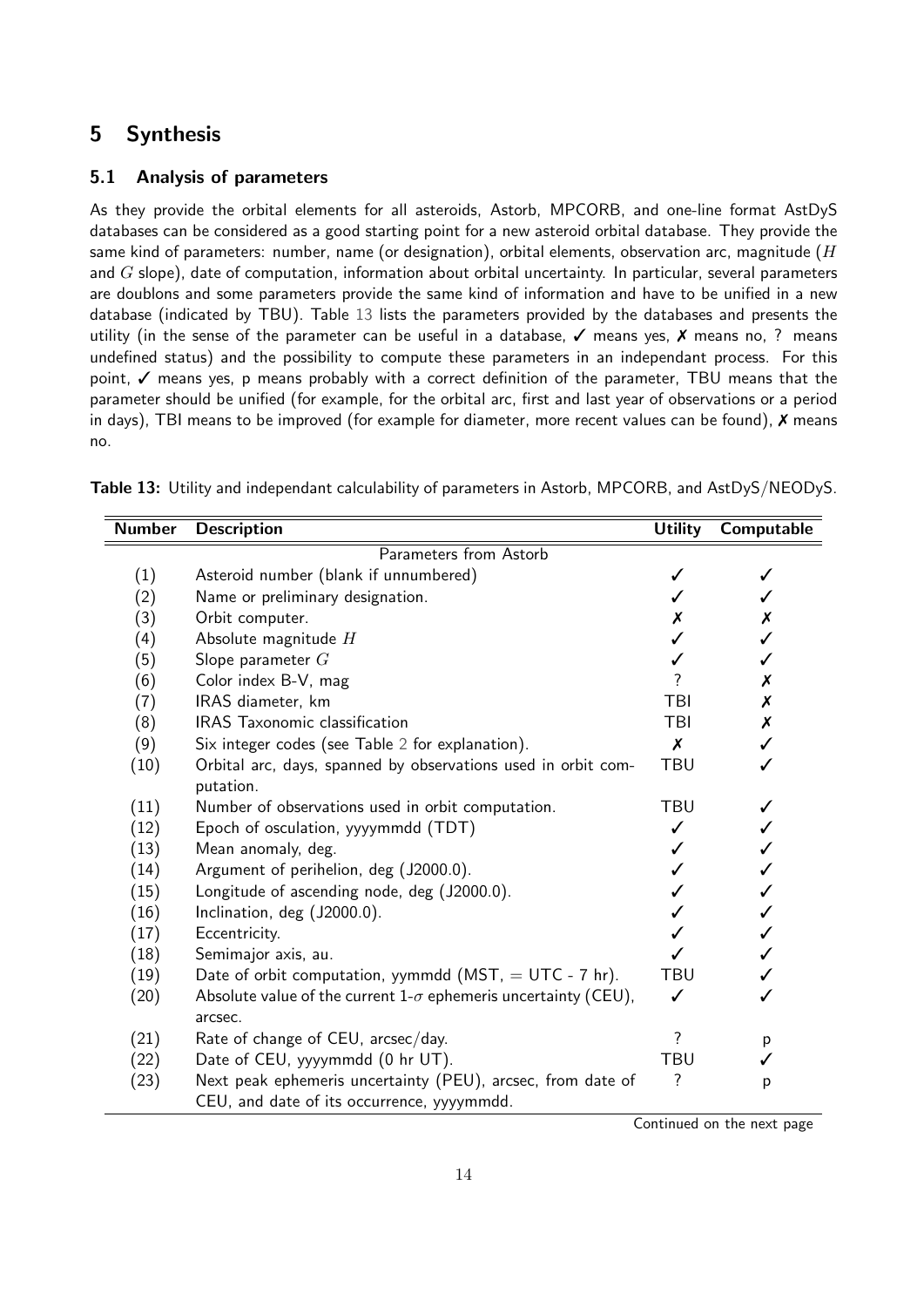## 5 Synthesis

### 5.1 Analysis of parameters

As they provide the orbital elements for all asteroids, Astorb, MPCORB, and one-line format AstDyS databases can be considered as a good starting point for a new asteroid orbital database. They provide the same kind of parameters: number, name (or designation), orbital elements, observation arc, magnitude ($H$ and $G$ slope), date of computation, information about orbital uncertainty. In particular, several parameters are doublons and some parameters provide the same kind of information and have to be unified in a new database (indicated by TBU). Table 13 lists the parameters provided by the databases and presents the utility (in the sense of the parameter can be useful in a database, ✓ means yes, ✗ means no, ? means undefined status) and the possibility to compute these parameters in an independant process. For this point, ✓ means yes, p means probably with a correct definition of the parameter, TBU means that the parameter should be unified (for example, for the orbital arc, first and last year of observations or a period in days), TBI means to be improved (for example for diameter, more recent values can be found), ✗ means no.

**Table 13:** Utility and independant calculability of parameters in Astorb, MPCORB, and AstDyS/NEODyS.

| Number | Description | Utility | Computable |
|---|---|---|---|
| | Parameters from Astorb | | |
| (1) | Asteroid number (blank if unnumbered) | ✓ | ✓ |
| (2) | Name or preliminary designation. | ✓ | ✓ |
| (3) | Orbit computer. | ✗ | ✗ |
| (4) | Absolute magnitude $H$ | ✓ | ✓ |
| (5) | Slope parameter $G$ | ✓ | ✓ |
| (6) | Color index B-V, mag | ? | ✗ |
| (7) | IRAS diameter, km | TBI | ✗ |
| (8) | IRAS Taxonomic classification | TBI | ✗ |
| (9) | Six integer codes (see Table 2 for explanation). | ✗ | ✓ |
| (10) | Orbital arc, days, spanned by observations used in orbit computation. | TBU | ✓ |
| (11) | Number of observations used in orbit computation. | TBU | ✓ |
| (12) | Epoch of osculation, yyyymmdd (TDT) | ✓ | ✓ |
| (13) | Mean anomaly, deg. | ✓ | ✓ |
| (14) | Argument of perihelion, deg (J2000.0). | ✓ | ✓ |
| (15) | Longitude of ascending node, deg (J2000.0). | ✓ | ✓ |
| (16) | Inclination, deg (J2000.0). | ✓ | ✓ |
| (17) | Eccentricity. | ✓ | ✓ |
| (18) | Semimajor axis, au. | ✓ | ✓ |
| (19) | Date of orbit computation, yymmdd (MST, = UTC - 7 hr). | TBU | ✓ |
| (20) | Absolute value of the current 1-$\sigma$ ephemeris uncertainty (CEU), arcsec. | ✓ | ✓ |
| (21) | Rate of change of CEU, arcsec/day. | ? | p |
| (22) | Date of CEU, yyyymmdd (0 hr UT). | TBU | ✓ |
| (23) | Next peak ephemeris uncertainty (PEU), arcsec, from date of CEU, and date of its occurrence, yyyymmdd. | ? | p |

Continued on the next page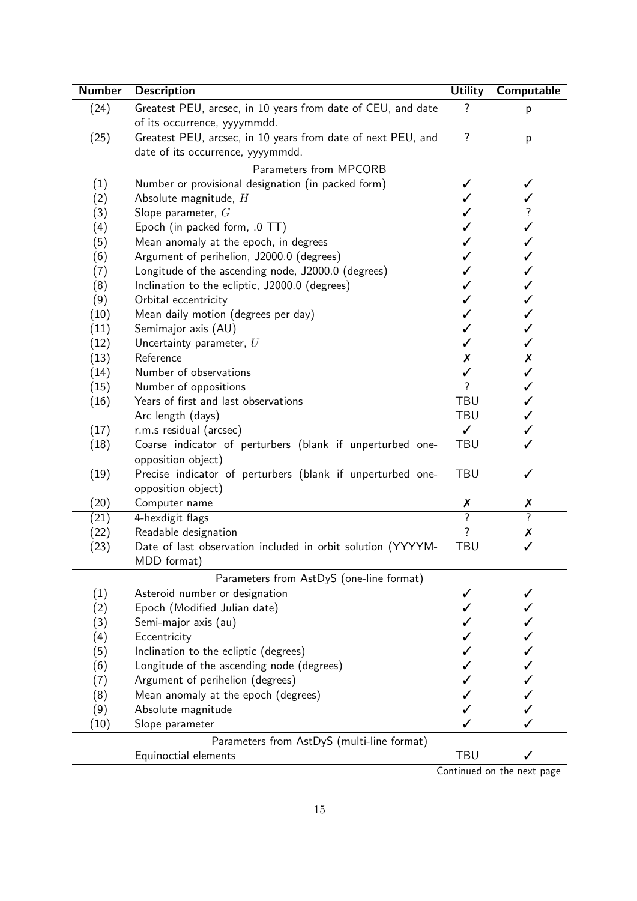| Number | Description | Utility | Computable |
|---|---|---|---|
| (24) | Greatest PEU, arcsec, in 10 years from date of CEU, and date of its occurrence, yyyymmdd. | ? | p |
| (25) | Greatest PEU, arcsec, in 10 years from date of next PEU, and date of its occurrence, yyyymmdd. | ? | p |
| | Parameters from MPCORB | | |
| (1) | Number or provisional designation (in packed form) | ✓ | ✓ |
| (2) | Absolute magnitude, $H$ | ✓ | ✓ |
| (3) | Slope parameter, $G$ | ✓ | ? |
| (4) | Epoch (in packed form, .0 TT) | ✓ | ✓ |
| (5) | Mean anomaly at the epoch, in degrees | ✓ | ✓ |
| (6) | Argument of perihelion, J2000.0 (degrees) | ✓ | ✓ |
| (7) | Longitude of the ascending node, J2000.0 (degrees) | ✓ | ✓ |
| (8) | Inclination to the ecliptic, J2000.0 (degrees) | ✓ | ✓ |
| (9) | Orbital eccentricity | ✓ | ✓ |
| (10) | Mean daily motion (degrees per day) | ✓ | ✓ |
| (11) | Semimajor axis (AU) | ✓ | ✓ |
| (12) | Uncertainty parameter, $U$ | ✓ | ✓ |
| (13) | Reference | ✗ | ✗ |
| (14) | Number of observations | ✓ | ✓ |
| (15) | Number of oppositions | ? | ✓ |
| (16) | Years of first and last observations | TBU | ✓ |
| | Arc length (days) | TBU | ✓ |
| (17) | r.m.s residual (arcsec) | ✓ | ✓ |
| (18) | Coarse indicator of perturbers (blank if unperturbed one-opposition object) | TBU | ✓ |
| (19) | Precise indicator of perturbers (blank if unperturbed one-opposition object) | TBU | ✓ |
| (20) | Computer name | ✗ | ✗ |
| (21) | 4-hexdigit flags | ? | ? |
| (22) | Readable designation | ? | ✗ |
| (23) | Date of last observation included in orbit solution (YYYYMMDD format) | TBU | ✓ |
| | Parameters from AstDyS (one-line format) | | |
| (1) | Asteroid number or designation | ✓ | ✓ |
| (2) | Epoch (Modified Julian date) | ✓ | ✓ |
| (3) | Semi-major axis (au) | ✓ | ✓ |
| (4) | Eccentricity | ✓ | ✓ |
| (5) | Inclination to the ecliptic (degrees) | ✓ | ✓ |
| (6) | Longitude of the ascending node (degrees) | ✓ | ✓ |
| (7) | Argument of perihelion (degrees) | ✓ | ✓ |
| (8) | Mean anomaly at the epoch (degrees) | ✓ | ✓ |
| (9) | Absolute magnitude | ✓ | ✓ |
| (10) | Slope parameter | ✓ | ✓ |
| | Parameters from AstDyS (multi-line format) | | |
| | Equinoctial elements | TBU | ✓ |

Continued on the next page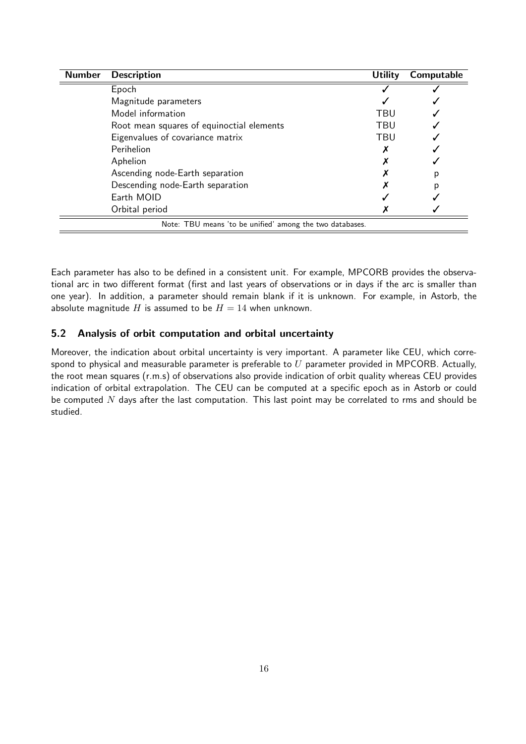| Number | Description | Utility | Computable |
|---|---|---|---|
| | Epoch | ✓ | ✓ |
| | Magnitude parameters | ✓ | ✓ |
| | Model information | TBU | ✓ |
| | Root mean squares of equinoctial elements | TBU | ✓ |
| | Eigenvalues of covariance matrix | TBU | ✓ |
| | Perihelion | ✗ | ✓ |
| | Aphelion | ✗ | ✓ |
| | Ascending node-Earth separation | ✗ | p |
| | Descending node-Earth separation | ✗ | p |
| | Earth MOID | ✓ | ✓ |
| | Orbital period | ✗ | ✓ |

Note: TBU means 'to be unified' among the two databases.

Each parameter has also to be defined in a consistent unit. For example, MPCORB provides the observational arc in two different format (first and last years of observations or in days if the arc is smaller than one year). In addition, a parameter should remain blank if it is unknown. For example, in Astorb, the absolute magnitude $H$ is assumed to be $H = 14$ when unknown.

## 5.2 Analysis of orbit computation and orbital uncertainty

Moreover, the indication about orbital uncertainty is very important. A parameter like CEU, which correspond to physical and measurable parameter is preferable to $U$ parameter provided in MPCORB. Actually, the root mean squares (r.m.s) of observations also provide indication of orbit quality whereas CEU provides indication of orbital extrapolation. The CEU can be computed at a specific epoch as in Astorb or could be computed $N$ days after the last computation. This last point may be correlated to rms and should be studied.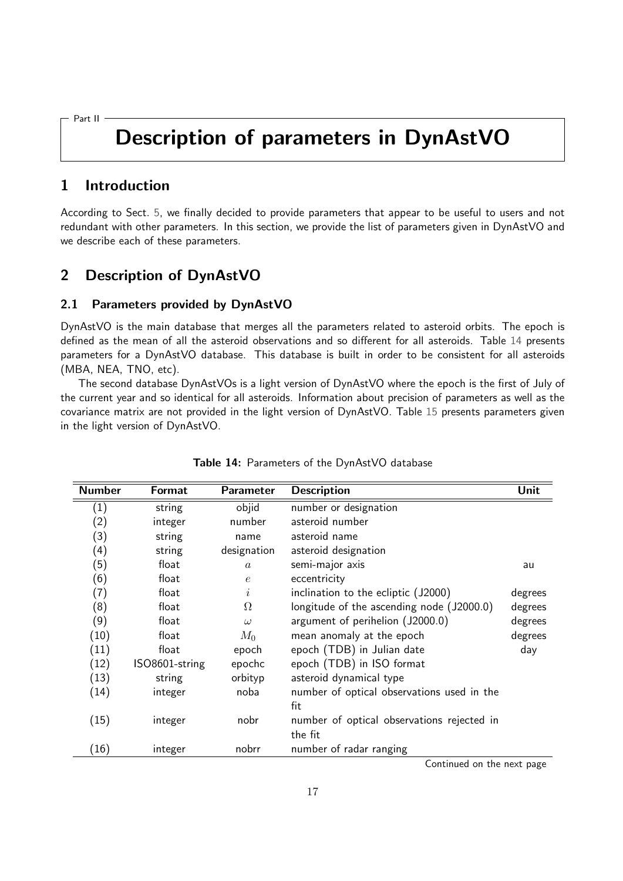Part II

# Description of parameters in DynAstVO

## 1 Introduction

According to Sect. 5, we finally decided to provide parameters that appear to be useful to users and not redundant with other parameters. In this section, we provide the list of parameters given in DynAstVO and we describe each of these parameters.

## 2 Description of DynAstVO

### 2.1 Parameters provided by DynAstVO

DynAstVO is the main database that merges all the parameters related to asteroid orbits. The epoch is defined as the mean of all the asteroid observations and so different for all asteroids. Table 14 presents parameters for a DynAstVO database. This database is built in order to be consistent for all asteroids (MBA, NEA, TNO, etc).

The second database DynAstVOs is a light version of DynAstVO where the epoch is the first of July of the current year and so identical for all asteroids. Information about precision of parameters as well as the covariance matrix are not provided in the light version of DynAstVO. Table 15 presents parameters given in the light version of DynAstVO.

**Table 14:** Parameters of the DynAstVO database

| Number | Format | Parameter | Description | Unit |
|---|---|---|---|---|
| (1) | string | objid | number or designation | |
| (2) | integer | number | asteroid number | |
| (3) | string | name | asteroid name | |
| (4) | string | designation | asteroid designation | |
| (5) | float | $a$ | semi-major axis | au |
| (6) | float | $e$ | eccentricity | |
| (7) | float | $i$ | inclination to the ecliptic (J2000) | degrees |
| (8) | float | $\Omega$ | longitude of the ascending node (J2000.0) | degrees |
| (9) | float | $\omega$ | argument of perihelion (J2000.0) | degrees |
| (10) | float | $M_0$ | mean anomaly at the epoch | degrees |
| (11) | float | epoch | epoch (TDB) in Julian date | day |
| (12) | ISO8601-string | epochc | epoch (TDB) in ISO format | |
| (13) | string | orbityp | asteroid dynamical type | |
| (14) | integer | noba | number of optical observations used in the fit | |
| (15) | integer | nobr | number of optical observations rejected in the fit | |
| (16) | integer | nobrr | number of radar ranging | |

Continued on the next page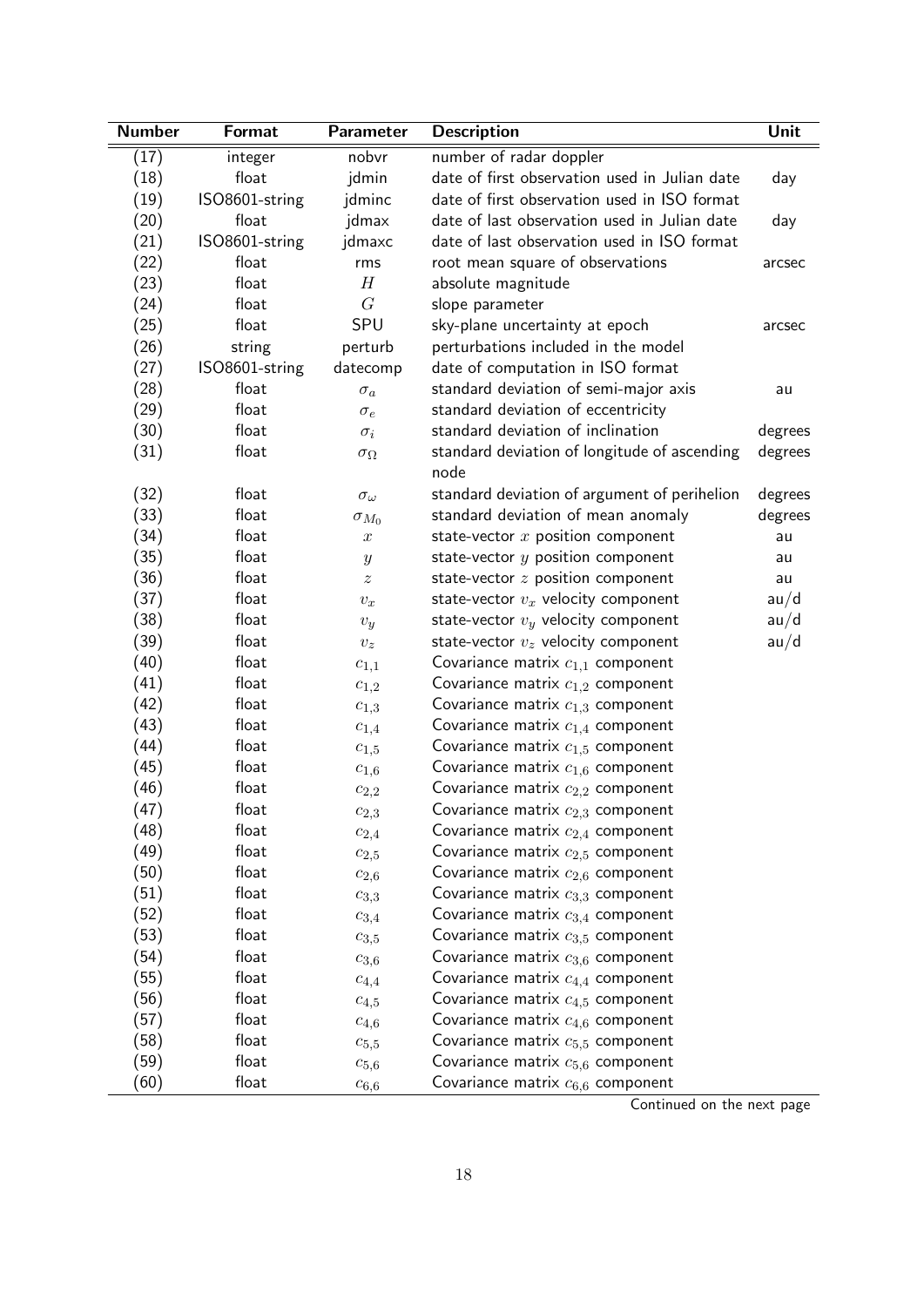| Number | Format | Parameter | Description | Unit |
|---|---|---|---|---|
| (17) | integer | nobvr | number of radar doppler | |
| (18) | float | jdmin | date of first observation used in Julian date | day |
| (19) | ISO8601-string | jdminc | date of first observation used in ISO format | |
| (20) | float | jdmax | date of last observation used in Julian date | day |
| (21) | ISO8601-string | jdmaxc | date of last observation used in ISO format | |
| (22) | float | rms | root mean square of observations | arcsec |
| (23) | float | $H$ | absolute magnitude | |
| (24) | float | $G$ | slope parameter | |
| (25) | float | SPU | sky-plane uncertainty at epoch | arcsec |
| (26) | string | perturb | perturbations included in the model | |
| (27) | ISO8601-string | datecomp | date of computation in ISO format | |
| (28) | float | $\sigma_a$ | standard deviation of semi-major axis | au |
| (29) | float | $\sigma_e$ | standard deviation of eccentricity | |
| (30) | float | $\sigma_i$ | standard deviation of inclination | degrees |
| (31) | float | $\sigma_\Omega$ | standard deviation of longitude of ascending node | degrees |
| (32) | float | $\sigma_\omega$ | standard deviation of argument of perihelion | degrees |
| (33) | float | $\sigma_{M_0}$ | standard deviation of mean anomaly | degrees |
| (34) | float | $x$ | state-vector $x$ position component | au |
| (35) | float | $y$ | state-vector $y$ position component | au |
| (36) | float | $z$ | state-vector $z$ position component | au |
| (37) | float | $v_x$ | state-vector $v_x$ velocity component | au/d |
| (38) | float | $v_y$ | state-vector $v_y$ velocity component | au/d |
| (39) | float | $v_z$ | state-vector $v_z$ velocity component | au/d |
| (40) | float | $c_{1,1}$ | Covariance matrix $c_{1,1}$ component | |
| (41) | float | $c_{1,2}$ | Covariance matrix $c_{1,2}$ component | |
| (42) | float | $c_{1,3}$ | Covariance matrix $c_{1,3}$ component | |
| (43) | float | $c_{1,4}$ | Covariance matrix $c_{1,4}$ component | |
| (44) | float | $c_{1,5}$ | Covariance matrix $c_{1,5}$ component | |
| (45) | float | $c_{1,6}$ | Covariance matrix $c_{1,6}$ component | |
| (46) | float | $c_{2,2}$ | Covariance matrix $c_{2,2}$ component | |
| (47) | float | $c_{2,3}$ | Covariance matrix $c_{2,3}$ component | |
| (48) | float | $c_{2,4}$ | Covariance matrix $c_{2,4}$ component | |
| (49) | float | $c_{2,5}$ | Covariance matrix $c_{2,5}$ component | |
| (50) | float | $c_{2,6}$ | Covariance matrix $c_{2,6}$ component | |
| (51) | float | $c_{3,3}$ | Covariance matrix $c_{3,3}$ component | |
| (52) | float | $c_{3,4}$ | Covariance matrix $c_{3,4}$ component | |
| (53) | float | $c_{3,5}$ | Covariance matrix $c_{3,5}$ component | |
| (54) | float | $c_{3,6}$ | Covariance matrix $c_{3,6}$ component | |
| (55) | float | $c_{4,4}$ | Covariance matrix $c_{4,4}$ component | |
| (56) | float | $c_{4,5}$ | Covariance matrix $c_{4,5}$ component | |
| (57) | float | $c_{4,6}$ | Covariance matrix $c_{4,6}$ component | |
| (58) | float | $c_{5,5}$ | Covariance matrix $c_{5,5}$ component | |
| (59) | float | $c_{5,6}$ | Covariance matrix $c_{5,6}$ component | |
| (60) | float | $c_{6,6}$ | Covariance matrix $c_{6,6}$ component | |

Continued on the next page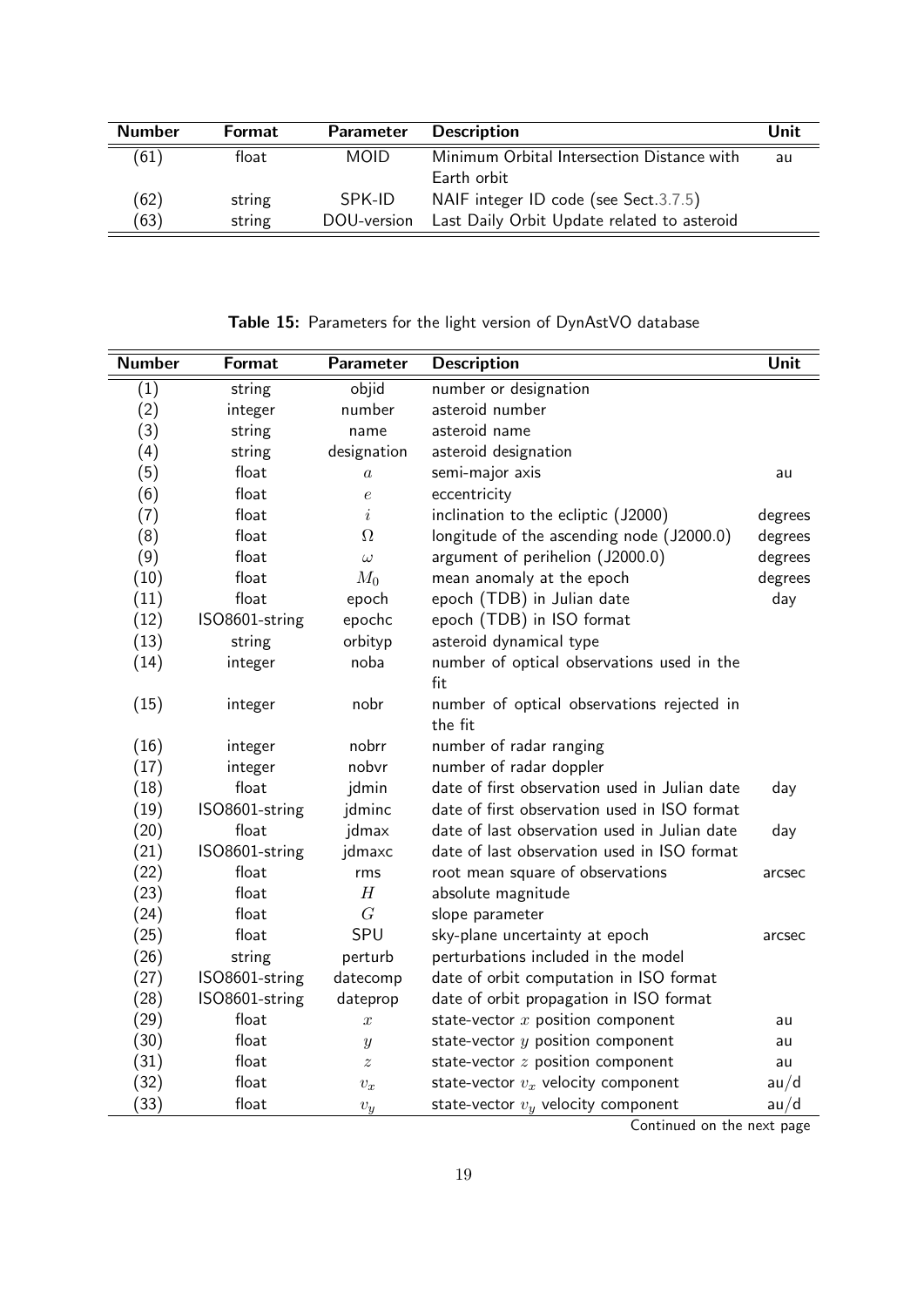| Number | Format | Parameter | Description | Unit |
|---|---|---|---|---|
| (61) | float | MOID | Minimum Orbital Intersection Distance with Earth orbit | au |
| (62) | string | SPK-ID | NAIF integer ID code (see Sect.3.7.5) | |
| (63) | string | DOU-version | Last Daily Orbit Update related to asteroid | |

**Table 15:** Parameters for the light version of DynAstVO database

| Number | Format | Parameter | Description | Unit |
|---|---|---|---|---|
| (1) | string | objid | number or designation | |
| (2) | integer | number | asteroid number | |
| (3) | string | name | asteroid name | |
| (4) | string | designation | asteroid designation | |
| (5) | float | $a$ | semi-major axis | au |
| (6) | float | $e$ | eccentricity | |
| (7) | float | $i$ | inclination to the ecliptic (J2000) | degrees |
| (8) | float | $\Omega$ | longitude of the ascending node (J2000.0) | degrees |
| (9) | float | $\omega$ | argument of perihelion (J2000.0) | degrees |
| (10) | float | $M_0$ | mean anomaly at the epoch | degrees |
| (11) | float | epoch | epoch (TDB) in Julian date | day |
| (12) | ISO8601-string | epochc | epoch (TDB) in ISO format | |
| (13) | string | orbityp | asteroid dynamical type | |
| (14) | integer | noba | number of optical observations used in the fit | |
| (15) | integer | nobr | number of optical observations rejected in the fit | |
| (16) | integer | nobrr | number of radar ranging | |
| (17) | integer | nobvr | number of radar doppler | |
| (18) | float | jdmin | date of first observation used in Julian date | day |
| (19) | ISO8601-string | jdminc | date of first observation used in ISO format | |
| (20) | float | jdmax | date of last observation used in Julian date | day |
| (21) | ISO8601-string | jdmaxc | date of last observation used in ISO format | |
| (22) | float | rms | root mean square of observations | arcsec |
| (23) | float | $H$ | absolute magnitude | |
| (24) | float | $G$ | slope parameter | |
| (25) | float | SPU | sky-plane uncertainty at epoch | arcsec |
| (26) | string | perturb | perturbations included in the model | |
| (27) | ISO8601-string | datecomp | date of orbit computation in ISO format | |
| (28) | ISO8601-string | dateprop | date of orbit propagation in ISO format | |
| (29) | float | $x$ | state-vector $x$ position component | au |
| (30) | float | $y$ | state-vector $y$ position component | au |
| (31) | float | $z$ | state-vector $z$ position component | au |
| (32) | float | $v_x$ | state-vector $v_x$ velocity component | au/d |
| (33) | float | $v_y$ | state-vector $v_y$ velocity component | au/d |

Continued on the next page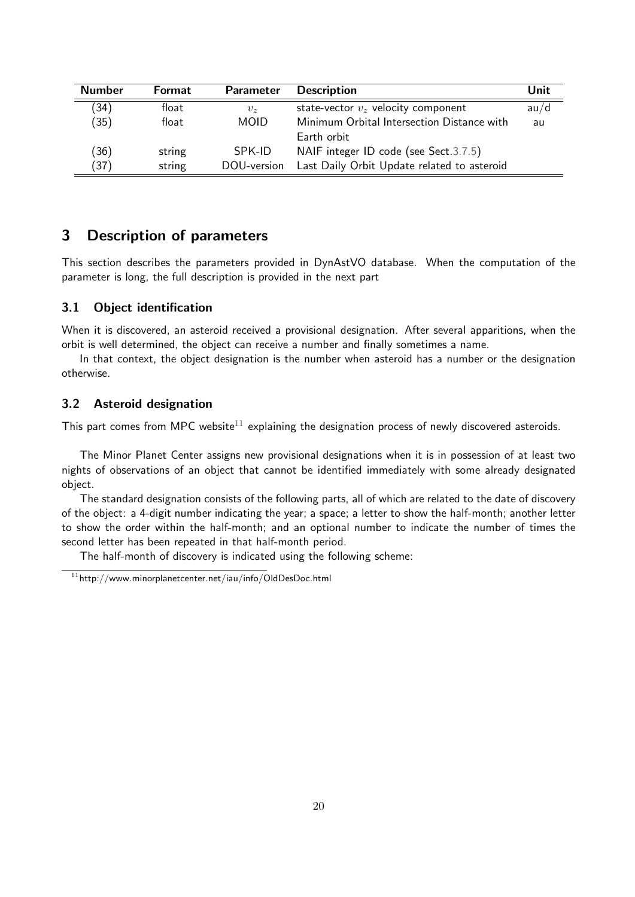| Number | Format | Parameter | Description | Unit |
|---|---|---|---|---|
| (34) | float | $v_z$ | state-vector $v_z$ velocity component | au/d |
| (35) | float | MOID | Minimum Orbital Intersection Distance with Earth orbit | au |
| (36) | string | SPK-ID | NAIF integer ID code (see Sect.3.7.5) | |
| (37) | string | DOU-version | Last Daily Orbit Update related to asteroid | |

## 3 Description of parameters

This section describes the parameters provided in DynAstVO database. When the computation of the parameter is long, the full description is provided in the next part

### 3.1 Object identification

When it is discovered, an asteroid received a provisional designation. After several apparitions, when the orbit is well determined, the object can receive a number and finally sometimes a name.

In that context, the object designation is the number when asteroid has a number or the designation otherwise.

### 3.2 Asteroid designation

This part comes from MPC website[11] explaining the designation process of newly discovered asteroids.

The Minor Planet Center assigns new provisional designations when it is in possession of at least two nights of observations of an object that cannot be identified immediately with some already designated object.

The standard designation consists of the following parts, all of which are related to the date of discovery of the object: a 4-digit number indicating the year; a space; a letter to show the half-month; another letter to show the order within the half-month; and an optional number to indicate the number of times the second letter has been repeated in that half-month period.

The half-month of discovery is indicated using the following scheme:

[11] http://www.minorplanetcenter.net/iau/info/OldDesDoc.html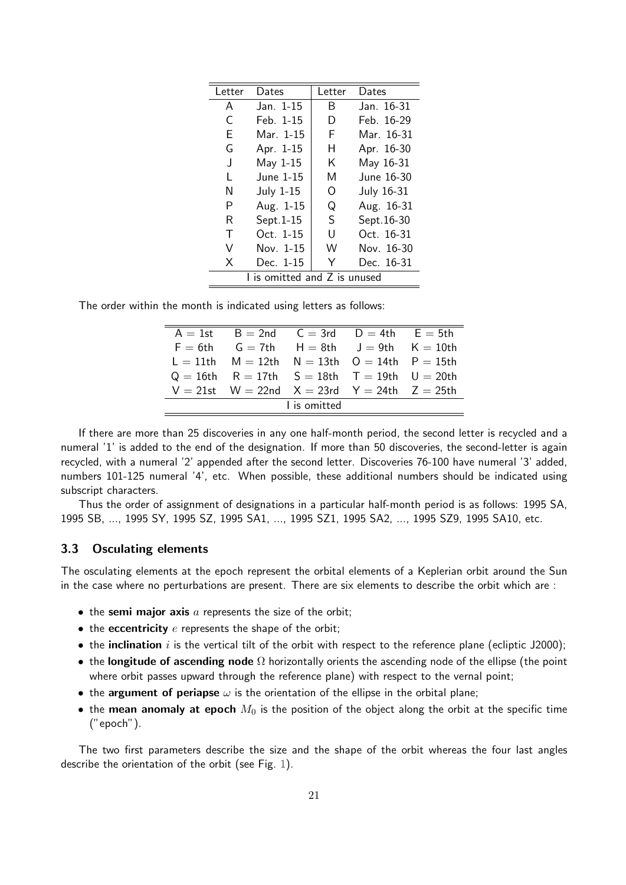| Letter | Dates | Letter | Dates |
|---|---|---|---|
| A | Jan. 1-15 | B | Jan. 16-31 |
| C | Feb. 1-15 | D | Feb. 16-29 |
| E | Mar. 1-15 | F | Mar. 16-31 |
| G | Apr. 1-15 | H | Apr. 16-30 |
| J | May 1-15 | K | May 16-31 |
| L | June 1-15 | M | June 16-30 |
| N | July 1-15 | O | July 16-31 |
| P | Aug. 1-15 | Q | Aug. 16-31 |
| R | Sept.1-15 | S | Sept.16-30 |
| T | Oct. 1-15 | U | Oct. 16-31 |
| V | Nov. 1-15 | W | Nov. 16-30 |
| X | Dec. 1-15 | Y | Dec. 16-31 |
| I is omitted and Z is unused | | | |

The order within the month is indicated using letters as follows:

| | | | | |
|---|---|---|---|---|
| A = 1st | B = 2nd | C = 3rd | D = 4th | E = 5th |
| F = 6th | G = 7th | H = 8th | J = 9th | K = 10th |
| L = 11th | M = 12th | N = 13th | O = 14th | P = 15th |
| Q = 16th | R = 17th | S = 18th | T = 19th | U = 20th |
| V = 21st | W = 22nd | X = 23rd | Y = 24th | Z = 25th |
| I is omitted | | | | |

If there are more than 25 discoveries in any one half-month period, the second letter is recycled and a numeral '1' is added to the end of the designation. If more than 50 discoveries, the second-letter is again recycled, with a numeral '2' appended after the second letter. Discoveries 76-100 have numeral '3' added, numbers 101-125 numeral '4', etc. When possible, these additional numbers should be indicated using subscript characters.

Thus the order of assignment of designations in a particular half-month period is as follows: 1995 SA, 1995 SB, ..., 1995 SY, 1995 SZ, 1995 SA1, ..., 1995 SZ1, 1995 SA2, ..., 1995 SZ9, 1995 SA10, etc.

### 3.3 Osculating elements

The osculating elements at the epoch represent the orbital elements of a Keplerian orbit around the Sun in the case where no perturbations are present. There are six elements to describe the orbit which are :

- the **semi major axis** $a$ represents the size of the orbit;
- the **eccentricity** $e$ represents the shape of the orbit;
- the **inclination** $i$ is the vertical tilt of the orbit with respect to the reference plane (ecliptic J2000);
- the **longitude of ascending node** $\Omega$ horizontally orients the ascending node of the ellipse (the point where orbit passes upward through the reference plane) with respect to the vernal point;
- the **argument of periapse** $\omega$ is the orientation of the ellipse in the orbital plane;
- the **mean anomaly at epoch** $M_0$ is the position of the object along the orbit at the specific time ("epoch").

The two first parameters describe the size and the shape of the orbit whereas the four last angles describe the orientation of the orbit (see Fig. 1).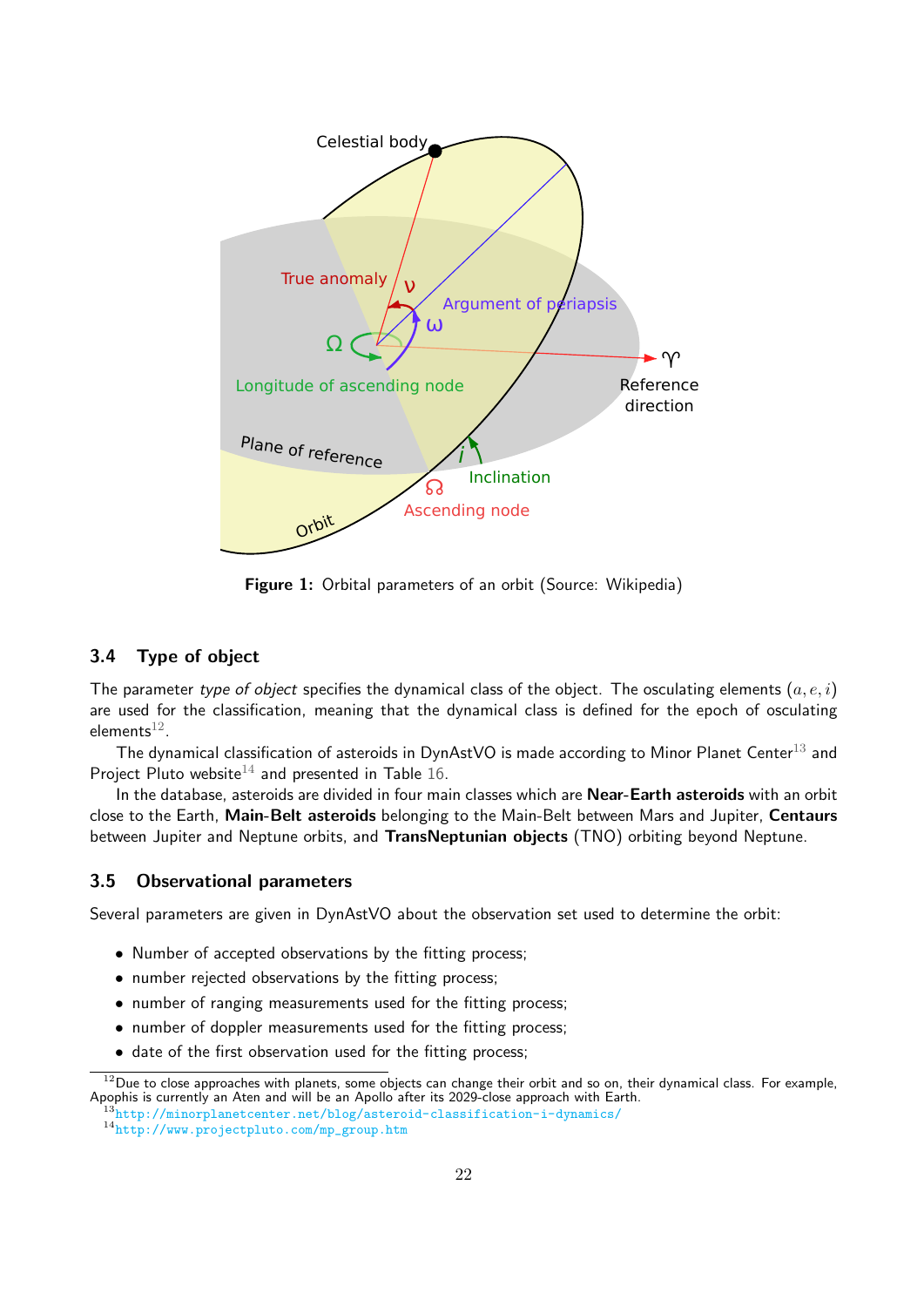Figure 1: Orbital parameters of an orbit (Source: Wikipedia)

### 3.4 Type of object

The parameter *type of object* specifies the dynamical class of the object. The osculating elements $(a, e, i)$ are used for the classification, meaning that the dynamical class is defined for the epoch of osculating elements[12].

The dynamical classification of asteroids in DynAstVO is made according to Minor Planet Center[13] and Project Pluto website[14] and presented in Table 16.

In the database, asteroids are divided in four main classes which are **Near-Earth asteroids** with an orbit close to the Earth, **Main-Belt asteroids** belonging to the Main-Belt between Mars and Jupiter, **Centaurs** between Jupiter and Neptune orbits, and **TransNeptunian objects** (TNO) orbiting beyond Neptune.

### 3.5 Observational parameters

Several parameters are given in DynAstVO about the observation set used to determine the orbit:

- Number of accepted observations by the fitting process;
- number rejected observations by the fitting process;
- number of ranging measurements used for the fitting process;
- number of doppler measurements used for the fitting process;
- date of the first observation used for the fitting process;

[12] Due to close approaches with planets, some objects can change their orbit and so on, their dynamical class. For example, Apophis is currently an Aten and will be an Apollo after its 2029-close approach with Earth.

[13] http://minorplanetcenter.net/blog/asteroid-classification-i-dynamics/

[14] http://www.projectpluto.com/mp_group.htm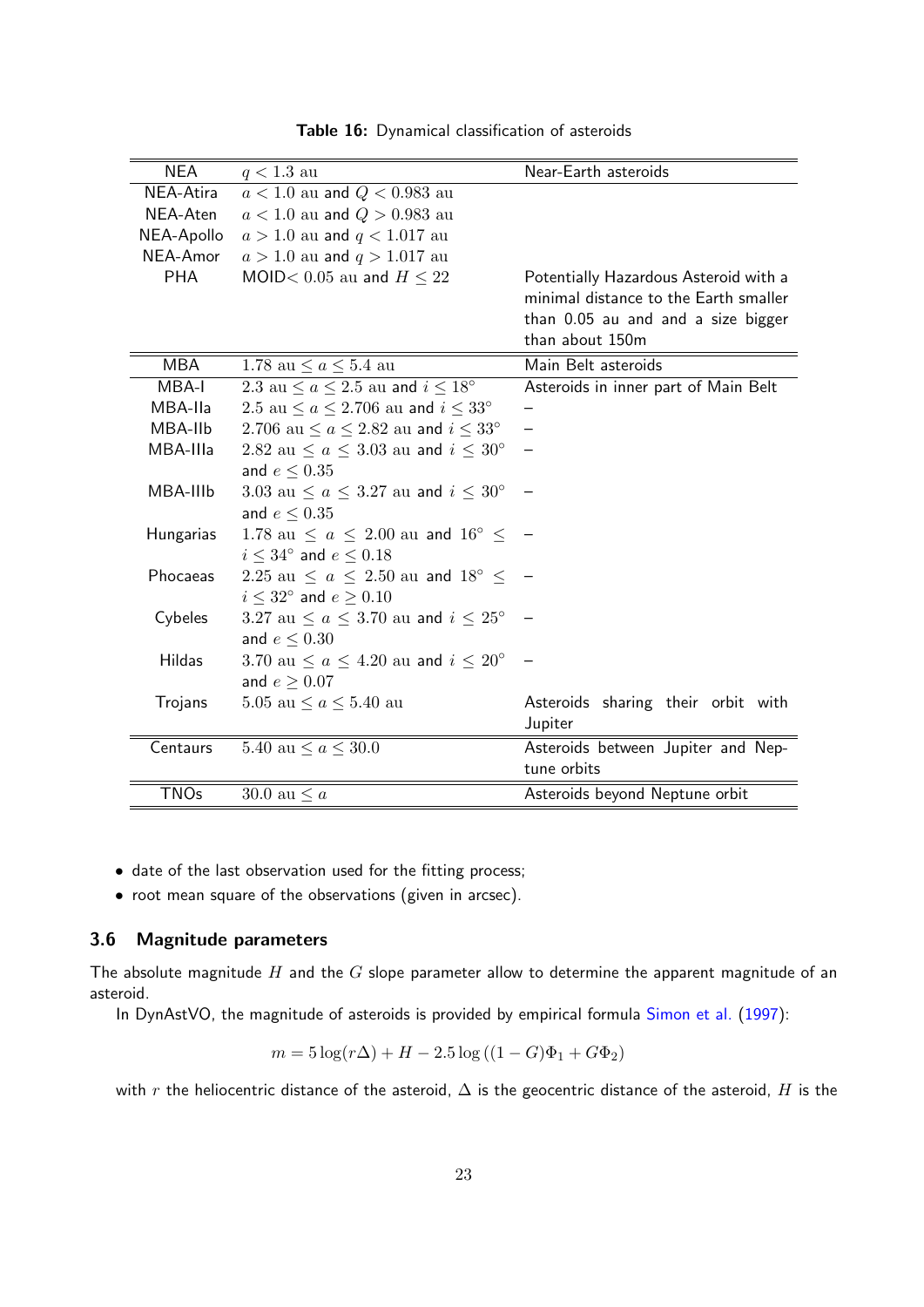**Table 16:** Dynamical classification of asteroids

| NEA | $q < 1.3$ au | Near-Earth asteroids |
|---|---|---|
| NEA-Atira | $a < 1.0$ au and $Q < 0.983$ au | |
| NEA-Aten | $a < 1.0$ au and $Q > 0.983$ au | |
| NEA-Apollo | $a > 1.0$ au and $q < 1.017$ au | |
| NEA-Amor | $a > 1.0$ au and $q > 1.017$ au | |
| PHA | MOID$< 0.05$ au and $H \leq 22$ | Potentially Hazardous Asteroid with a minimal distance to the Earth smaller than 0.05 au and and a size bigger than about 150m |
| MBA | $1.78$ au $\leq a \leq 5.4$ au | Main Belt asteroids |
| MBA-I | $2.3$ au $\leq a \leq 2.5$ au and $i \leq 18°$ | Asteroids in inner part of Main Belt |
| MBA-IIa | $2.5$ au $\leq a \leq 2.706$ au and $i \leq 33°$ | – |
| MBA-IIb | $2.706$ au $\leq a \leq 2.82$ au and $i \leq 33°$ | – |
| MBA-IIIa | $2.82$ au $\leq a \leq 3.03$ au and $i \leq 30°$ and $e \leq 0.35$ | – |
| MBA-IIIb | $3.03$ au $\leq a \leq 3.27$ au and $i \leq 30°$ and $e \leq 0.35$ | – |
| Hungarias | $1.78$ au $\leq a \leq 2.00$ au and $16° \leq i \leq 34°$ and $e \leq 0.18$ | – |
| Phocaeas | $2.25$ au $\leq a \leq 2.50$ au and $18° \leq i \leq 32°$ and $e \geq 0.10$ | – |
| Cybeles | $3.27$ au $\leq a \leq 3.70$ au and $i \leq 25°$ and $e \leq 0.30$ | – |
| Hildas | $3.70$ au $\leq a \leq 4.20$ au and $i \leq 20°$ and $e \geq 0.07$ | – |
| Trojans | $5.05$ au $\leq a \leq 5.40$ au | Asteroids sharing their orbit with Jupiter |
| Centaurs | $5.40$ au $\leq a \leq 30.0$ | Asteroids between Jupiter and Neptune orbits |
| TNOs | $30.0$ au $\leq a$ | Asteroids beyond Neptune orbit |

- date of the last observation used for the fitting process;
- root mean square of the observations (given in arcsec).

### 3.6 Magnitude parameters

The absolute magnitude $H$ and the $G$ slope parameter allow to determine the apparent magnitude of an asteroid.

In DynAstVO, the magnitude of asteroids is provided by empirical formula Simon et al. (1997):

$$m = 5\log(r\Delta) + H - 2.5\log\left((1-G)\Phi_1 + G\Phi_2\right)$$

with $r$ the heliocentric distance of the asteroid, $\Delta$ is the geocentric distance of the asteroid, $H$ is the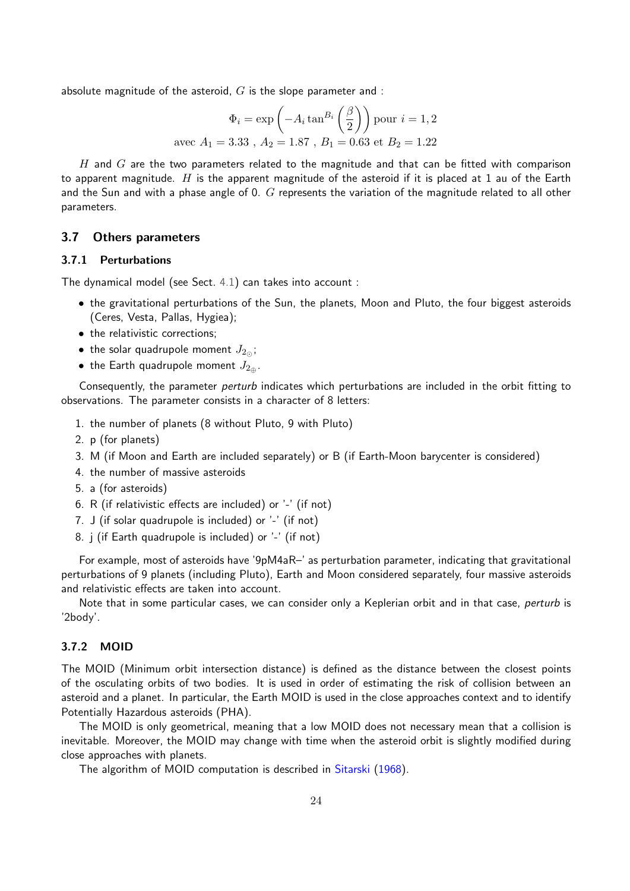absolute magnitude of the asteroid, $G$ is the slope parameter and :

$$\Phi_i = \exp\left(-A_i \tan^{B_i}\left(\frac{\beta}{2}\right)\right) \text{ pour } i = 1, 2$$
$$\text{avec } A_1 = 3.33 \text{ , } A_2 = 1.87 \text{ , } B_1 = 0.63 \text{ et } B_2 = 1.22$$

$H$ and $G$ are the two parameters related to the magnitude and that can be fitted with comparison to apparent magnitude. $H$ is the apparent magnitude of the asteroid if it is placed at 1 au of the Earth and the Sun and with a phase angle of 0. $G$ represents the variation of the magnitude related to all other parameters.

### 3.7 Others parameters

#### 3.7.1 Perturbations

The dynamical model (see Sect. 4.1) can takes into account :

- the gravitational perturbations of the Sun, the planets, Moon and Pluto, the four biggest asteroids (Ceres, Vesta, Pallas, Hygiea);
- the relativistic corrections;
- the solar quadrupole moment $J_{2_\odot}$;
- the Earth quadrupole moment $J_{2_\oplus}$.

Consequently, the parameter *perturb* indicates which perturbations are included in the orbit fitting to observations. The parameter consists in a character of 8 letters:

1. the number of planets (8 without Pluto, 9 with Pluto)
2. p (for planets)
3. M (if Moon and Earth are included separately) or B (if Earth-Moon barycenter is considered)
4. the number of massive asteroids
5. a (for asteroids)
6. R (if relativistic effects are included) or '-' (if not)
7. J (if solar quadrupole is included) or '-' (if not)
8. j (if Earth quadrupole is included) or '-' (if not)

For example, most of asteroids have '9pM4aR–' as perturbation parameter, indicating that gravitational perturbations of 9 planets (including Pluto), Earth and Moon considered separately, four massive asteroids and relativistic effects are taken into account.

Note that in some particular cases, we can consider only a Keplerian orbit and in that case, *perturb* is '2body'.

#### 3.7.2 MOID

The MOID (Minimum orbit intersection distance) is defined as the distance between the closest points of the osculating orbits of two bodies. It is used in order of estimating the risk of collision between an asteroid and a planet. In particular, the Earth MOID is used in the close approaches context and to identify Potentially Hazardous asteroids (PHA).

The MOID is only geometrical, meaning that a low MOID does not necessary mean that a collision is inevitable. Moreover, the MOID may change with time when the asteroid orbit is slightly modified during close approaches with planets.

The algorithm of MOID computation is described in Sitarski (1968).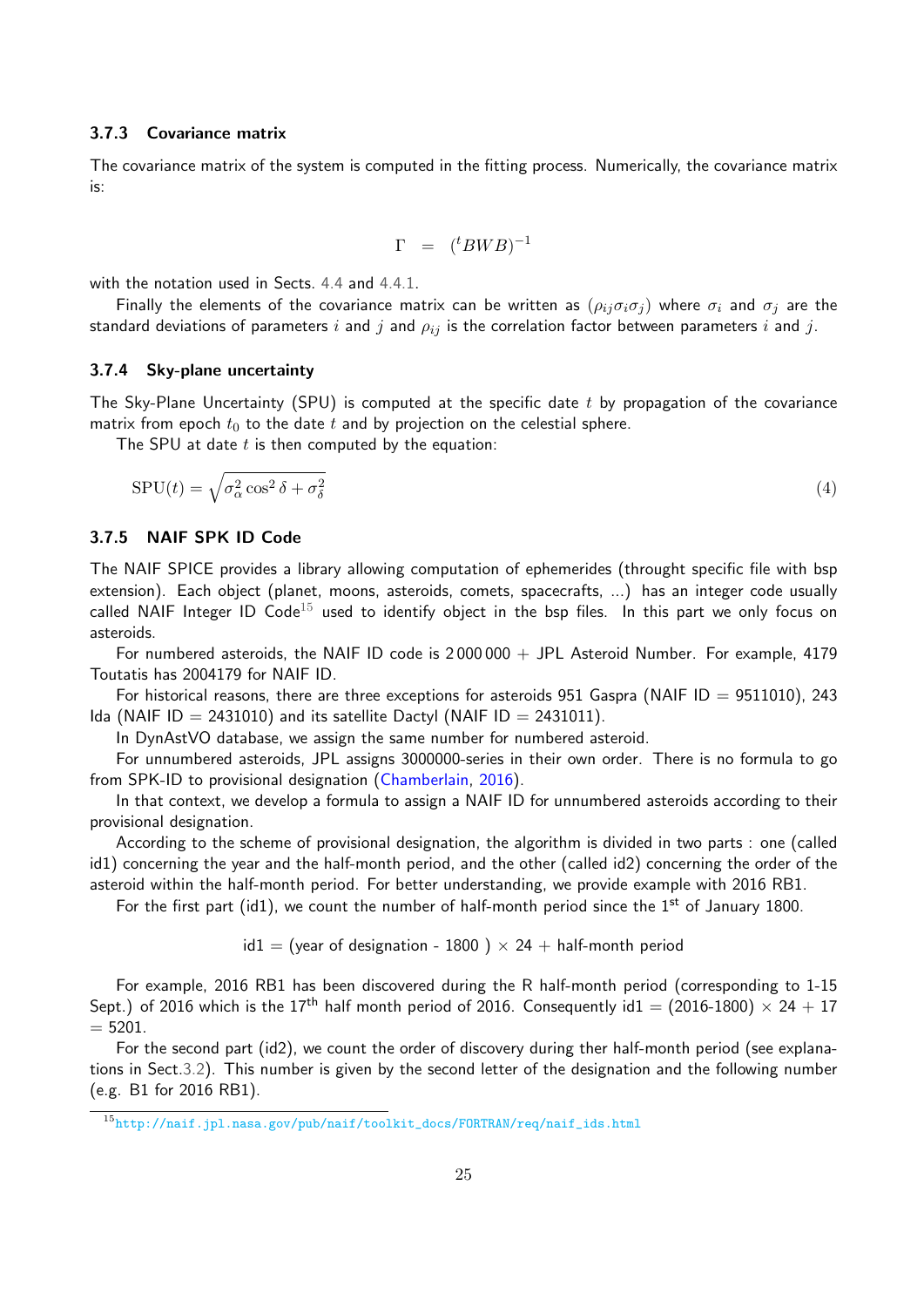### 3.7.3 Covariance matrix

The covariance matrix of the system is computed in the fitting process. Numerically, the covariance matrix is:

$$\Gamma \;=\; ({}^tBWB)^{-1}$$

with the notation used in Sects. 4.4 and 4.4.1.

Finally the elements of the covariance matrix can be written as $(\rho_{ij}\sigma_i\sigma_j)$ where $\sigma_i$ and $\sigma_j$ are the standard deviations of parameters $i$ and $j$ and $\rho_{ij}$ is the correlation factor between parameters $i$ and $j$.

### 3.7.4 Sky-plane uncertainty

The Sky-Plane Uncertainty (SPU) is computed at the specific date $t$ by propagation of the covariance matrix from epoch $t_0$ to the date $t$ and by projection on the celestial sphere.

The SPU at date $t$ is then computed by the equation:

$$\mathrm{SPU}(t) = \sqrt{\sigma_\alpha^2 \cos^2\delta + \sigma_\delta^2} \tag{4}$$

### 3.7.5 NAIF SPK ID Code

The NAIF SPICE provides a library allowing computation of ephemerides (throught specific file with bsp extension). Each object (planet, moons, asteroids, comets, spacecrafts, ...) has an integer code usually called NAIF Integer ID Code[15] used to identify object in the bsp files. In this part we only focus on asteroids.

For numbered asteroids, the NAIF ID code is 2 000 000 + JPL Asteroid Number. For example, 4179 Toutatis has 2004179 for NAIF ID.

For historical reasons, there are three exceptions for asteroids 951 Gaspra (NAIF ID = 9511010), 243 Ida (NAIF ID = 2431010) and its satellite Dactyl (NAIF ID = 2431011).

In DynAstVO database, we assign the same number for numbered asteroid.

For unnumbered asteroids, JPL assigns 3000000-series in their own order. There is no formula to go from SPK-ID to provisional designation (Chamberlain, 2016).

In that context, we develop a formula to assign a NAIF ID for unnumbered asteroids according to their provisional designation.

According to the scheme of provisional designation, the algorithm is divided in two parts : one (called id1) concerning the year and the half-month period, and the other (called id2) concerning the order of the asteroid within the half-month period. For better understanding, we provide example with 2016 RB1.

For the first part (id1), we count the number of half-month period since the 1st of January 1800.

id1 = (year of designation - 1800 ) × 24 + half-month period

For example, 2016 RB1 has been discovered during the R half-month period (corresponding to 1-15 Sept.) of 2016 which is the 17th half month period of 2016. Consequently id1 = (2016-1800) × 24 + 17 = 5201.

For the second part (id2), we count the order of discovery during ther half-month period (see explanations in Sect.3.2). This number is given by the second letter of the designation and the following number (e.g. B1 for 2016 RB1).

[15] http://naif.jpl.nasa.gov/pub/naif/toolkit_docs/FORTRAN/req/naif_ids.html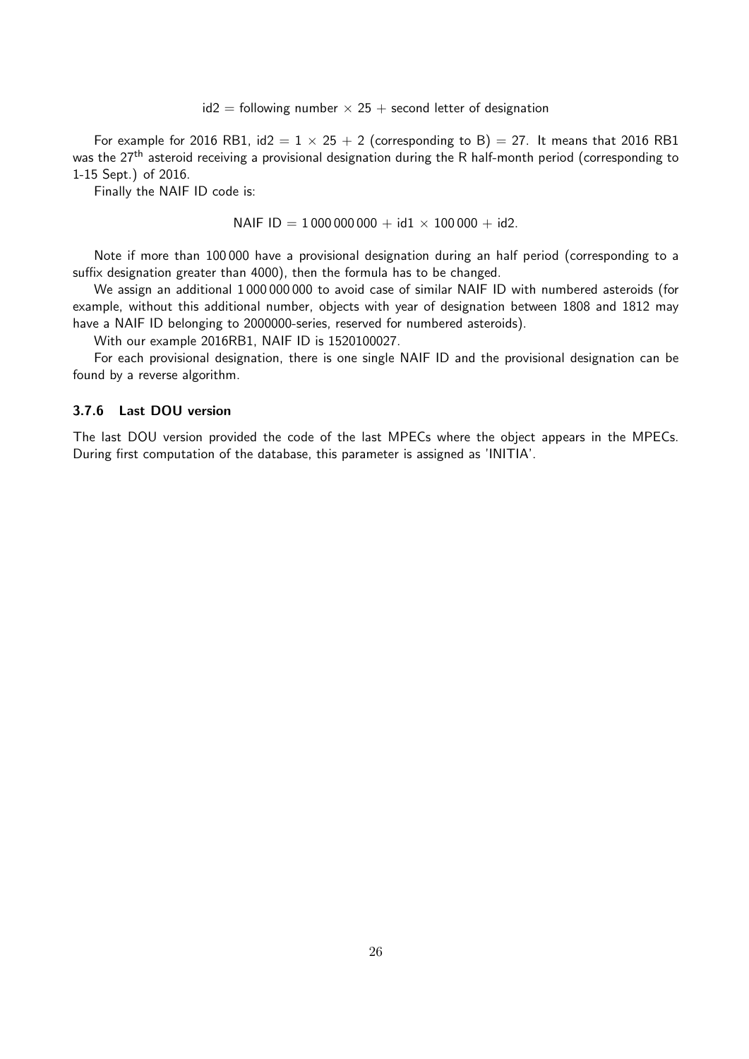$$\text{id2} = \text{following number} \times 25 + \text{second letter of designation}$$

For example for 2016 RB1, id2 = 1 × 25 + 2 (corresponding to B) = 27. It means that 2016 RB1 was the 27[th] asteroid receiving a provisional designation during the R half-month period (corresponding to 1-15 Sept.) of 2016.

Finally the NAIF ID code is:

$$\text{NAIF ID} = 1\,000\,000\,000 + \text{id1} \times 100\,000 + \text{id2}.$$

Note if more than 100 000 have a provisional designation during an half period (corresponding to a suffix designation greater than 4000), then the formula has to be changed.

We assign an additional 1 000 000 000 to avoid case of similar NAIF ID with numbered asteroids (for example, without this additional number, objects with year of designation between 1808 and 1812 may have a NAIF ID belonging to 2000000-series, reserved for numbered asteroids).

With our example 2016RB1, NAIF ID is 1520100027.

For each provisional designation, there is one single NAIF ID and the provisional designation can be found by a reverse algorithm.

### 3.7.6 Last DOU version

The last DOU version provided the code of the last MPECs where the object appears in the MPECs. During first computation of the database, this parameter is assigned as 'INITIA'.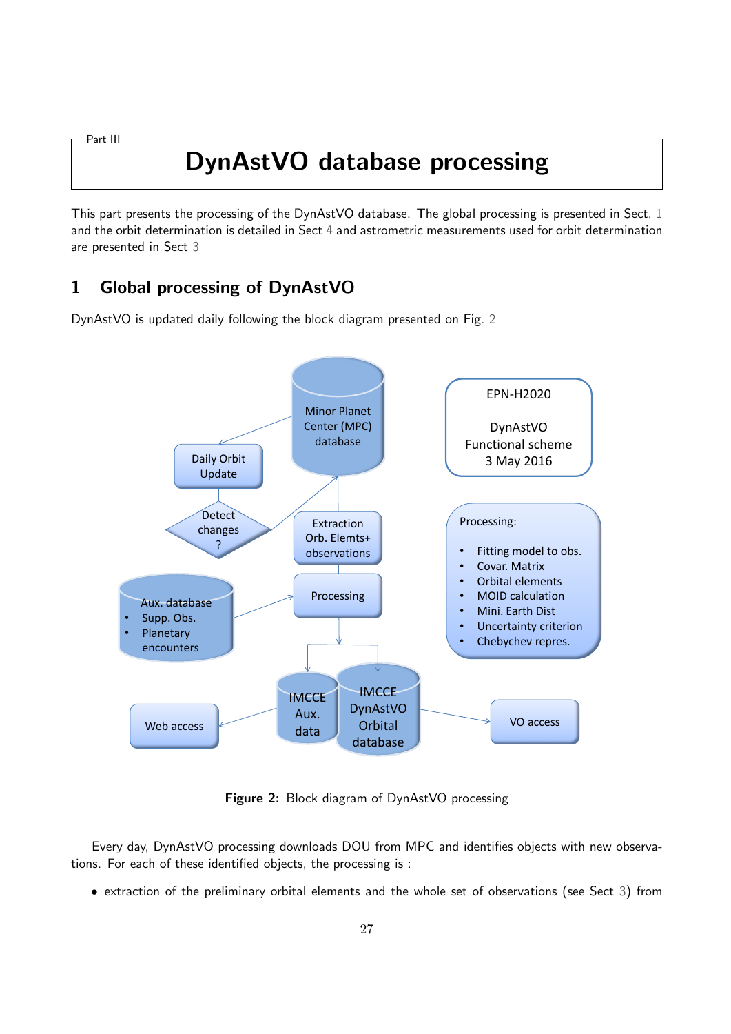Part III

# DynAstVO database processing

This part presents the processing of the DynAstVO database. The global processing is presented in Sect. 1 and the orbit determination is detailed in Sect 4 and astrometric measurements used for orbit determination are presented in Sect 3

## 1 Global processing of DynAstVO

DynAstVO is updated daily following the block diagram presented on Fig. 2

Figure 2: Block diagram of DynAstVO processing

Every day, DynAstVO processing downloads DOU from MPC and identifies objects with new observations. For each of these identified objects, the processing is :

- extraction of the preliminary orbital elements and the whole set of observations (see Sect 3) from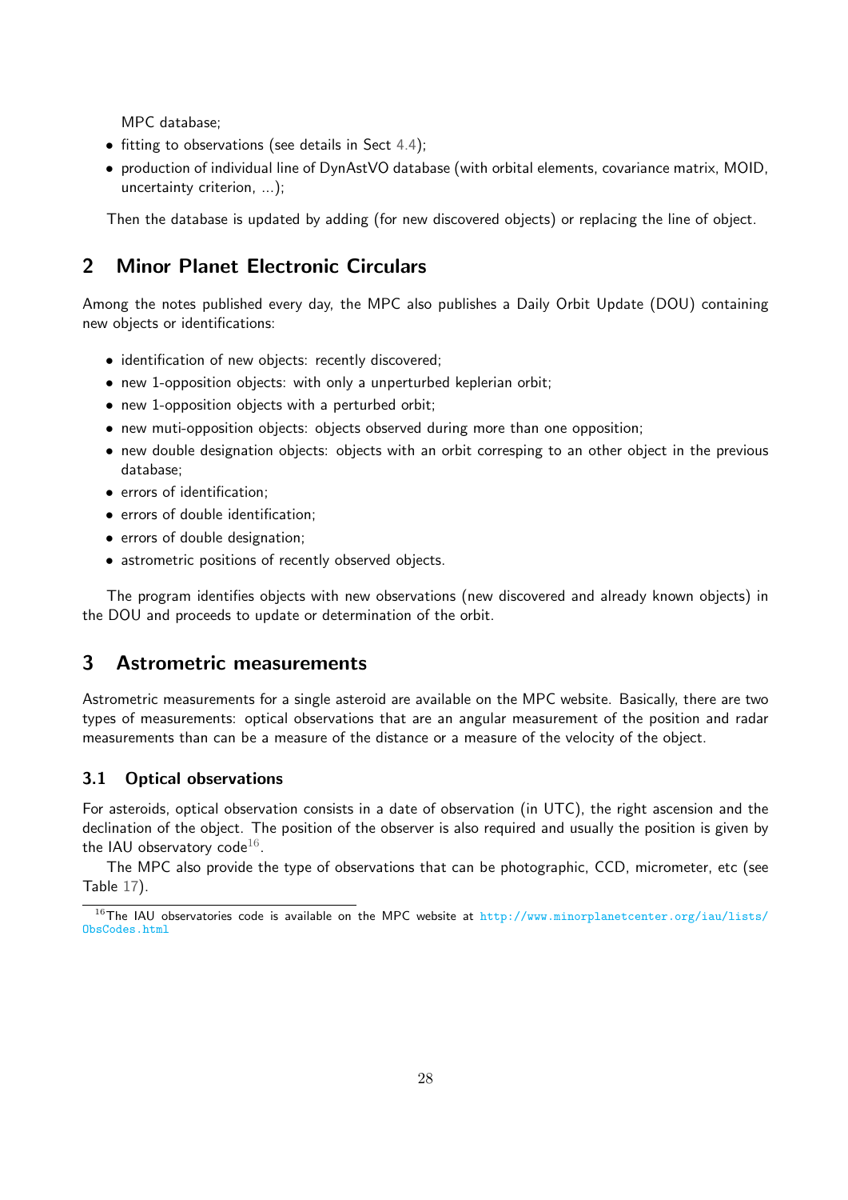MPC database;

- fitting to observations (see details in Sect 4.4);
- production of individual line of DynAstVO database (with orbital elements, covariance matrix, MOID, uncertainty criterion, ...);

Then the database is updated by adding (for new discovered objects) or replacing the line of object.

## 2 Minor Planet Electronic Circulars

Among the notes published every day, the MPC also publishes a Daily Orbit Update (DOU) containing new objects or identifications:

- identification of new objects: recently discovered;
- new 1-opposition objects: with only a unperturbed keplerian orbit;
- new 1-opposition objects with a perturbed orbit;
- new muti-opposition objects: objects observed during more than one opposition;
- new double designation objects: objects with an orbit corresping to an other object in the previous database;
- errors of identification;
- errors of double identification;
- errors of double designation;
- astrometric positions of recently observed objects.

The program identifies objects with new observations (new discovered and already known objects) in the DOU and proceeds to update or determination of the orbit.

## 3 Astrometric measurements

Astrometric measurements for a single asteroid are available on the MPC website. Basically, there are two types of measurements: optical observations that are an angular measurement of the position and radar measurements than can be a measure of the distance or a measure of the velocity of the object.

### 3.1 Optical observations

For asteroids, optical observation consists in a date of observation (in UTC), the right ascension and the declination of the object. The position of the observer is also required and usually the position is given by the IAU observatory code[16].

The MPC also provide the type of observations that can be photographic, CCD, micrometer, etc (see Table 17).

[16]The IAU observatories code is available on the MPC website at http://www.minorplanetcenter.org/iau/lists/ObsCodes.html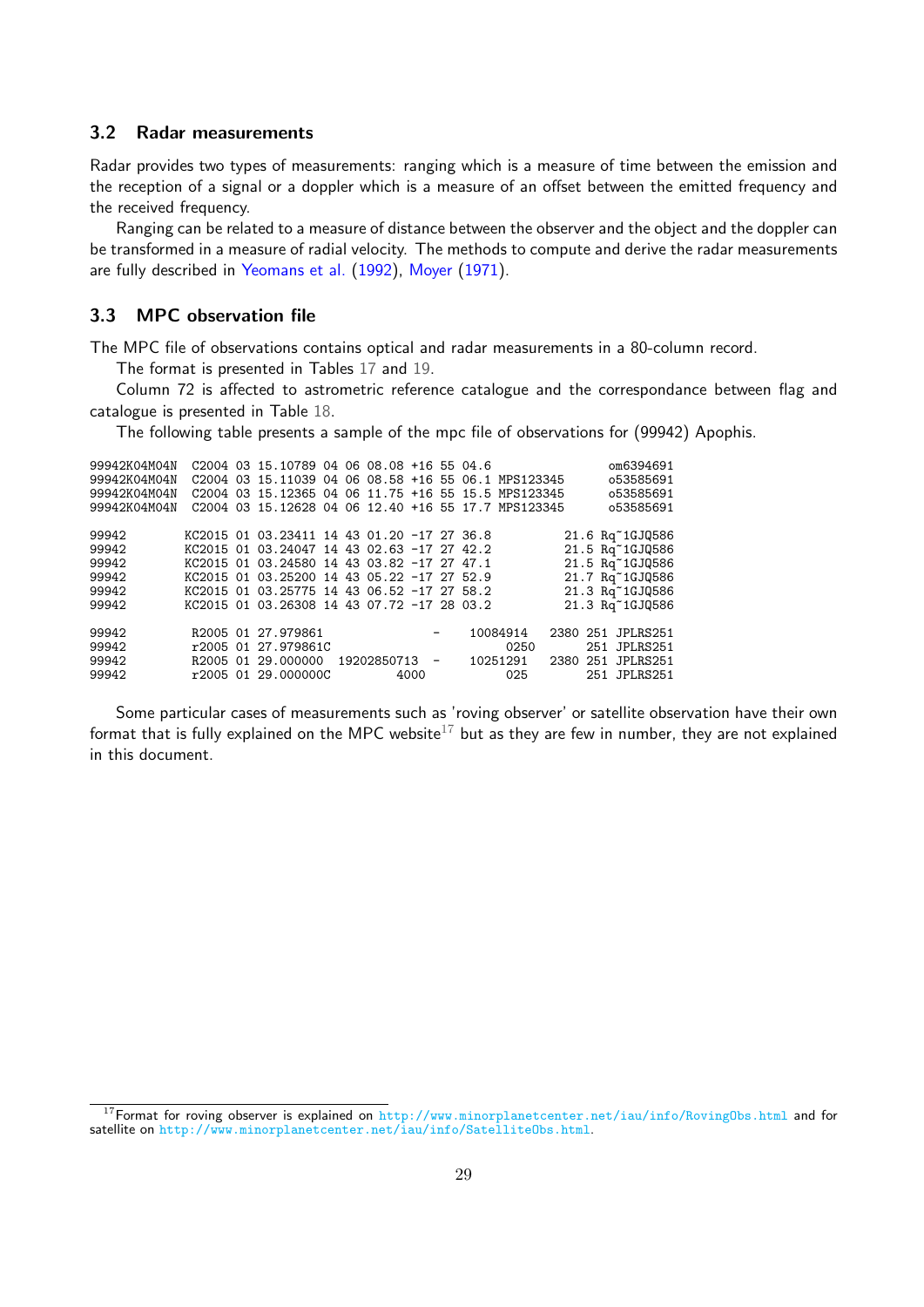### 3.2 Radar measurements

Radar provides two types of measurements: ranging which is a measure of time between the emission and the reception of a signal or a doppler which is a measure of an offset between the emitted frequency and the received frequency.

Ranging can be related to a measure of distance between the observer and the object and the doppler can be transformed in a measure of radial velocity. The methods to compute and derive the radar measurements are fully described in Yeomans et al. (1992), Moyer (1971).

### 3.3 MPC observation file

The MPC file of observations contains optical and radar measurements in a 80-column record.

The format is presented in Tables 17 and 19.

Column 72 is affected to astrometric reference catalogue and the correspondance between flag and catalogue is presented in Table 18.

The following table presents a sample of the mpc file of observations for (99942) Apophis.

```
99942K04M04N  C2004 03 15.10789 04 06 08.08 +16 55 04.6                om6394691
99942K04M04N  C2004 03 15.11039 04 06 08.58 +16 55 06.1 MPS123345      o53585691
99942K04M04N  C2004 03 15.12365 04 06 11.75 +16 55 15.5 MPS123345      o53585691
99942K04M04N  C2004 03 15.12628 04 06 12.40 +16 55 17.7 MPS123345      o53585691

99942        KC2015 01 03.23411 14 43 01.20 -17 27 36.8          21.6 Rq~1GJQ586
99942        KC2015 01 03.24047 14 43 02.63 -17 27 42.2          21.5 Rq~1GJQ586
99942        KC2015 01 03.24580 14 43 03.82 -17 27 47.1          21.5 Rq~1GJQ586
99942        KC2015 01 03.25200 14 43 05.22 -17 27 52.9          21.7 Rq~1GJQ586
99942        KC2015 01 03.25775 14 43 06.52 -17 27 58.2          21.3 Rq~1GJQ586
99942        KC2015 01 03.26308 14 43 07.72 -17 28 03.2          21.3 Rq~1GJQ586

99942         R2005 01 27.979861                 -     10084914   2380 251 JPLRS251
99942         r2005 01 27.979861C                           0250       251 JPLRS251
99942         R2005 01 29.000000  19202850713  -     10251291   2380 251 JPLRS251
99942         r2005 01 29.000000C         4000              025        251 JPLRS251
```

Some particular cases of measurements such as 'roving observer' or satellite observation have their own format that is fully explained on the MPC website[17] but as they are few in number, they are not explained in this document.

[17] Format for roving observer is explained on http://www.minorplanetcenter.net/iau/info/RovingObs.html and for satellite on http://www.minorplanetcenter.net/iau/info/SatelliteObs.html.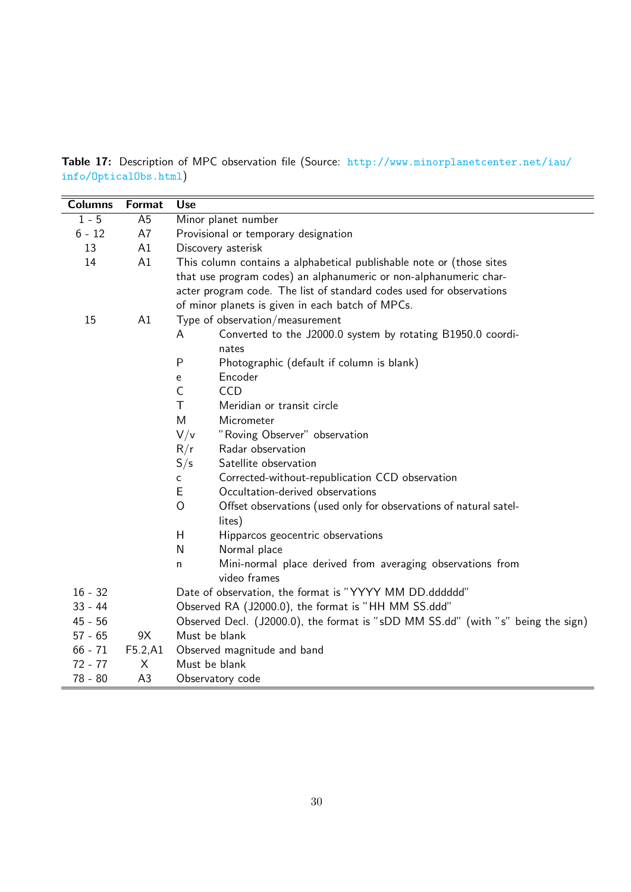**Table 17:** Description of MPC observation file (Source: http://www.minorplanetcenter.net/iau/info/OpticalObs.html)

| Columns | Format | Use |
|---|---|---|
| 1 - 5 | A5 | Minor planet number |
| 6 - 12 | A7 | Provisional or temporary designation |
| 13 | A1 | Discovery asterisk |
| 14 | A1 | This column contains a alphabetical publishable note or (those sites that use program codes) an alphanumeric or non-alphanumeric character program code. The list of standard codes used for observations of minor planets is given in each batch of MPCs. |
| 15 | A1 | Type of observation/measurement<br>A — Converted to the J2000.0 system by rotating B1950.0 coordinates<br>P — Photographic (default if column is blank)<br>e — Encoder<br>C — CCD<br>T — Meridian or transit circle<br>M — Micrometer<br>V/v — "Roving Observer" observation<br>R/r — Radar observation<br>S/s — Satellite observation<br>c — Corrected-without-republication CCD observation<br>E — Occultation-derived observations<br>O — Offset observations (used only for observations of natural satellites)<br>H — Hipparcos geocentric observations<br>N — Normal place<br>n — Mini-normal place derived from averaging observations from video frames |
| 16 - 32 | | Date of observation, the format is "YYYY MM DD.dddddd" |
| 33 - 44 | | Observed RA (J2000.0), the format is "HH MM SS.ddd" |
| 45 - 56 | | Observed Decl. (J2000.0), the format is "sDD MM SS.dd" (with "s" being the sign) |
| 57 - 65 | 9X | Must be blank |
| 66 - 71 | F5.2,A1 | Observed magnitude and band |
| 72 - 77 | X | Must be blank |
| 78 - 80 | A3 | Observatory code |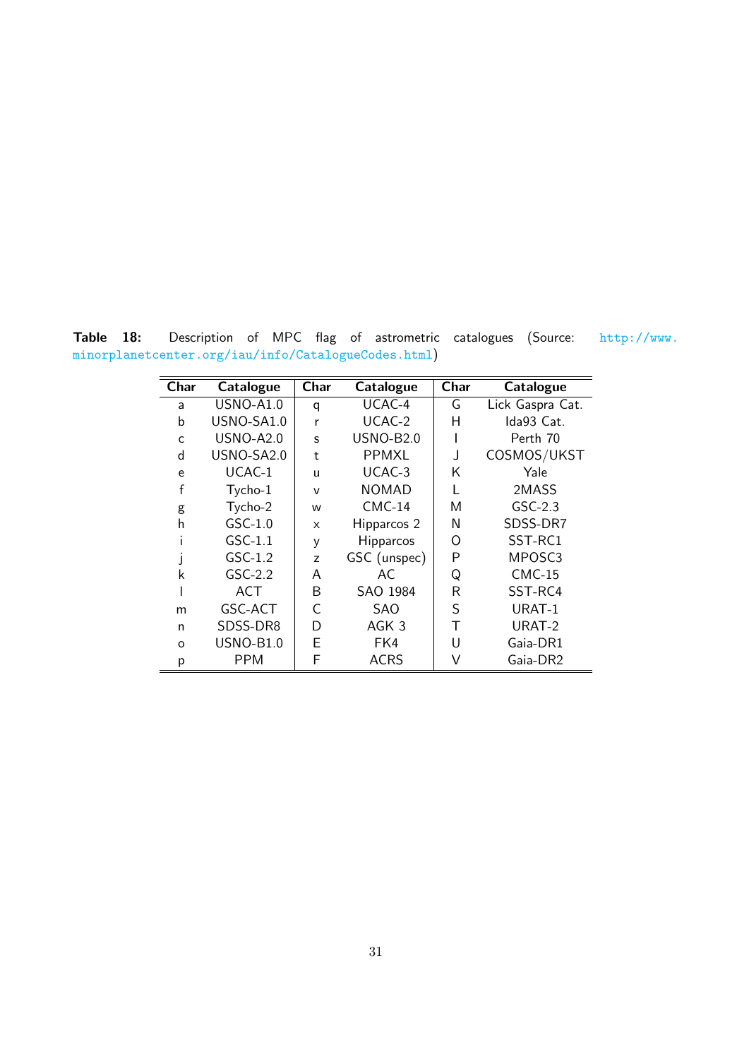**Table 18:** Description of MPC flag of astrometric catalogues (Source: http://www.minorplanetcenter.org/iau/info/CatalogueCodes.html)

| Char | Catalogue | Char | Catalogue | Char | Catalogue |
|---|---|---|---|---|---|
| a | USNO-A1.0 | q | UCAC-4 | G | Lick Gaspra Cat. |
| b | USNO-SA1.0 | r | UCAC-2 | H | Ida93 Cat. |
| c | USNO-A2.0 | s | USNO-B2.0 | I | Perth 70 |
| d | USNO-SA2.0 | t | PPMXL | J | COSMOS/UKST |
| e | UCAC-1 | u | UCAC-3 | K | Yale |
| f | Tycho-1 | v | NOMAD | L | 2MASS |
| g | Tycho-2 | w | CMC-14 | M | GSC-2.3 |
| h | GSC-1.0 | x | Hipparcos 2 | N | SDSS-DR7 |
| i | GSC-1.1 | y | Hipparcos | O | SST-RC1 |
| j | GSC-1.2 | z | GSC (unspec) | P | MPOSC3 |
| k | GSC-2.2 | A | AC | Q | CMC-15 |
| l | ACT | B | SAO 1984 | R | SST-RC4 |
| m | GSC-ACT | C | SAO | S | URAT-1 |
| n | SDSS-DR8 | D | AGK 3 | T | URAT-2 |
| o | USNO-B1.0 | E | FK4 | U | Gaia-DR1 |
| p | PPM | F | ACRS | V | Gaia-DR2 |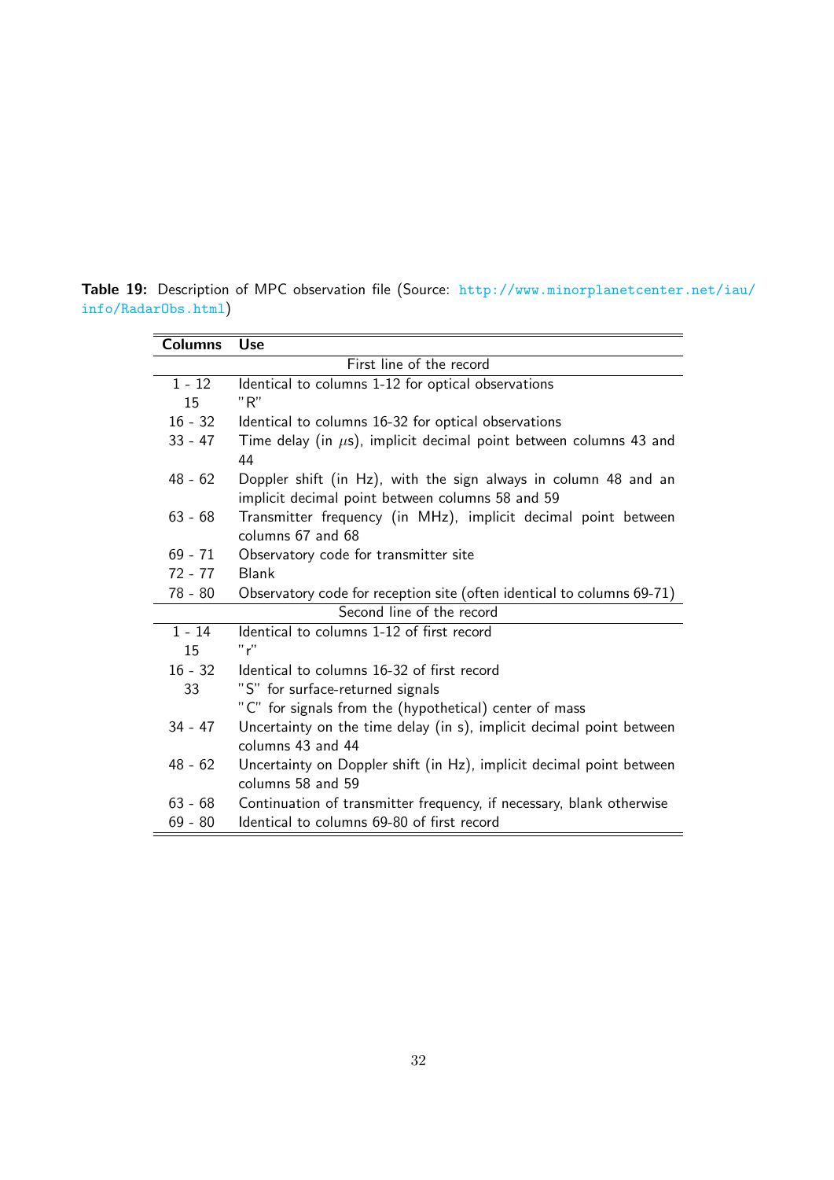**Table 19:** Description of MPC observation file (Source: http://www.minorplanetcenter.net/iau/info/RadarObs.html)

| Columns | Use |
|---|---|
| | First line of the record |
| 1 - 12 | Identical to columns 1-12 for optical observations |
| 15 | "R" |
| 16 - 32 | Identical to columns 16-32 for optical observations |
| 33 - 47 | Time delay (in $\mu$s), implicit decimal point between columns 43 and 44 |
| 48 - 62 | Doppler shift (in Hz), with the sign always in column 48 and an implicit decimal point between columns 58 and 59 |
| 63 - 68 | Transmitter frequency (in MHz), implicit decimal point between columns 67 and 68 |
| 69 - 71 | Observatory code for transmitter site |
| 72 - 77 | Blank |
| 78 - 80 | Observatory code for reception site (often identical to columns 69-71) |
| | Second line of the record |
| 1 - 14 | Identical to columns 1-12 of first record |
| 15 | "r" |
| 16 - 32 | Identical to columns 16-32 of first record |
| 33 | "S" for surface-returned signals<br>"C" for signals from the (hypothetical) center of mass |
| 34 - 47 | Uncertainty on the time delay (in s), implicit decimal point between columns 43 and 44 |
| 48 - 62 | Uncertainty on Doppler shift (in Hz), implicit decimal point between columns 58 and 59 |
| 63 - 68 | Continuation of transmitter frequency, if necessary, blank otherwise |
| 69 - 80 | Identical to columns 69-80 of first record |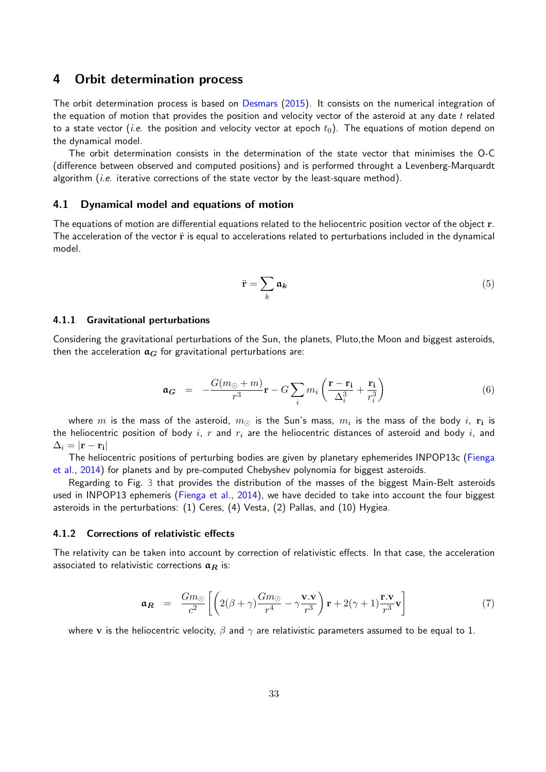# 4 Orbit determination process

The orbit determination process is based on Desmars (2015). It consists on the numerical integration of the equation of motion that provides the position and velocity vector of the asteroid at any date $t$ related to a state vector (*i.e.* the position and velocity vector at epoch $t_0$). The equations of motion depend on the dynamical model.

The orbit determination consists in the determination of the state vector that minimises the O-C (difference between observed and computed positions) and is performed throught a Levenberg-Marquardt algorithm (*i.e.* iterative corrections of the state vector by the least-square method).

## 4.1 Dynamical model and equations of motion

The equations of motion are differential equations related to the heliocentric position vector of the object $\mathbf{r}$. The acceleration of the vector $\ddot{\mathbf{r}}$ is equal to accelerations related to perturbations included in the dynamical model.

$$\ddot{\mathbf{r}} = \sum_k \mathfrak{a}_k \tag{5}$$

### 4.1.1 Gravitational perturbations

Considering the gravitational perturbations of the Sun, the planets, Pluto,the Moon and biggest asteroids, then the acceleration $\mathfrak{a}_G$ for gravitational perturbations are:

$$\mathfrak{a}_G = -\frac{G(m_\odot + m)}{r^3}\mathbf{r} - G\sum_i m_i \left(\frac{\mathbf{r}-\mathbf{r_i}}{\Delta_i^3} + \frac{\mathbf{r_i}}{r_i^3}\right) \tag{6}$$

where $m$ is the mass of the asteroid, $m_\odot$ is the Sun's mass, $m_i$ is the mass of the body $i$, $\mathbf{r_i}$ is the heliocentric position of body $i$, $r$ and $r_i$ are the heliocentric distances of asteroid and body $i$, and $\Delta_i = |\mathbf{r}-\mathbf{r_i}|$

The heliocentric positions of perturbing bodies are given by planetary ephemerides INPOP13c (Fienga et al., 2014) for planets and by pre-computed Chebyshev polynomia for biggest asteroids.

Regarding to Fig. 3 that provides the distribution of the masses of the biggest Main-Belt asteroids used in INPOP13 ephemeris (Fienga et al., 2014), we have decided to take into account the four biggest asteroids in the perturbations: (1) Ceres, (4) Vesta, (2) Pallas, and (10) Hygiea.

### 4.1.2 Corrections of relativistic effects

The relativity can be taken into account by correction of relativistic effects. In that case, the acceleration associated to relativistic corrections $\mathfrak{a}_R$ is:

$$\mathfrak{a}_R = \frac{Gm_\odot}{c^2}\left[\left(2(\beta+\gamma)\frac{Gm_\odot}{r^4} - \gamma\frac{\mathbf{v}.\mathbf{v}}{r^3}\right)\mathbf{r} + 2(\gamma+1)\frac{\mathbf{r}.\mathbf{v}}{r^3}\mathbf{v}\right] \tag{7}$$

where $\mathbf{v}$ is the heliocentric velocity, $\beta$ and $\gamma$ are relativistic parameters assumed to be equal to 1.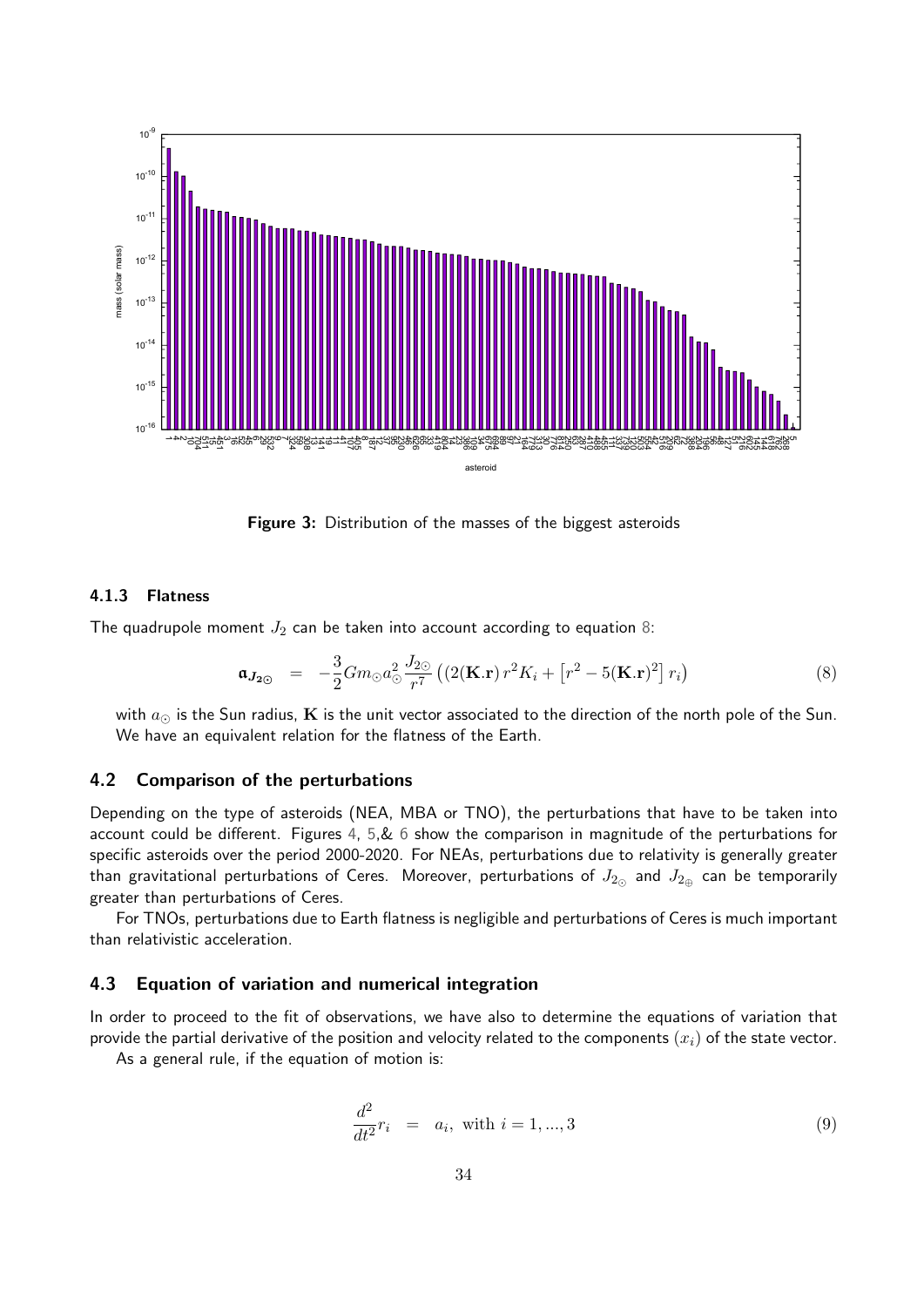**Figure 3:** Distribution of the masses of the biggest asteroids

#### 4.1.3 Flatness

The quadrupole moment $J_2$ can be taken into account according to equation 8:

$$\mathfrak{a}_{J_{2\odot}} = -\frac{3}{2} G m_\odot a_\odot^2 \frac{J_{2\odot}}{r^7} \left( (2(\mathbf{K}.\mathbf{r}) \, r^2 K_i + \left[ r^2 - 5(\mathbf{K}.\mathbf{r})^2 \right] r_i \right) \tag{8}$$

with $a_\odot$ is the Sun radius, $\mathbf{K}$ is the unit vector associated to the direction of the north pole of the Sun. We have an equivalent relation for the flatness of the Earth.

### 4.2 Comparison of the perturbations

Depending on the type of asteroids (NEA, MBA or TNO), the perturbations that have to be taken into account could be different. Figures 4, 5,& 6 show the comparison in magnitude of the perturbations for specific asteroids over the period 2000-2020. For NEAs, perturbations due to relativity is generally greater than gravitational perturbations of Ceres. Moreover, perturbations of $J_{2_\odot}$ and $J_{2_\oplus}$ can be temporarily greater than perturbations of Ceres.

For TNOs, perturbations due to Earth flatness is negligible and perturbations of Ceres is much important than relativistic acceleration.

### 4.3 Equation of variation and numerical integration

In order to proceed to the fit of observations, we have also to determine the equations of variation that provide the partial derivative of the position and velocity related to the components $(x_i)$ of the state vector.

As a general rule, if the equation of motion is:

$$\frac{d^2}{dt^2} r_i = a_i, \text{ with } i = 1, ..., 3 \tag{9}$$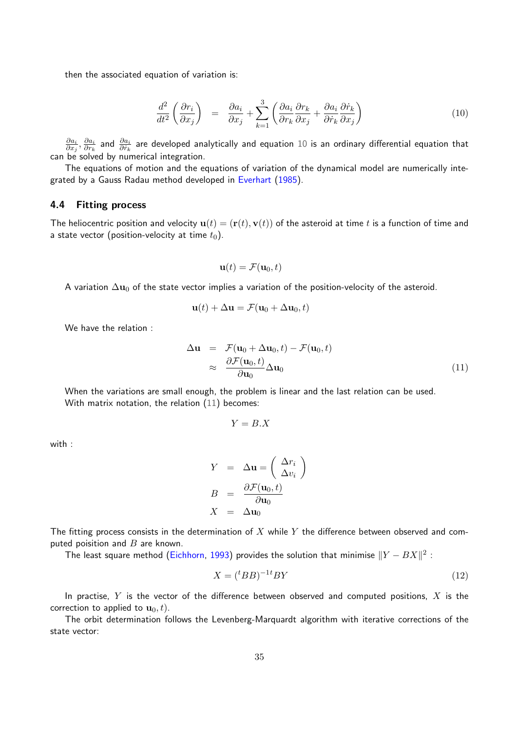then the associated equation of variation is:

$$\frac{d^2}{dt^2}\left(\frac{\partial r_i}{\partial x_j}\right) = \frac{\partial a_i}{\partial x_j} + \sum_{k=1}^{3}\left(\frac{\partial a_i}{\partial r_k}\frac{\partial r_k}{\partial x_j} + \frac{\partial a_i}{\partial \dot{r}_k}\frac{\partial \dot{r}_k}{\partial x_j}\right) \tag{10}$$

$\frac{\partial a_i}{\partial x_j}$, $\frac{\partial a_i}{\partial r_k}$ and $\frac{\partial a_i}{\partial \dot{r}_k}$ are developed analytically and equation 10 is an ordinary differential equation that can be solved by numerical integration.

The equations of motion and the equations of variation of the dynamical model are numerically integrated by a Gauss Radau method developed in Everhart (1985).

### 4.4 Fitting process

The heliocentric position and velocity $\mathbf{u}(t) = (\mathbf{r}(t), \mathbf{v}(t))$ of the asteroid at time $t$ is a function of time and a state vector (position-velocity at time $t_0$).

$$\mathbf{u}(t) = \mathcal{F}(\mathbf{u}_0, t)$$

A variation $\Delta\mathbf{u}_0$ of the state vector implies a variation of the position-velocity of the asteroid.

$$\mathbf{u}(t) + \Delta\mathbf{u} = \mathcal{F}(\mathbf{u}_0 + \Delta\mathbf{u}_0, t)$$

We have the relation :

$$\begin{aligned}
\Delta\mathbf{u} &= \mathcal{F}(\mathbf{u}_0 + \Delta\mathbf{u}_0, t) - \mathcal{F}(\mathbf{u}_0, t) \\
&\approx \frac{\partial \mathcal{F}(\mathbf{u}_0, t)}{\partial \mathbf{u}_0}\Delta\mathbf{u}_0
\end{aligned} \tag{11}$$

When the variations are small enough, the problem is linear and the last relation can be used. With matrix notation, the relation (11) becomes:

$$Y = B.X$$

with :

$$\begin{aligned}
Y &= \Delta\mathbf{u} = \begin{pmatrix} \Delta r_i \\ \Delta v_i \end{pmatrix} \\
B &= \frac{\partial \mathcal{F}(\mathbf{u}_0, t)}{\partial \mathbf{u}_0} \\
X &= \Delta\mathbf{u}_0
\end{aligned}$$

The fitting process consists in the determination of $X$ while $Y$ the difference between observed and computed poisition and $B$ are known.

The least square method (Eichhorn, 1993) provides the solution that minimise $\|Y - BX\|^2$ :

$$X = ({}^tBB)^{-1}\,{}^tBY \tag{12}$$

In practise, $Y$ is the vector of the difference between observed and computed positions, $X$ is the correction to applied to $\mathbf{u}_0, t)$.

The orbit determination follows the Levenberg-Marquardt algorithm with iterative corrections of the state vector: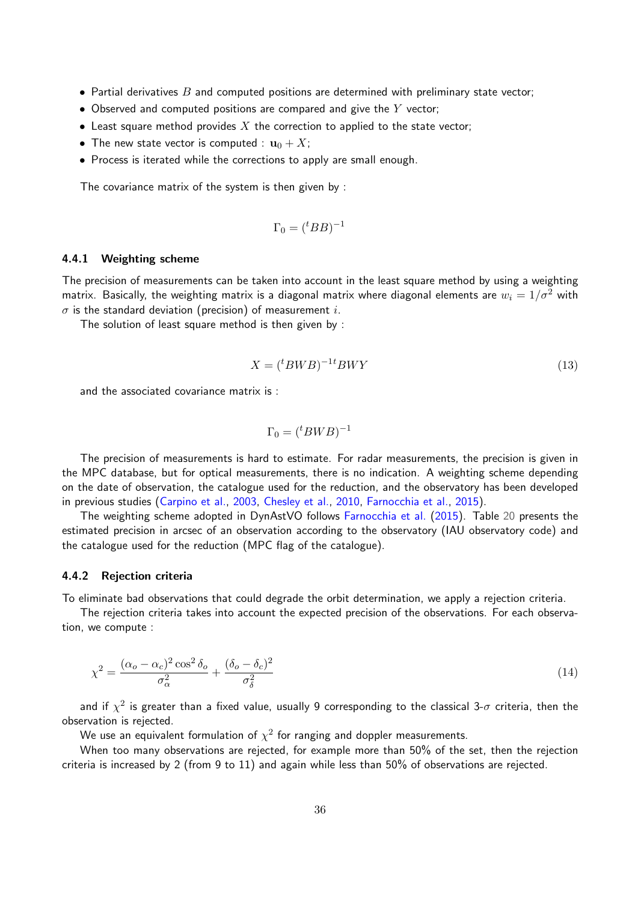- Partial derivatives $B$ and computed positions are determined with preliminary state vector;
- Observed and computed positions are compared and give the $Y$ vector;
- Least square method provides $X$ the correction to applied to the state vector;
- The new state vector is computed : $\mathbf{u}_0 + X$;
- Process is iterated while the corrections to apply are small enough.

The covariance matrix of the system is then given by :

$$\Gamma_0 = ({}^tBB)^{-1}$$

### 4.4.1 Weighting scheme

The precision of measurements can be taken into account in the least square method by using a weighting matrix. Basically, the weighting matrix is a diagonal matrix where diagonal elements are $w_i = 1/\sigma^2$ with $\sigma$ is the standard deviation (precision) of measurement $i$.

The solution of least square method is then given by :

$$X = ({}^tBWB)^{-1t}BWY \tag{13}$$

and the associated covariance matrix is :

$$\Gamma_0 = ({}^tBWB)^{-1}$$

The precision of measurements is hard to estimate. For radar measurements, the precision is given in the MPC database, but for optical measurements, there is no indication. A weighting scheme depending on the date of observation, the catalogue used for the reduction, and the observatory has been developed in previous studies (Carpino et al., 2003, Chesley et al., 2010, Farnocchia et al., 2015).

The weighting scheme adopted in DynAstVO follows Farnocchia et al. (2015). Table 20 presents the estimated precision in arcsec of an observation according to the observatory (IAU observatory code) and the catalogue used for the reduction (MPC flag of the catalogue).

### 4.4.2 Rejection criteria

To eliminate bad observations that could degrade the orbit determination, we apply a rejection criteria.

The rejection criteria takes into account the expected precision of the observations. For each observation, we compute :

$$\chi^2 = \frac{(\alpha_o - \alpha_c)^2 \cos^2 \delta_o}{\sigma_\alpha^2} + \frac{(\delta_o - \delta_c)^2}{\sigma_\delta^2} \tag{14}$$

and if $\chi^2$ is greater than a fixed value, usually 9 corresponding to the classical 3-$\sigma$ criteria, then the observation is rejected.

We use an equivalent formulation of $\chi^2$ for ranging and doppler measurements.

When too many observations are rejected, for example more than 50% of the set, then the rejection criteria is increased by 2 (from 9 to 11) and again while less than 50% of observations are rejected.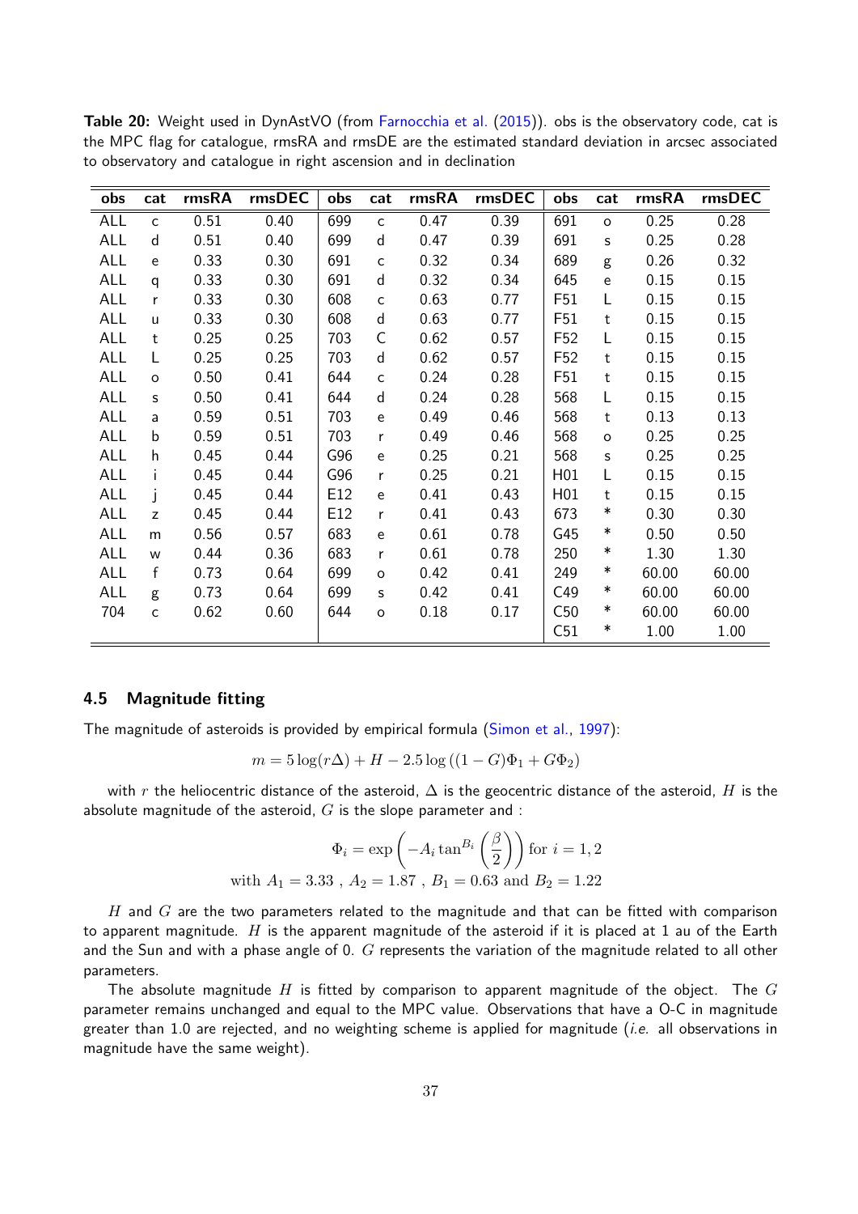**Table 20:** Weight used in DynAstVO (from Farnocchia et al. (2015)). obs is the observatory code, cat is the MPC flag for catalogue, rmsRA and rmsDE are the estimated standard deviation in arcsec associated to observatory and catalogue in right ascension and in declination

| obs | cat | rmsRA | rmsDEC | obs | cat | rmsRA | rmsDEC | obs | cat | rmsRA | rmsDEC |
|---|---|---|---|---|---|---|---|---|---|---|---|
| ALL | c | 0.51 | 0.40 | 699 | c | 0.47 | 0.39 | 691 | o | 0.25 | 0.28 |
| ALL | d | 0.51 | 0.40 | 699 | d | 0.47 | 0.39 | 691 | s | 0.25 | 0.28 |
| ALL | e | 0.33 | 0.30 | 691 | c | 0.32 | 0.34 | 689 | g | 0.26 | 0.32 |
| ALL | q | 0.33 | 0.30 | 691 | d | 0.32 | 0.34 | 645 | e | 0.15 | 0.15 |
| ALL | r | 0.33 | 0.30 | 608 | c | 0.63 | 0.77 | F51 | L | 0.15 | 0.15 |
| ALL | u | 0.33 | 0.30 | 608 | d | 0.63 | 0.77 | F51 | t | 0.15 | 0.15 |
| ALL | t | 0.25 | 0.25 | 703 | C | 0.62 | 0.57 | F52 | L | 0.15 | 0.15 |
| ALL | L | 0.25 | 0.25 | 703 | d | 0.62 | 0.57 | F52 | t | 0.15 | 0.15 |
| ALL | o | 0.50 | 0.41 | 644 | c | 0.24 | 0.28 | F51 | t | 0.15 | 0.15 |
| ALL | s | 0.50 | 0.41 | 644 | d | 0.24 | 0.28 | 568 | L | 0.15 | 0.15 |
| ALL | a | 0.59 | 0.51 | 703 | e | 0.49 | 0.46 | 568 | t | 0.13 | 0.13 |
| ALL | b | 0.59 | 0.51 | 703 | r | 0.49 | 0.46 | 568 | o | 0.25 | 0.25 |
| ALL | h | 0.45 | 0.44 | G96 | e | 0.25 | 0.21 | 568 | s | 0.25 | 0.25 |
| ALL | i | 0.45 | 0.44 | G96 | r | 0.25 | 0.21 | H01 | L | 0.15 | 0.15 |
| ALL | j | 0.45 | 0.44 | E12 | e | 0.41 | 0.43 | H01 | t | 0.15 | 0.15 |
| ALL | z | 0.45 | 0.44 | E12 | r | 0.41 | 0.43 | 673 | * | 0.30 | 0.30 |
| ALL | m | 0.56 | 0.57 | 683 | e | 0.61 | 0.78 | G45 | * | 0.50 | 0.50 |
| ALL | w | 0.44 | 0.36 | 683 | r | 0.61 | 0.78 | 250 | * | 1.30 | 1.30 |
| ALL | f | 0.73 | 0.64 | 699 | o | 0.42 | 0.41 | 249 | * | 60.00 | 60.00 |
| ALL | g | 0.73 | 0.64 | 699 | s | 0.42 | 0.41 | C49 | * | 60.00 | 60.00 |
| 704 | c | 0.62 | 0.60 | 644 | o | 0.18 | 0.17 | C50 | * | 60.00 | 60.00 |
| | | | | | | | | C51 | * | 1.00 | 1.00 |

### 4.5 Magnitude fitting

The magnitude of asteroids is provided by empirical formula (Simon et al., 1997):

$$m = 5\log(r\Delta) + H - 2.5\log\left((1-G)\Phi_1 + G\Phi_2\right)$$

with $r$ the heliocentric distance of the asteroid, $\Delta$ is the geocentric distance of the asteroid, $H$ is the absolute magnitude of the asteroid, $G$ is the slope parameter and :

$$\Phi_i = \exp\left(-A_i \tan^{B_i}\left(\frac{\beta}{2}\right)\right) \text{ for } i = 1,2$$
$$\text{with } A_1 = 3.33 \text{ , } A_2 = 1.87 \text{ , } B_1 = 0.63 \text{ and } B_2 = 1.22$$

$H$ and $G$ are the two parameters related to the magnitude and that can be fitted with comparison to apparent magnitude. $H$ is the apparent magnitude of the asteroid if it is placed at 1 au of the Earth and the Sun and with a phase angle of 0. $G$ represents the variation of the magnitude related to all other parameters.

The absolute magnitude $H$ is fitted by comparison to apparent magnitude of the object. The $G$ parameter remains unchanged and equal to the MPC value. Observations that have a O-C in magnitude greater than 1.0 are rejected, and no weighting scheme is applied for magnitude (*i.e.* all observations in magnitude have the same weight).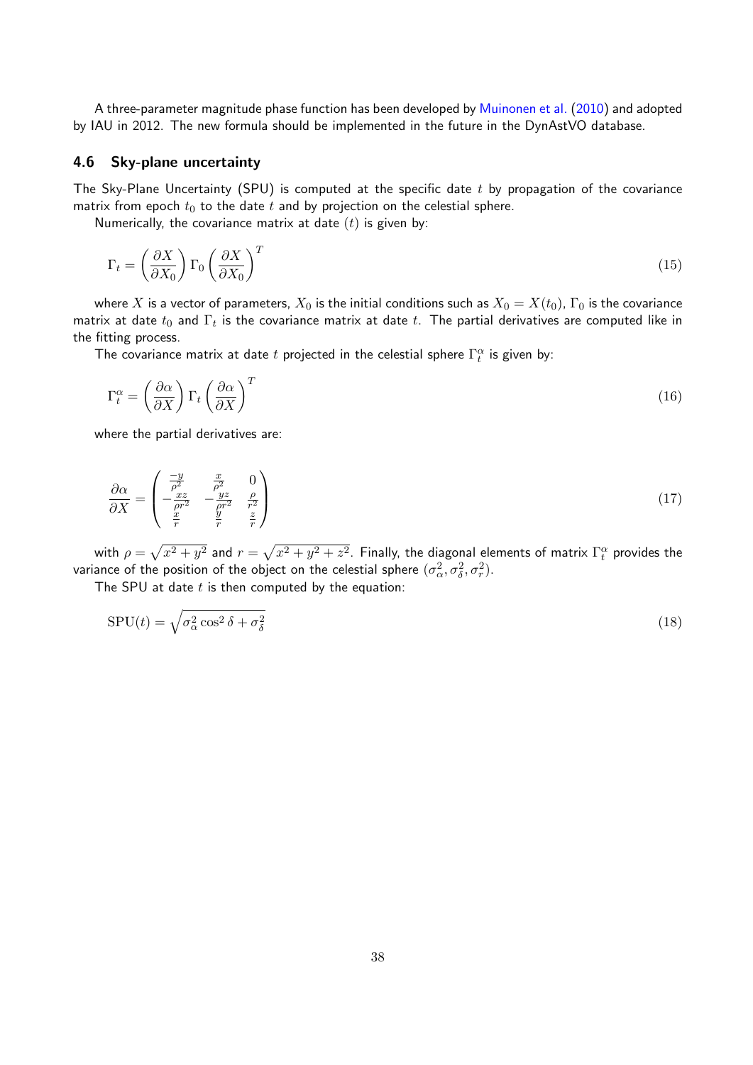A three-parameter magnitude phase function has been developed by Muinonen et al. (2010) and adopted by IAU in 2012. The new formula should be implemented in the future in the DynAstVO database.

### 4.6 Sky-plane uncertainty

The Sky-Plane Uncertainty (SPU) is computed at the specific date $t$ by propagation of the covariance matrix from epoch $t_0$ to the date $t$ and by projection on the celestial sphere.

Numerically, the covariance matrix at date $(t)$ is given by:

$$\Gamma_t = \left(\frac{\partial X}{\partial X_0}\right) \Gamma_0 \left(\frac{\partial X}{\partial X_0}\right)^T \tag{15}$$

where $X$ is a vector of parameters, $X_0$ is the initial conditions such as $X_0 = X(t_0)$, $\Gamma_0$ is the covariance matrix at date $t_0$ and $\Gamma_t$ is the covariance matrix at date $t$. The partial derivatives are computed like in the fitting process.

The covariance matrix at date $t$ projected in the celestial sphere $\Gamma_t^\alpha$ is given by:

$$\Gamma_t^\alpha = \left(\frac{\partial \alpha}{\partial X}\right) \Gamma_t \left(\frac{\partial \alpha}{\partial X}\right)^T \tag{16}$$

where the partial derivatives are:

$$\frac{\partial \alpha}{\partial X} = \begin{pmatrix} \frac{-y}{\rho^2} & \frac{x}{\rho^2} & 0 \\ -\frac{xz}{\rho r^2} & -\frac{yz}{\rho r^2} & \frac{\rho}{r^2} \\ \frac{x}{r} & \frac{y}{r} & \frac{z}{r} \end{pmatrix} \tag{17}$$

with $\rho = \sqrt{x^2 + y^2}$ and $r = \sqrt{x^2 + y^2 + z^2}$. Finally, the diagonal elements of matrix $\Gamma_t^\alpha$ provides the variance of the position of the object on the celestial sphere $(\sigma_\alpha^2, \sigma_\delta^2, \sigma_r^2)$.

The SPU at date $t$ is then computed by the equation:

$$\mathrm{SPU}(t) = \sqrt{\sigma_\alpha^2 \cos^2 \delta + \sigma_\delta^2} \tag{18}$$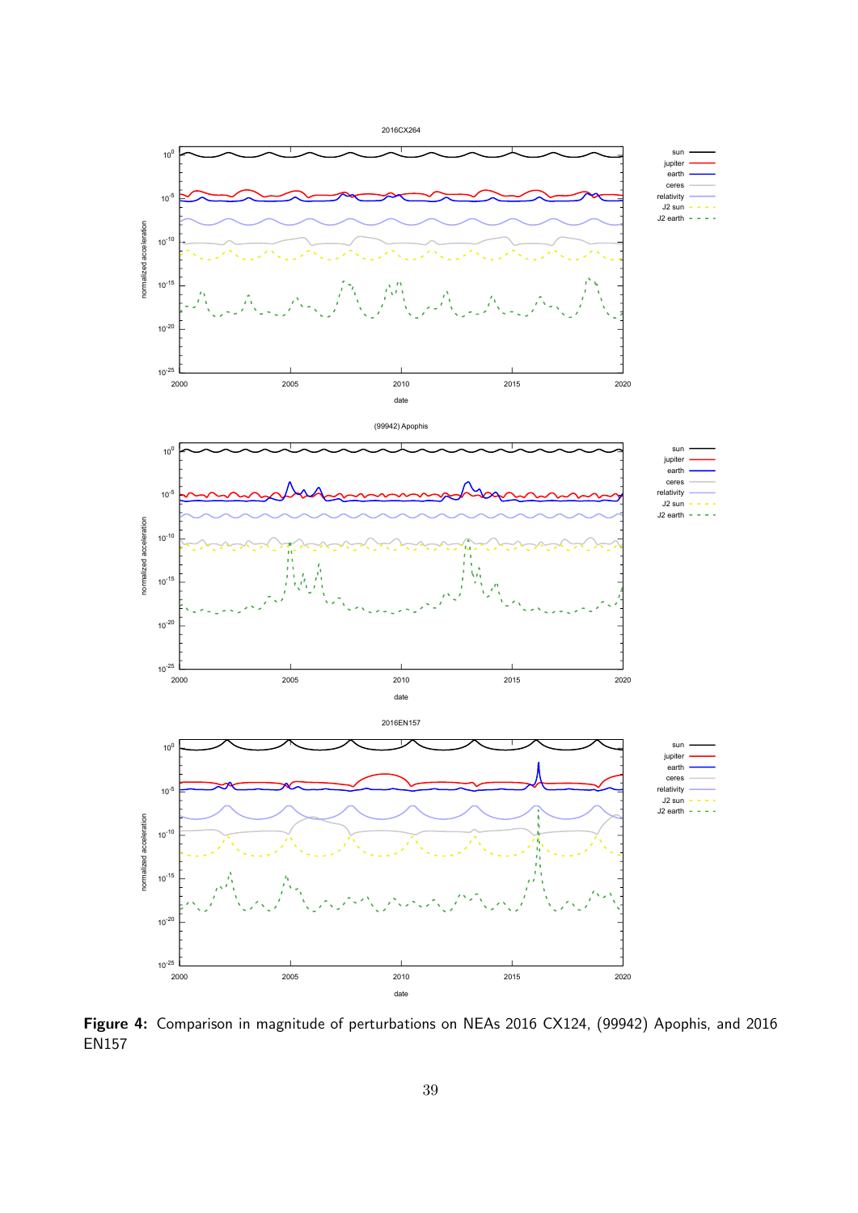**Figure 4:** Comparison in magnitude of perturbations on NEAs 2016 CX124, (99942) Apophis, and 2016 EN157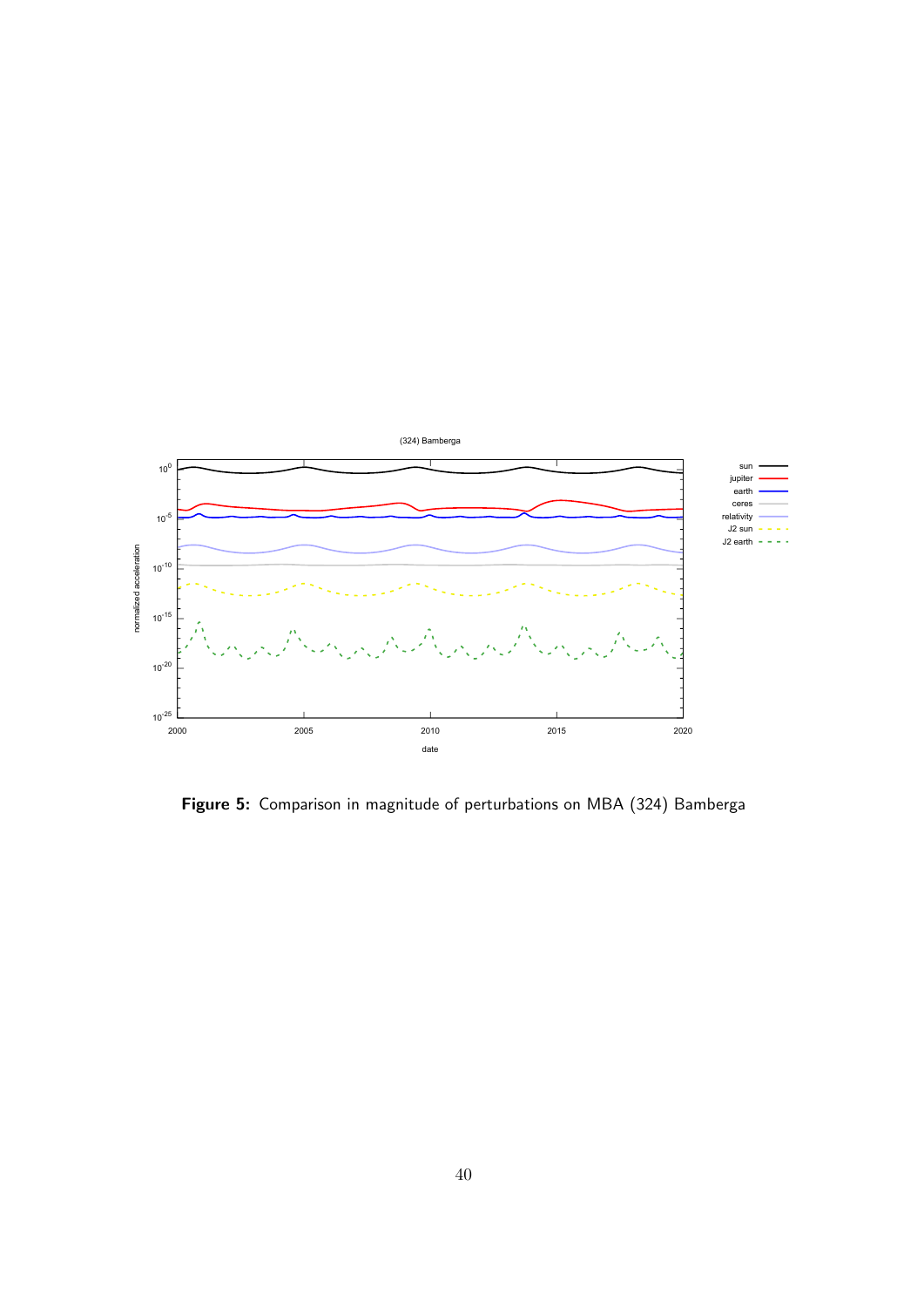**Figure 5:** Comparison in magnitude of perturbations on MBA (324) Bamberga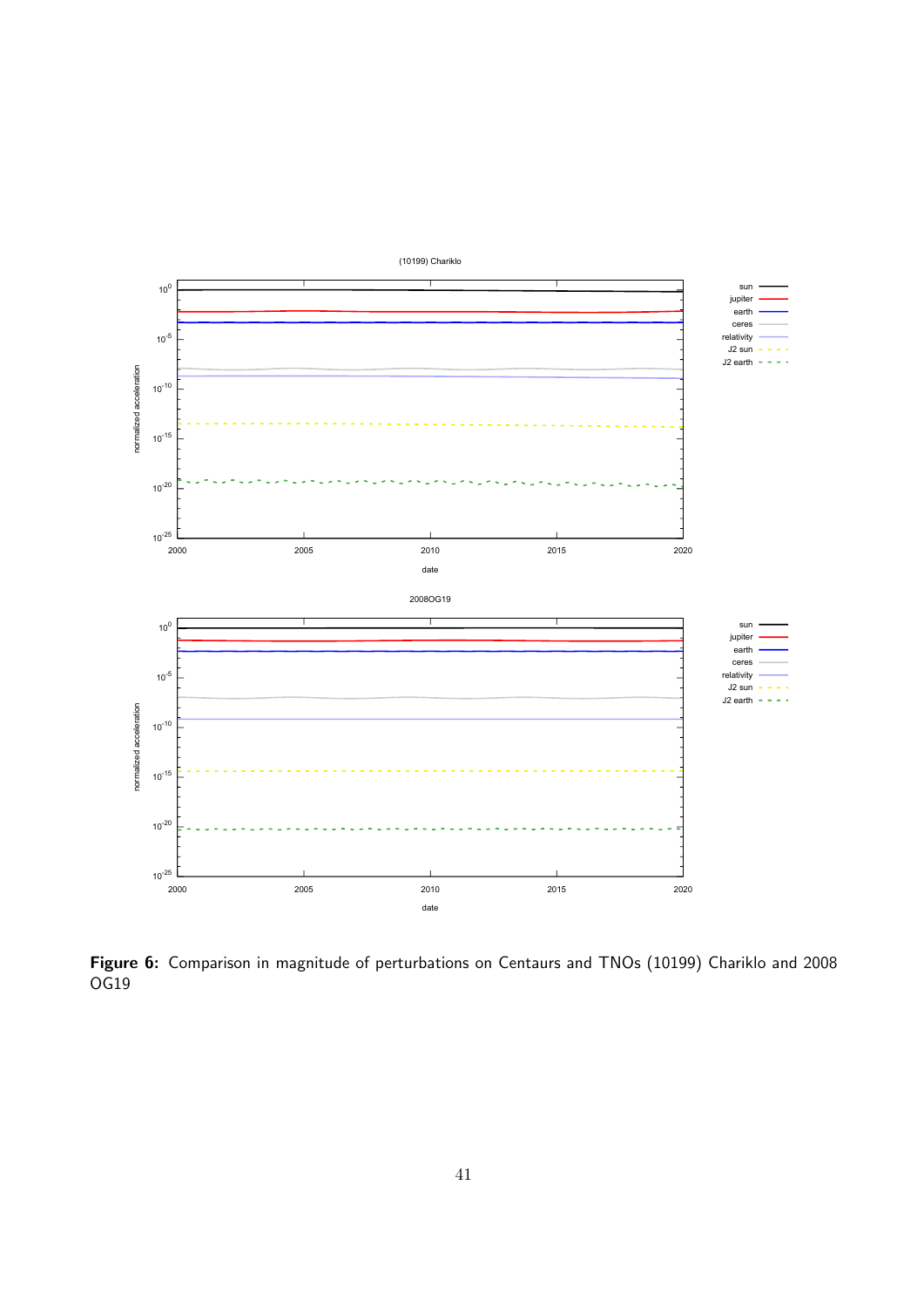**Figure 6:** Comparison in magnitude of perturbations on Centaurs and TNOs (10199) Chariklo and 2008 OG19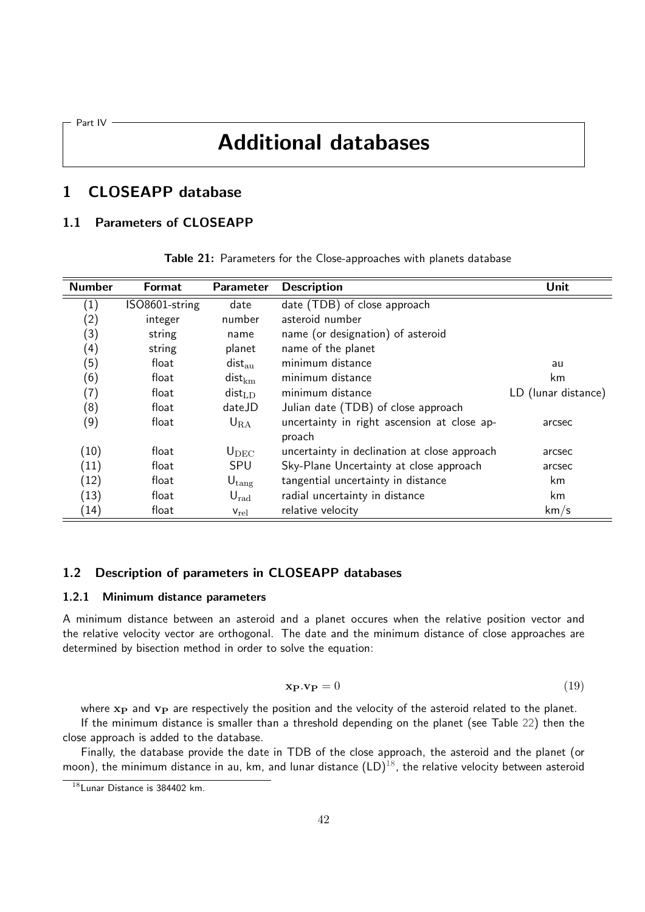Part IV

# Additional databases

## 1 CLOSEAPP database

### 1.1 Parameters of CLOSEAPP

**Table 21:** Parameters for the Close-approaches with planets database

| Number | Format | Parameter | Description | Unit |
|---|---|---|---|---|
| (1) | ISO8601-string | date | date (TDB) of close approach | |
| (2) | integer | number | asteroid number | |
| (3) | string | name | name (or designation) of asteroid | |
| (4) | string | planet | name of the planet | |
| (5) | float | $\mathrm{dist}_{\mathrm{au}}$ | minimum distance | au |
| (6) | float | $\mathrm{dist}_{\mathrm{km}}$ | minimum distance | km |
| (7) | float | $\mathrm{dist}_{\mathrm{LD}}$ | minimum distance | LD (lunar distance) |
| (8) | float | dateJD | Julian date (TDB) of close approach | |
| (9) | float | $\mathrm{U}_{\mathrm{RA}}$ | uncertainty in right ascension at close approach | arcsec |
| (10) | float | $\mathrm{U}_{\mathrm{DEC}}$ | uncertainty in declination at close approach | arcsec |
| (11) | float | SPU | Sky-Plane Uncertainty at close approach | arcsec |
| (12) | float | $\mathrm{U}_{\mathrm{tang}}$ | tangential uncertainty in distance | km |
| (13) | float | $\mathrm{U}_{\mathrm{rad}}$ | radial uncertainty in distance | km |
| (14) | float | $\mathrm{v}_{\mathrm{rel}}$ | relative velocity | km/s |

### 1.2 Description of parameters in CLOSEAPP databases

#### 1.2.1 Minimum distance parameters

A minimum distance between an asteroid and a planet occures when the relative position vector and the relative velocity vector are orthogonal. The date and the minimum distance of close approaches are determined by bisection method in order to solve the equation:

$$\mathbf{x_P}.\mathbf{v_P} = 0 \tag{19}$$

where $\mathbf{x_P}$ and $\mathbf{v_P}$ are respectively the position and the velocity of the asteroid related to the planet.

If the minimum distance is smaller than a threshold depending on the planet (see Table 22) then the close approach is added to the database.

Finally, the database provide the date in TDB of the close approach, the asteroid and the planet (or moon), the minimum distance in au, km, and lunar distance (LD)[18], the relative velocity between asteroid

[18] Lunar Distance is 384402 km.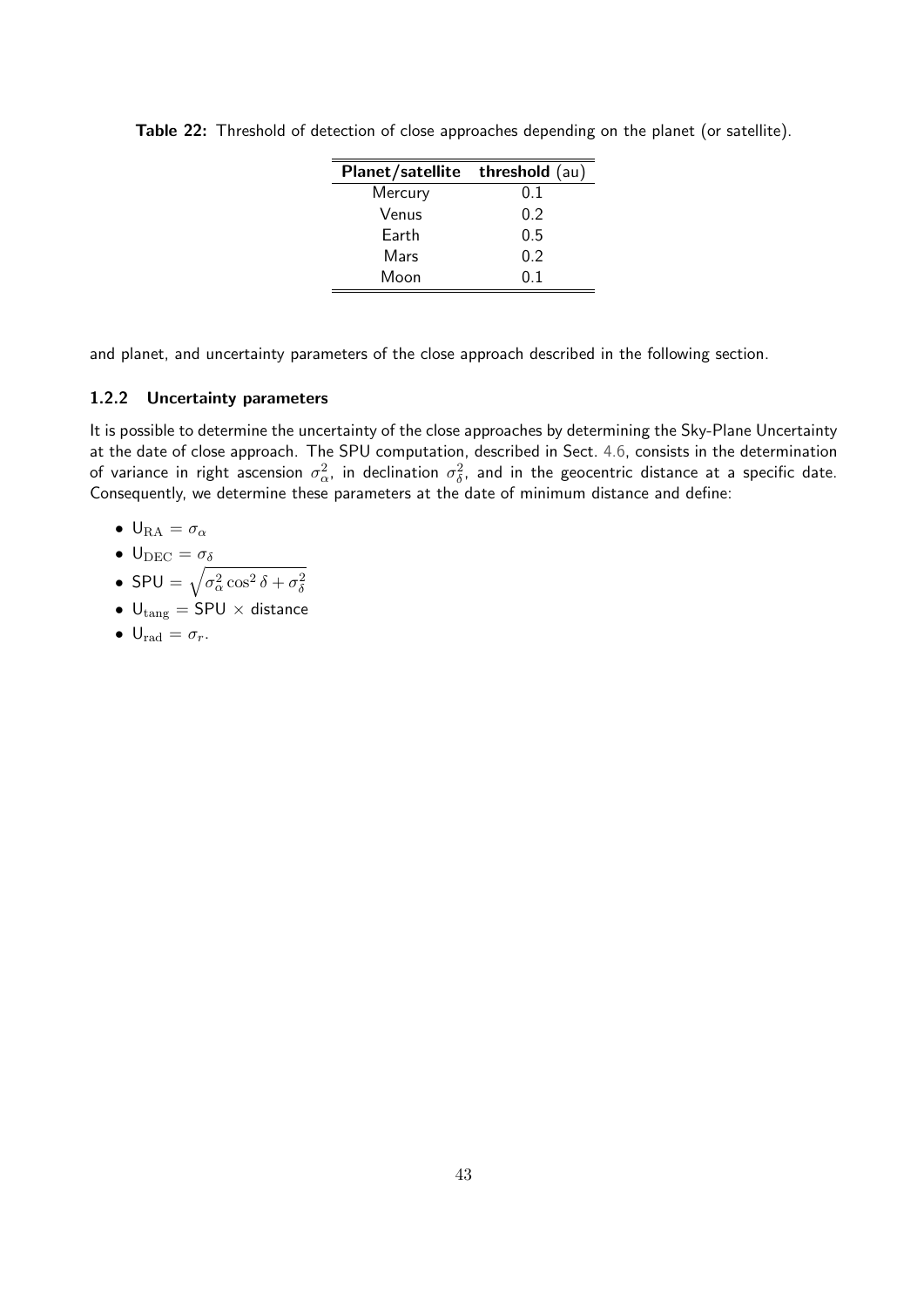**Table 22:** Threshold of detection of close approaches depending on the planet (or satellite).

| **Planet/satellite** | **threshold** (au) |
|---|---|
| Mercury | 0.1 |
| Venus | 0.2 |
| Earth | 0.5 |
| Mars | 0.2 |
| Moon | 0.1 |

and planet, and uncertainty parameters of the close approach described in the following section.

### 1.2.2 Uncertainty parameters

It is possible to determine the uncertainty of the close approaches by determining the Sky-Plane Uncertainty at the date of close approach. The SPU computation, described in Sect. 4.6, consists in the determination of variance in right ascension $\sigma_\alpha^2$, in declination $\sigma_\delta^2$, and in the geocentric distance at a specific date. Consequently, we determine these parameters at the date of minimum distance and define:

- $\mathsf{U}_{\mathrm{RA}} = \sigma_\alpha$
- $\mathsf{U}_{\mathrm{DEC}} = \sigma_\delta$
- $\mathsf{SPU} = \sqrt{\sigma_\alpha^2 \cos^2 \delta + \sigma_\delta^2}$
- $\mathsf{U}_{\mathrm{tang}} = \mathsf{SPU} \times$ distance
- $\mathsf{U}_{\mathrm{rad}} = \sigma_r$.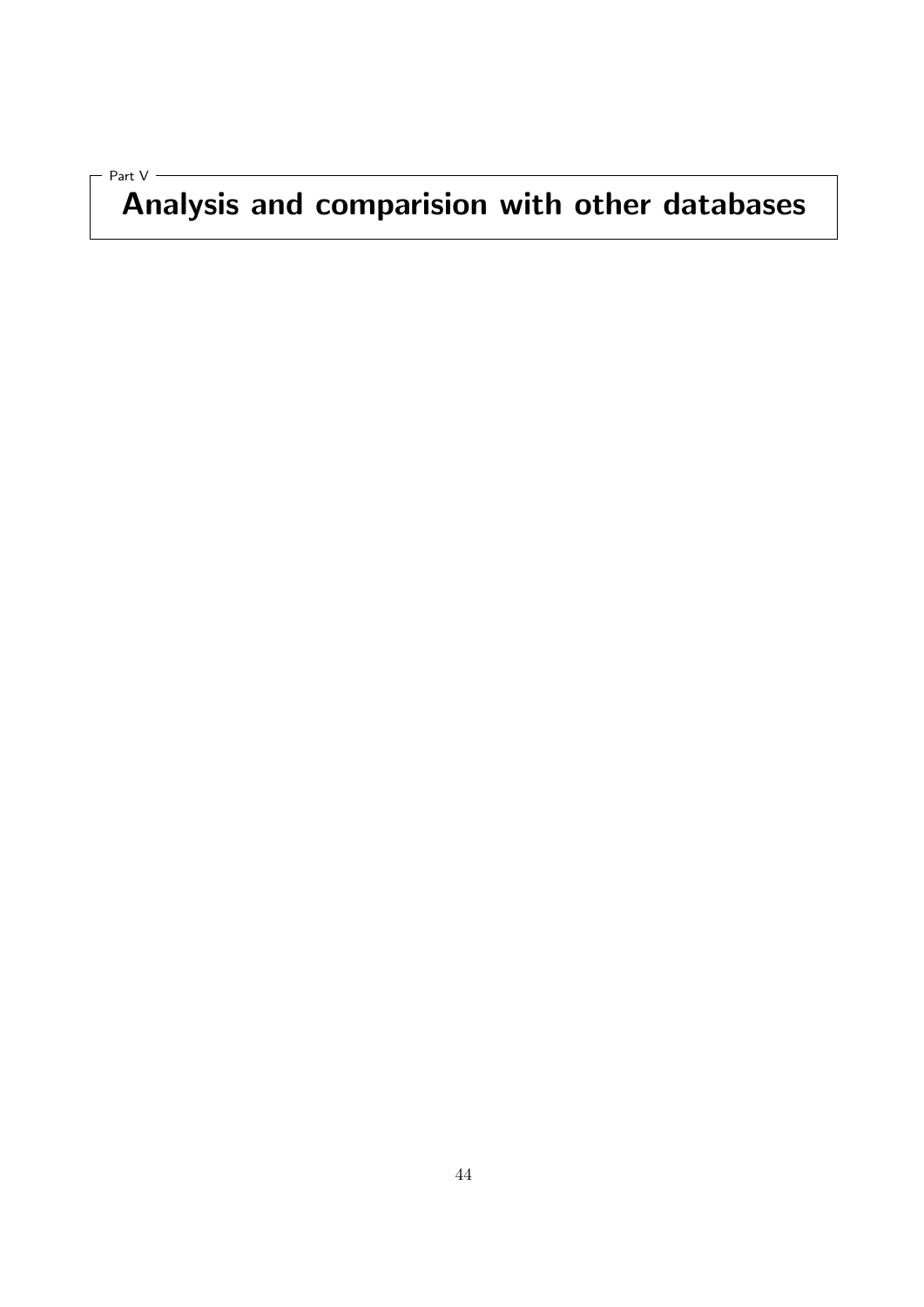Part V

# Analysis and comparision with other databases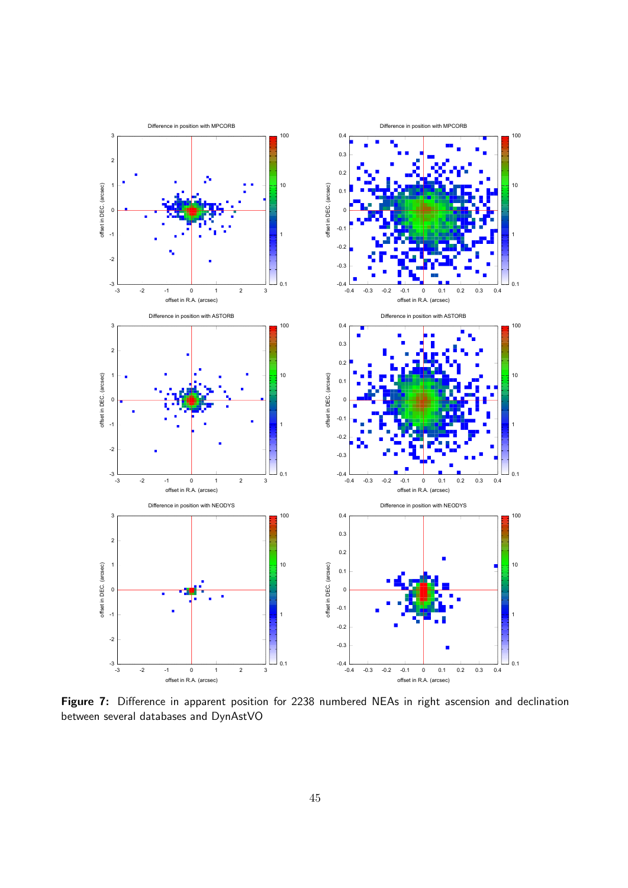**Figure 7:** Difference in apparent position for 2238 numbered NEAs in right ascension and declination between several databases and DynAstVO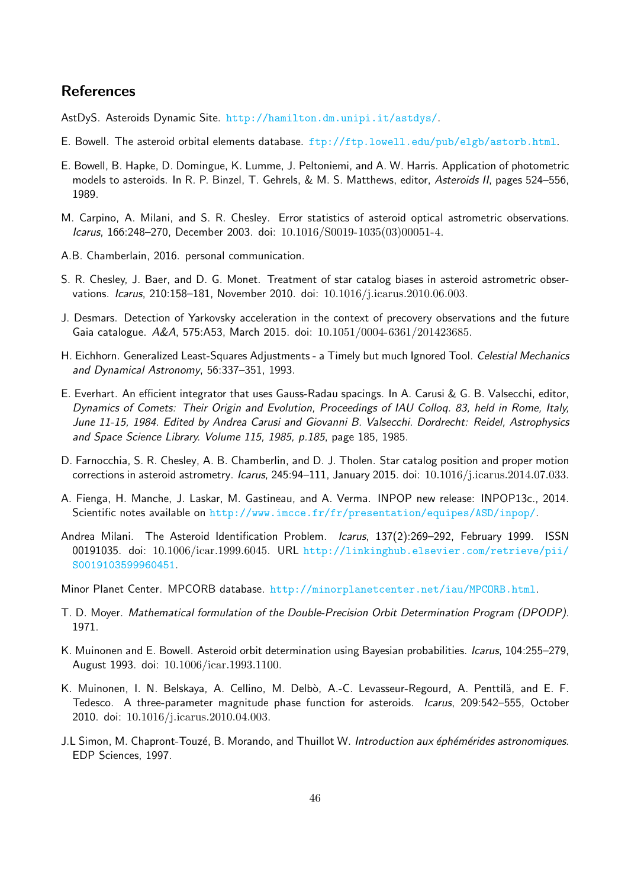## References

AstDyS. Asteroids Dynamic Site. http://hamilton.dm.unipi.it/astdys/.

E. Bowell. The asteroid orbital elements database. ftp://ftp.lowell.edu/pub/elgb/astorb.html.

E. Bowell, B. Hapke, D. Domingue, K. Lumme, J. Peltoniemi, and A. W. Harris. Application of photometric models to asteroids. In R. P. Binzel, T. Gehrels, & M. S. Matthews, editor, *Asteroids II*, pages 524–556, 1989.

M. Carpino, A. Milani, and S. R. Chesley. Error statistics of asteroid optical astrometric observations. *Icarus*, 166:248–270, December 2003. doi: 10.1016/S0019-1035(03)00051-4.

A.B. Chamberlain, 2016. personal communication.

S. R. Chesley, J. Baer, and D. G. Monet. Treatment of star catalog biases in asteroid astrometric observations. *Icarus*, 210:158–181, November 2010. doi: 10.1016/j.icarus.2010.06.003.

J. Desmars. Detection of Yarkovsky acceleration in the context of precovery observations and the future Gaia catalogue. *A&A*, 575:A53, March 2015. doi: 10.1051/0004-6361/201423685.

H. Eichhorn. Generalized Least-Squares Adjustments - a Timely but much Ignored Tool. *Celestial Mechanics and Dynamical Astronomy*, 56:337–351, 1993.

E. Everhart. An efficient integrator that uses Gauss-Radau spacings. In A. Carusi & G. B. Valsecchi, editor, *Dynamics of Comets: Their Origin and Evolution, Proceedings of IAU Colloq. 83, held in Rome, Italy, June 11-15, 1984. Edited by Andrea Carusi and Giovanni B. Valsecchi. Dordrecht: Reidel, Astrophysics and Space Science Library. Volume 115, 1985, p.185*, page 185, 1985.

D. Farnocchia, S. R. Chesley, A. B. Chamberlin, and D. J. Tholen. Star catalog position and proper motion corrections in asteroid astrometry. *Icarus*, 245:94–111, January 2015. doi: 10.1016/j.icarus.2014.07.033.

A. Fienga, H. Manche, J. Laskar, M. Gastineau, and A. Verma. INPOP new release: INPOP13c., 2014. Scientific notes available on http://www.imcce.fr/fr/presentation/equipes/ASD/inpop/.

Andrea Milani. The Asteroid Identification Problem. *Icarus*, 137(2):269–292, February 1999. ISSN 00191035. doi: 10.1006/icar.1999.6045. URL http://linkinghub.elsevier.com/retrieve/pii/S0019103599960451.

Minor Planet Center. MPCORB database. http://minorplanetcenter.net/iau/MPCORB.html.

T. D. Moyer. *Mathematical formulation of the Double-Precision Orbit Determination Program (DPODP).* 1971.

K. Muinonen and E. Bowell. Asteroid orbit determination using Bayesian probabilities. *Icarus*, 104:255–279, August 1993. doi: 10.1006/icar.1993.1100.

K. Muinonen, I. N. Belskaya, A. Cellino, M. Delbò, A.-C. Levasseur-Regourd, A. Penttilä, and E. F. Tedesco. A three-parameter magnitude phase function for asteroids. *Icarus*, 209:542–555, October 2010. doi: 10.1016/j.icarus.2010.04.003.

J.L Simon, M. Chapront-Touzé, B. Morando, and Thuillot W. *Introduction aux éphémérides astronomiques*. EDP Sciences, 1997.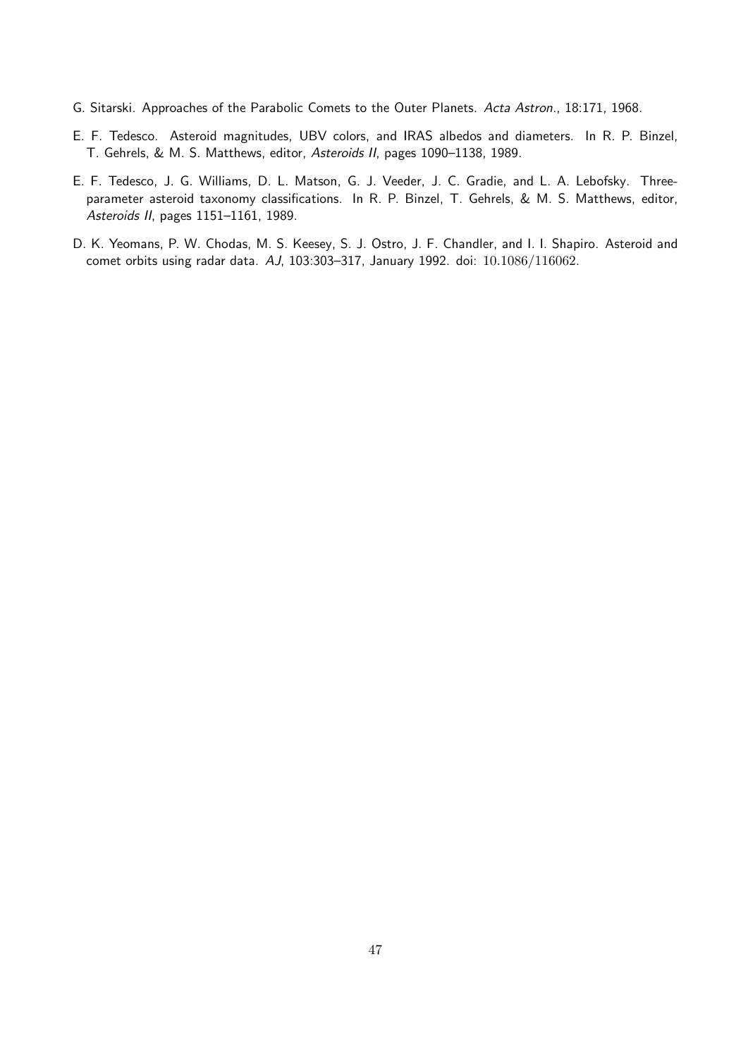G. Sitarski. Approaches of the Parabolic Comets to the Outer Planets. *Acta Astron.*, 18:171, 1968.

E. F. Tedesco. Asteroid magnitudes, UBV colors, and IRAS albedos and diameters. In R. P. Binzel, T. Gehrels, & M. S. Matthews, editor, *Asteroids II*, pages 1090–1138, 1989.

E. F. Tedesco, J. G. Williams, D. L. Matson, G. J. Veeder, J. C. Gradie, and L. A. Lebofsky. Three-parameter asteroid taxonomy classifications. In R. P. Binzel, T. Gehrels, & M. S. Matthews, editor, *Asteroids II*, pages 1151–1161, 1989.

D. K. Yeomans, P. W. Chodas, M. S. Keesey, S. J. Ostro, J. F. Chandler, and I. I. Shapiro. Asteroid and comet orbits using radar data. *AJ*, 103:303–317, January 1992. doi: 10.1086/116062.